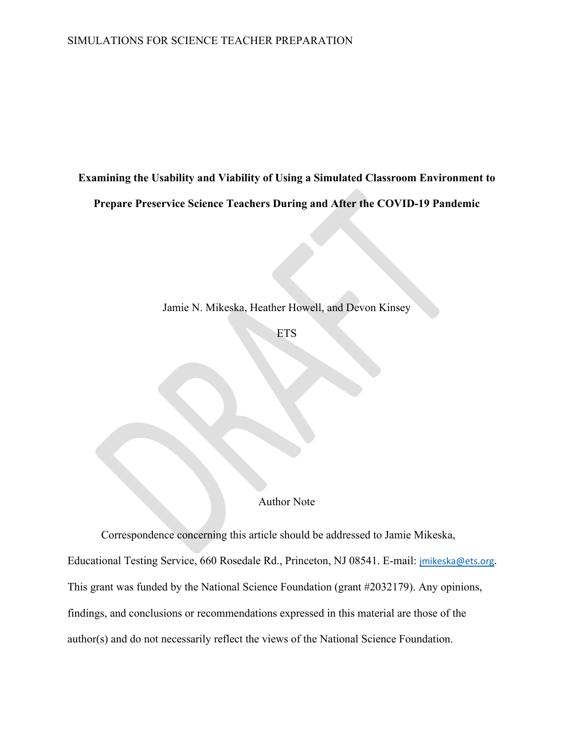# Examining the Usability and Viability of Using a Simulated Classroom Environment to Prepare Preservice Science Teachers During and After the COVID-19 Pandemic

Jamie N. Mikeska, Heather Howell, and Devon Kinsey

ETS

## Author Note

Correspondence concerning this article should be addressed to Jamie Mikeska, Educational Testing Service, 660 Rosedale Rd., Princeton, NJ 08541. E-mail: jmikeska@ets.org. This grant was funded by the National Science Foundation (grant #2032179). Any opinions, findings, and conclusions or recommendations expressed in this material are those of the author(s) and do not necessarily reflect the views of the National Science Foundation.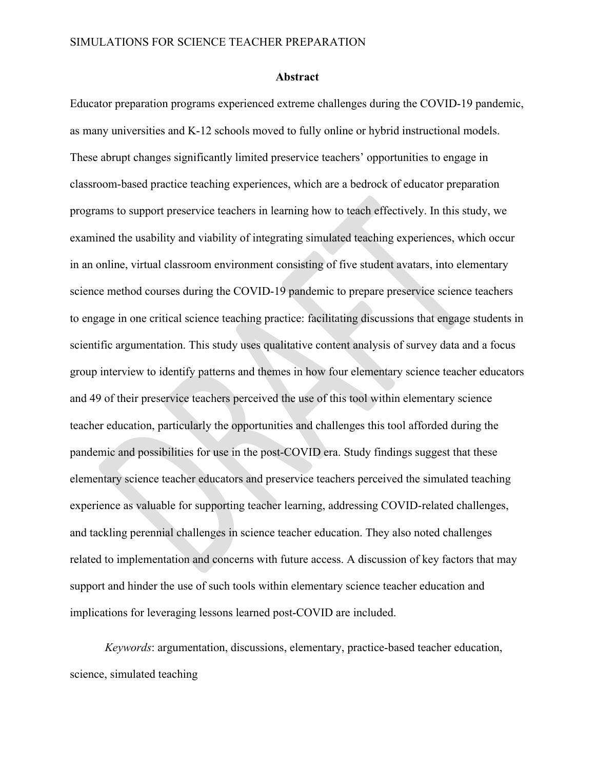# Abstract

Educator preparation programs experienced extreme challenges during the COVID-19 pandemic, as many universities and K-12 schools moved to fully online or hybrid instructional models. These abrupt changes significantly limited preservice teachers' opportunities to engage in classroom-based practice teaching experiences, which are a bedrock of educator preparation programs to support preservice teachers in learning how to teach effectively. In this study, we examined the usability and viability of integrating simulated teaching experiences, which occur in an online, virtual classroom environment consisting of five student avatars, into elementary science method courses during the COVID-19 pandemic to prepare preservice science teachers to engage in one critical science teaching practice: facilitating discussions that engage students in scientific argumentation. This study uses qualitative content analysis of survey data and a focus group interview to identify patterns and themes in how four elementary science teacher educators and 49 of their preservice teachers perceived the use of this tool within elementary science teacher education, particularly the opportunities and challenges this tool afforded during the pandemic and possibilities for use in the post-COVID era. Study findings suggest that these elementary science teacher educators and preservice teachers perceived the simulated teaching experience as valuable for supporting teacher learning, addressing COVID-related challenges, and tackling perennial challenges in science teacher education. They also noted challenges related to implementation and concerns with future access. A discussion of key factors that may support and hinder the use of such tools within elementary science teacher education and implications for leveraging lessons learned post-COVID are included.

*Keywords*: argumentation, discussions, elementary, practice-based teacher education, science, simulated teaching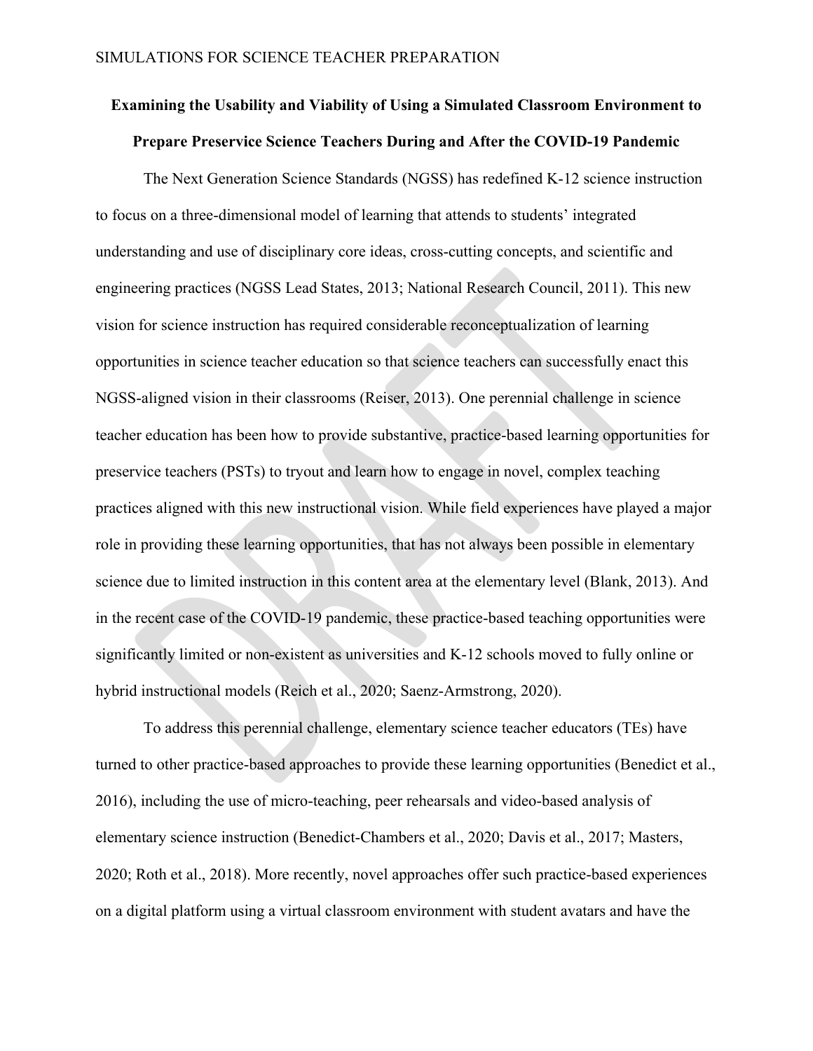**Examining the Usability and Viability of Using a Simulated Classroom Environment to Prepare Preservice Science Teachers During and After the COVID-19 Pandemic**

The Next Generation Science Standards (NGSS) has redefined K-12 science instruction to focus on a three-dimensional model of learning that attends to students' integrated understanding and use of disciplinary core ideas, cross-cutting concepts, and scientific and engineering practices (NGSS Lead States, 2013; National Research Council, 2011). This new vision for science instruction has required considerable reconceptualization of learning opportunities in science teacher education so that science teachers can successfully enact this NGSS-aligned vision in their classrooms (Reiser, 2013). One perennial challenge in science teacher education has been how to provide substantive, practice-based learning opportunities for preservice teachers (PSTs) to tryout and learn how to engage in novel, complex teaching practices aligned with this new instructional vision. While field experiences have played a major role in providing these learning opportunities, that has not always been possible in elementary science due to limited instruction in this content area at the elementary level (Blank, 2013). And in the recent case of the COVID-19 pandemic, these practice-based teaching opportunities were significantly limited or non-existent as universities and K-12 schools moved to fully online or hybrid instructional models (Reich et al., 2020; Saenz-Armstrong, 2020).

To address this perennial challenge, elementary science teacher educators (TEs) have turned to other practice-based approaches to provide these learning opportunities (Benedict et al., 2016), including the use of micro-teaching, peer rehearsals and video-based analysis of elementary science instruction (Benedict-Chambers et al., 2020; Davis et al., 2017; Masters, 2020; Roth et al., 2018). More recently, novel approaches offer such practice-based experiences on a digital platform using a virtual classroom environment with student avatars and have the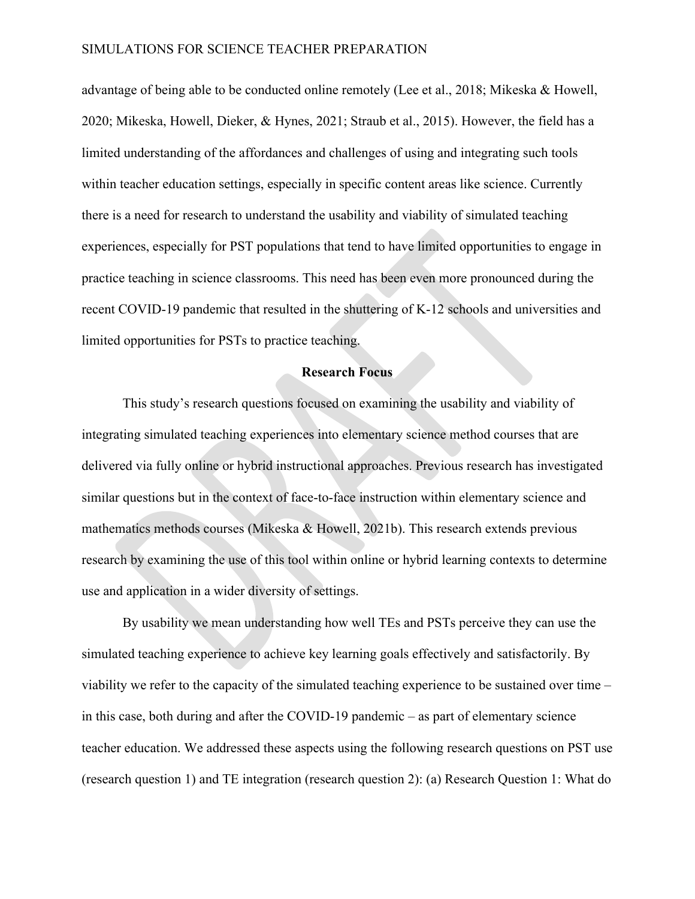advantage of being able to be conducted online remotely (Lee et al., 2018; Mikeska & Howell, 2020; Mikeska, Howell, Dieker, & Hynes, 2021; Straub et al., 2015). However, the field has a limited understanding of the affordances and challenges of using and integrating such tools within teacher education settings, especially in specific content areas like science. Currently there is a need for research to understand the usability and viability of simulated teaching experiences, especially for PST populations that tend to have limited opportunities to engage in practice teaching in science classrooms. This need has been even more pronounced during the recent COVID-19 pandemic that resulted in the shuttering of K-12 schools and universities and limited opportunities for PSTs to practice teaching.

## Research Focus

This study's research questions focused on examining the usability and viability of integrating simulated teaching experiences into elementary science method courses that are delivered via fully online or hybrid instructional approaches. Previous research has investigated similar questions but in the context of face-to-face instruction within elementary science and mathematics methods courses (Mikeska & Howell, 2021b). This research extends previous research by examining the use of this tool within online or hybrid learning contexts to determine use and application in a wider diversity of settings.

By usability we mean understanding how well TEs and PSTs perceive they can use the simulated teaching experience to achieve key learning goals effectively and satisfactorily. By viability we refer to the capacity of the simulated teaching experience to be sustained over time – in this case, both during and after the COVID-19 pandemic – as part of elementary science teacher education. We addressed these aspects using the following research questions on PST use (research question 1) and TE integration (research question 2): (a) Research Question 1: What do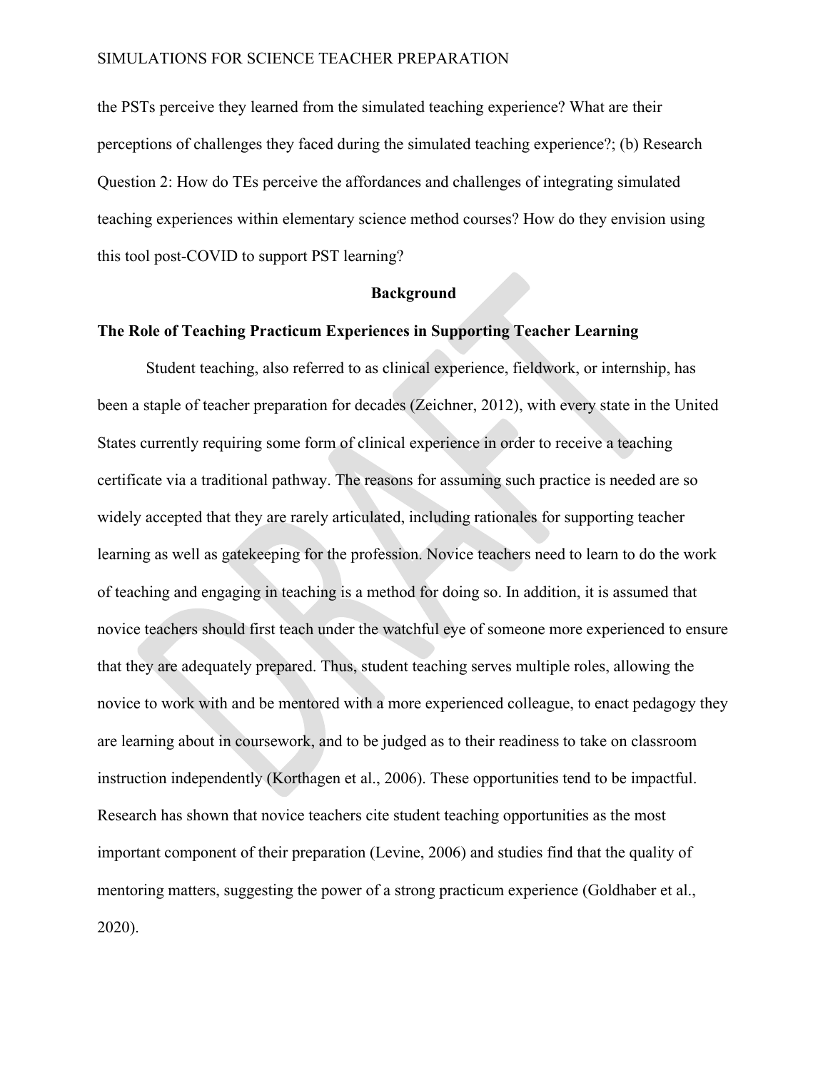the PSTs perceive they learned from the simulated teaching experience? What are their perceptions of challenges they faced during the simulated teaching experience?; (b) Research Question 2: How do TEs perceive the affordances and challenges of integrating simulated teaching experiences within elementary science method courses? How do they envision using this tool post-COVID to support PST learning?

## Background

### The Role of Teaching Practicum Experiences in Supporting Teacher Learning

Student teaching, also referred to as clinical experience, fieldwork, or internship, has been a staple of teacher preparation for decades (Zeichner, 2012), with every state in the United States currently requiring some form of clinical experience in order to receive a teaching certificate via a traditional pathway. The reasons for assuming such practice is needed are so widely accepted that they are rarely articulated, including rationales for supporting teacher learning as well as gatekeeping for the profession. Novice teachers need to learn to do the work of teaching and engaging in teaching is a method for doing so. In addition, it is assumed that novice teachers should first teach under the watchful eye of someone more experienced to ensure that they are adequately prepared. Thus, student teaching serves multiple roles, allowing the novice to work with and be mentored with a more experienced colleague, to enact pedagogy they are learning about in coursework, and to be judged as to their readiness to take on classroom instruction independently (Korthagen et al., 2006). These opportunities tend to be impactful. Research has shown that novice teachers cite student teaching opportunities as the most important component of their preparation (Levine, 2006) and studies find that the quality of mentoring matters, suggesting the power of a strong practicum experience (Goldhaber et al., 2020).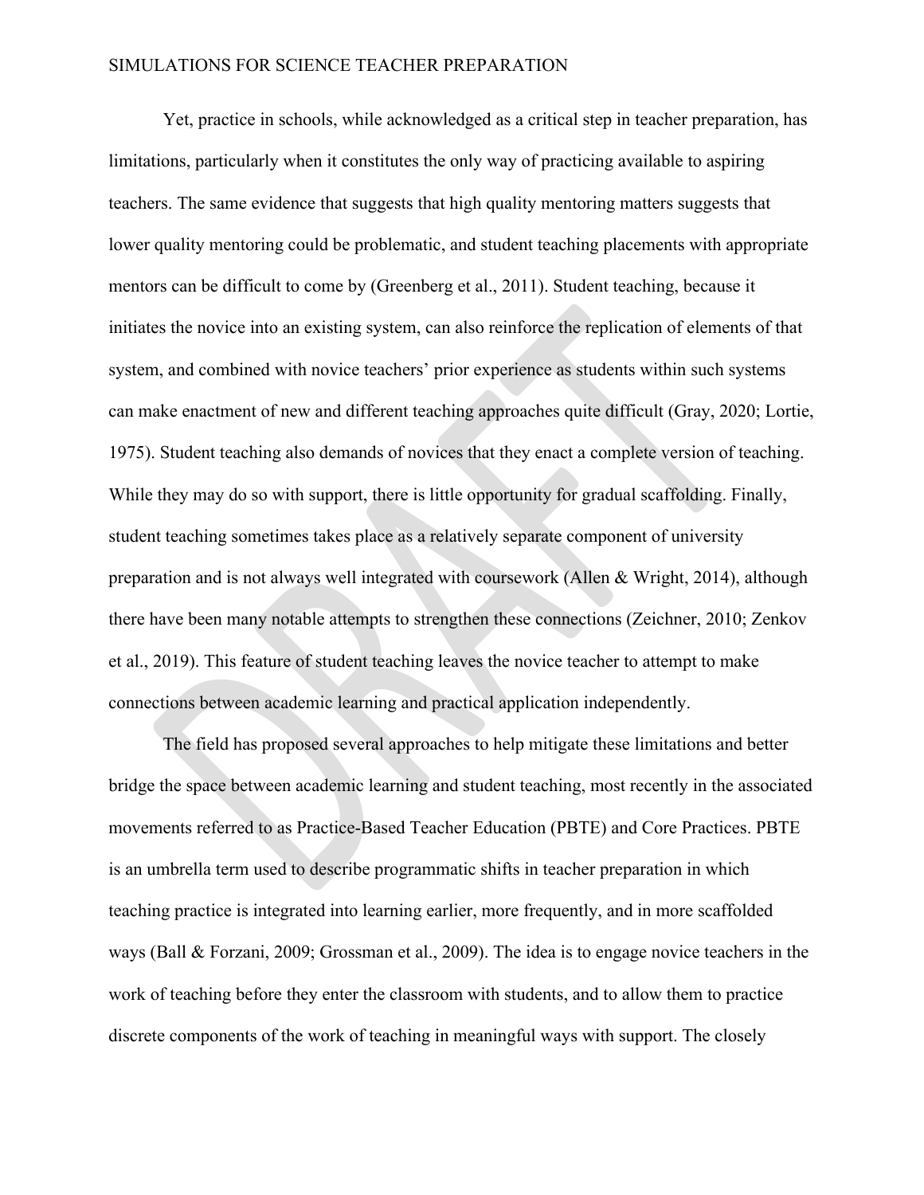Yet, practice in schools, while acknowledged as a critical step in teacher preparation, has limitations, particularly when it constitutes the only way of practicing available to aspiring teachers. The same evidence that suggests that high quality mentoring matters suggests that lower quality mentoring could be problematic, and student teaching placements with appropriate mentors can be difficult to come by (Greenberg et al., 2011). Student teaching, because it initiates the novice into an existing system, can also reinforce the replication of elements of that system, and combined with novice teachers' prior experience as students within such systems can make enactment of new and different teaching approaches quite difficult (Gray, 2020; Lortie, 1975). Student teaching also demands of novices that they enact a complete version of teaching. While they may do so with support, there is little opportunity for gradual scaffolding. Finally, student teaching sometimes takes place as a relatively separate component of university preparation and is not always well integrated with coursework (Allen & Wright, 2014), although there have been many notable attempts to strengthen these connections (Zeichner, 2010; Zenkov et al., 2019). This feature of student teaching leaves the novice teacher to attempt to make connections between academic learning and practical application independently.

The field has proposed several approaches to help mitigate these limitations and better bridge the space between academic learning and student teaching, most recently in the associated movements referred to as Practice-Based Teacher Education (PBTE) and Core Practices. PBTE is an umbrella term used to describe programmatic shifts in teacher preparation in which teaching practice is integrated into learning earlier, more frequently, and in more scaffolded ways (Ball & Forzani, 2009; Grossman et al., 2009). The idea is to engage novice teachers in the work of teaching before they enter the classroom with students, and to allow them to practice discrete components of the work of teaching in meaningful ways with support. The closely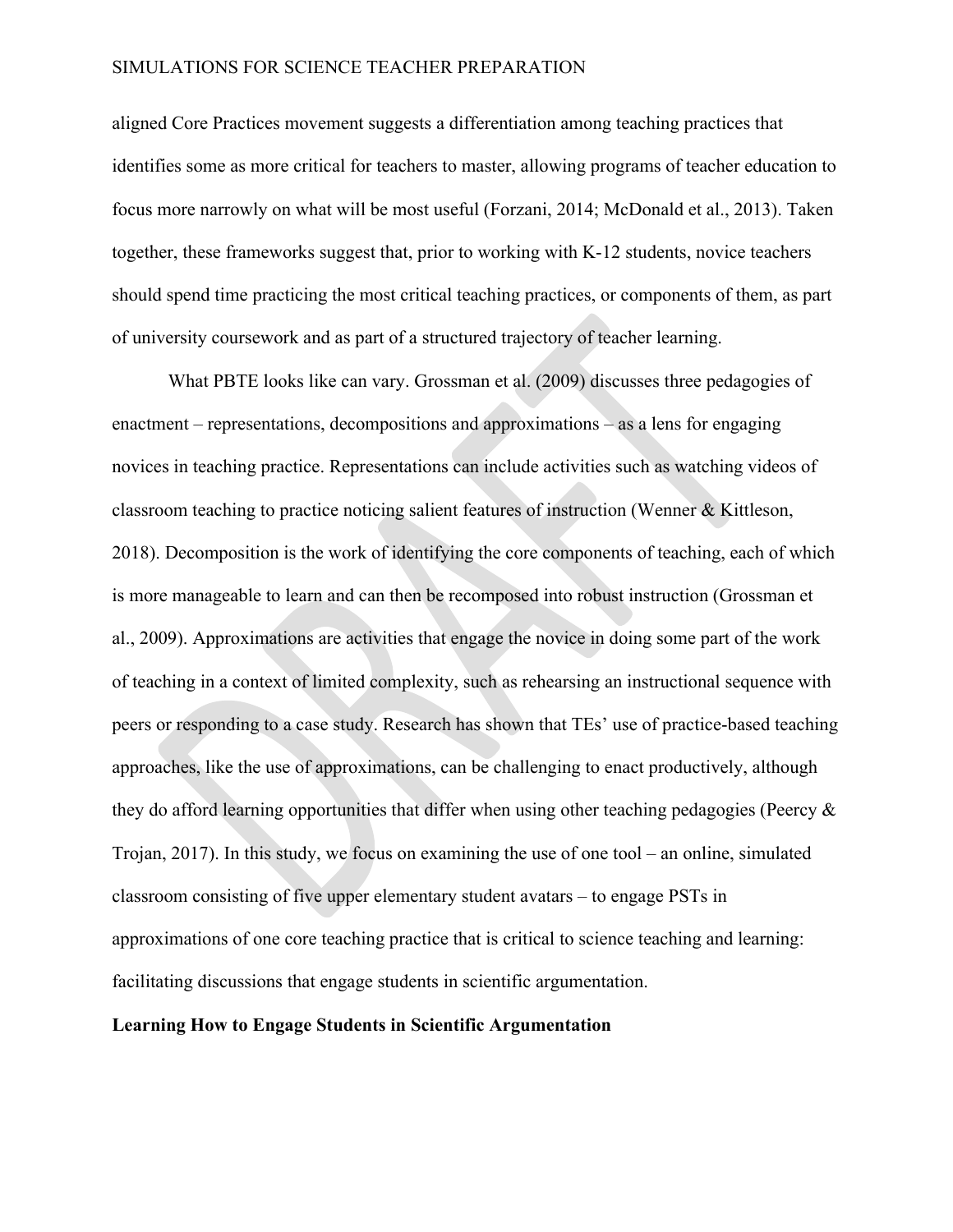aligned Core Practices movement suggests a differentiation among teaching practices that identifies some as more critical for teachers to master, allowing programs of teacher education to focus more narrowly on what will be most useful (Forzani, 2014; McDonald et al., 2013). Taken together, these frameworks suggest that, prior to working with K-12 students, novice teachers should spend time practicing the most critical teaching practices, or components of them, as part of university coursework and as part of a structured trajectory of teacher learning.

What PBTE looks like can vary. Grossman et al. (2009) discusses three pedagogies of enactment – representations, decompositions and approximations – as a lens for engaging novices in teaching practice. Representations can include activities such as watching videos of classroom teaching to practice noticing salient features of instruction (Wenner & Kittleson, 2018). Decomposition is the work of identifying the core components of teaching, each of which is more manageable to learn and can then be recomposed into robust instruction (Grossman et al., 2009). Approximations are activities that engage the novice in doing some part of the work of teaching in a context of limited complexity, such as rehearsing an instructional sequence with peers or responding to a case study. Research has shown that TEs' use of practice-based teaching approaches, like the use of approximations, can be challenging to enact productively, although they do afford learning opportunities that differ when using other teaching pedagogies (Peercy & Trojan, 2017). In this study, we focus on examining the use of one tool – an online, simulated classroom consisting of five upper elementary student avatars – to engage PSTs in approximations of one core teaching practice that is critical to science teaching and learning: facilitating discussions that engage students in scientific argumentation.

## Learning How to Engage Students in Scientific Argumentation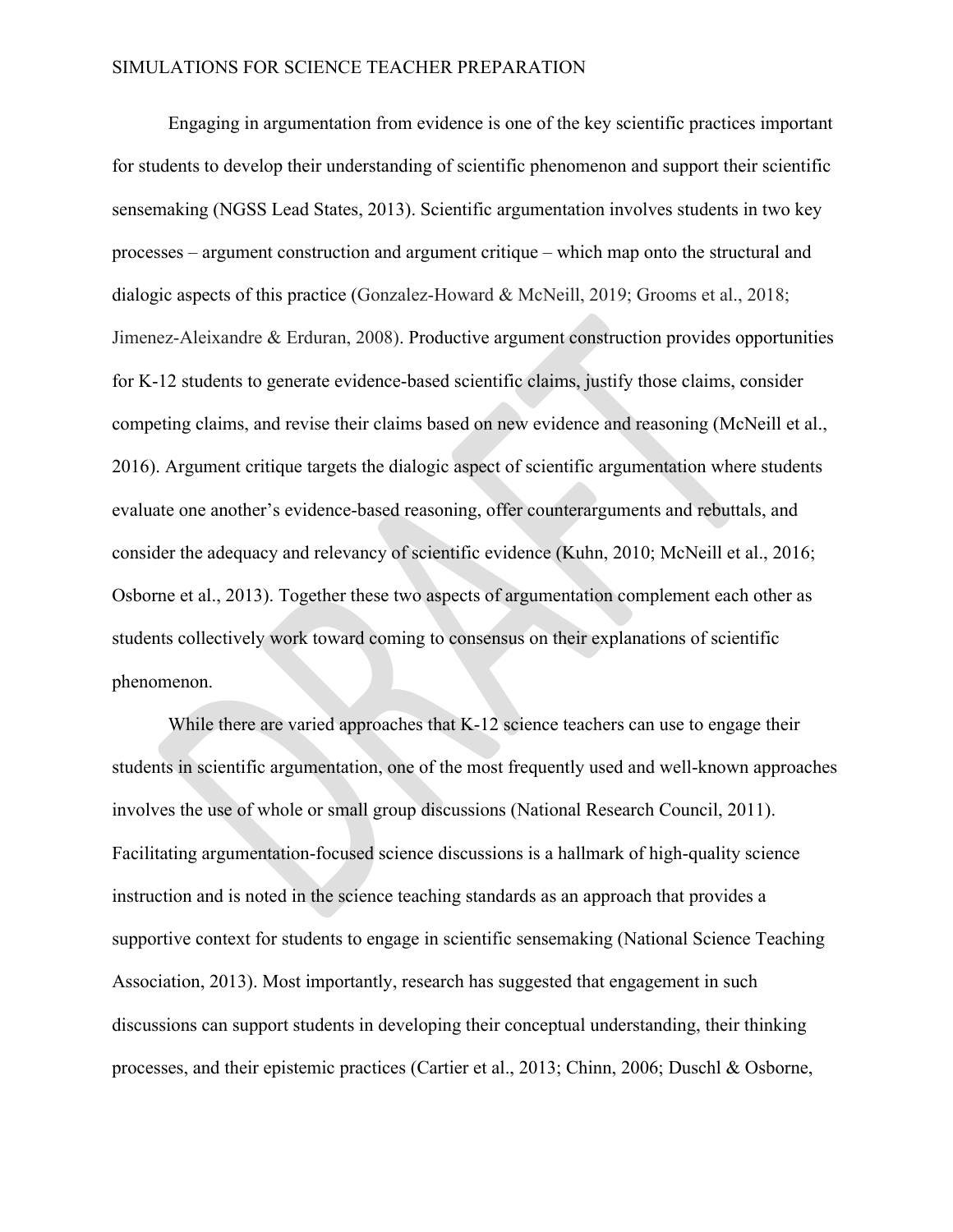Engaging in argumentation from evidence is one of the key scientific practices important for students to develop their understanding of scientific phenomenon and support their scientific sensemaking (NGSS Lead States, 2013). Scientific argumentation involves students in two key processes – argument construction and argument critique – which map onto the structural and dialogic aspects of this practice (Gonzalez-Howard & McNeill, 2019; Grooms et al., 2018; Jimenez-Aleixandre & Erduran, 2008). Productive argument construction provides opportunities for K-12 students to generate evidence-based scientific claims, justify those claims, consider competing claims, and revise their claims based on new evidence and reasoning (McNeill et al., 2016). Argument critique targets the dialogic aspect of scientific argumentation where students evaluate one another's evidence-based reasoning, offer counterarguments and rebuttals, and consider the adequacy and relevancy of scientific evidence (Kuhn, 2010; McNeill et al., 2016; Osborne et al., 2013). Together these two aspects of argumentation complement each other as students collectively work toward coming to consensus on their explanations of scientific phenomenon.

While there are varied approaches that K-12 science teachers can use to engage their students in scientific argumentation, one of the most frequently used and well-known approaches involves the use of whole or small group discussions (National Research Council, 2011). Facilitating argumentation-focused science discussions is a hallmark of high-quality science instruction and is noted in the science teaching standards as an approach that provides a supportive context for students to engage in scientific sensemaking (National Science Teaching Association, 2013). Most importantly, research has suggested that engagement in such discussions can support students in developing their conceptual understanding, their thinking processes, and their epistemic practices (Cartier et al., 2013; Chinn, 2006; Duschl & Osborne,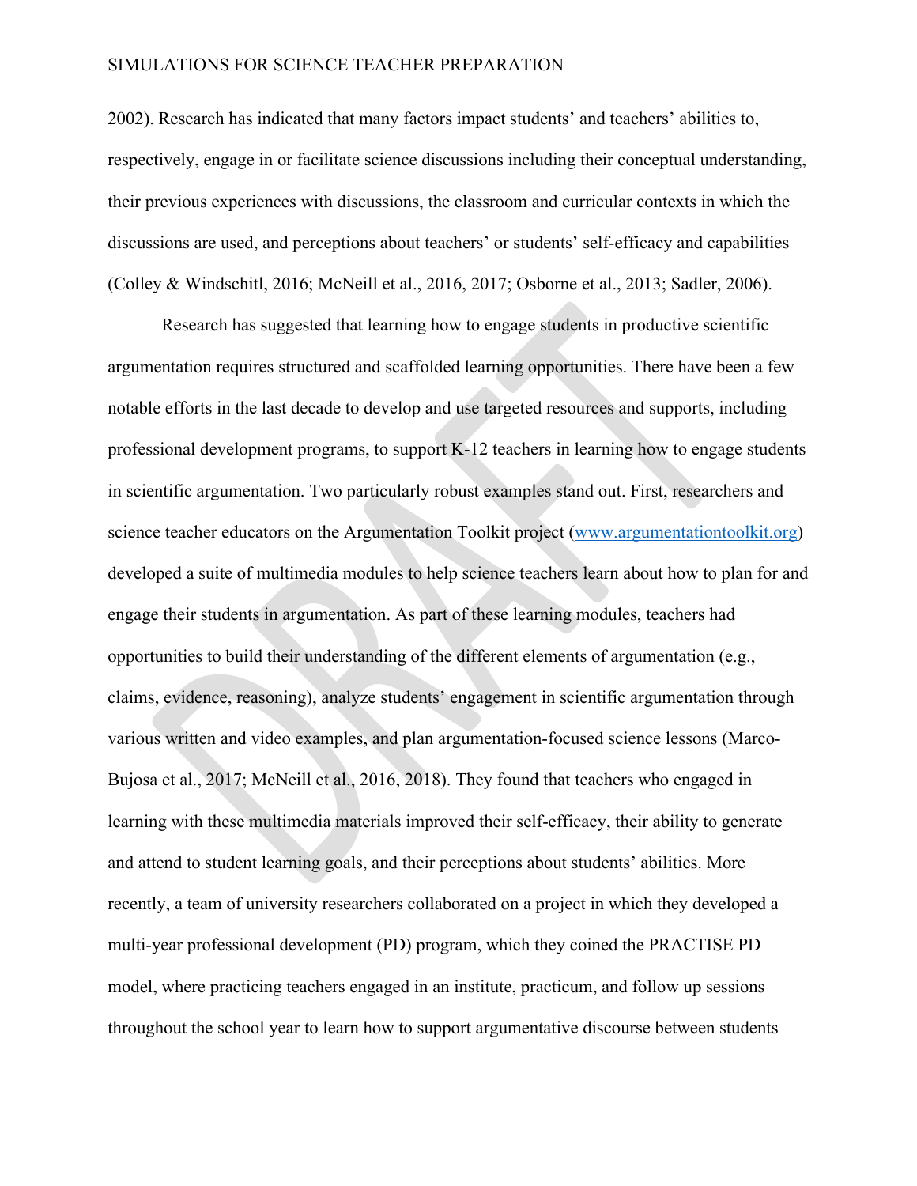2002). Research has indicated that many factors impact students' and teachers' abilities to, respectively, engage in or facilitate science discussions including their conceptual understanding, their previous experiences with discussions, the classroom and curricular contexts in which the discussions are used, and perceptions about teachers' or students' self-efficacy and capabilities (Colley & Windschitl, 2016; McNeill et al., 2016, 2017; Osborne et al., 2013; Sadler, 2006).

Research has suggested that learning how to engage students in productive scientific argumentation requires structured and scaffolded learning opportunities. There have been a few notable efforts in the last decade to develop and use targeted resources and supports, including professional development programs, to support K-12 teachers in learning how to engage students in scientific argumentation. Two particularly robust examples stand out. First, researchers and science teacher educators on the Argumentation Toolkit project (www.argumentationtoolkit.org) developed a suite of multimedia modules to help science teachers learn about how to plan for and engage their students in argumentation. As part of these learning modules, teachers had opportunities to build their understanding of the different elements of argumentation (e.g., claims, evidence, reasoning), analyze students' engagement in scientific argumentation through various written and video examples, and plan argumentation-focused science lessons (Marco-Bujosa et al., 2017; McNeill et al., 2016, 2018). They found that teachers who engaged in learning with these multimedia materials improved their self-efficacy, their ability to generate and attend to student learning goals, and their perceptions about students' abilities. More recently, a team of university researchers collaborated on a project in which they developed a multi-year professional development (PD) program, which they coined the PRACTISE PD model, where practicing teachers engaged in an institute, practicum, and follow up sessions throughout the school year to learn how to support argumentative discourse between students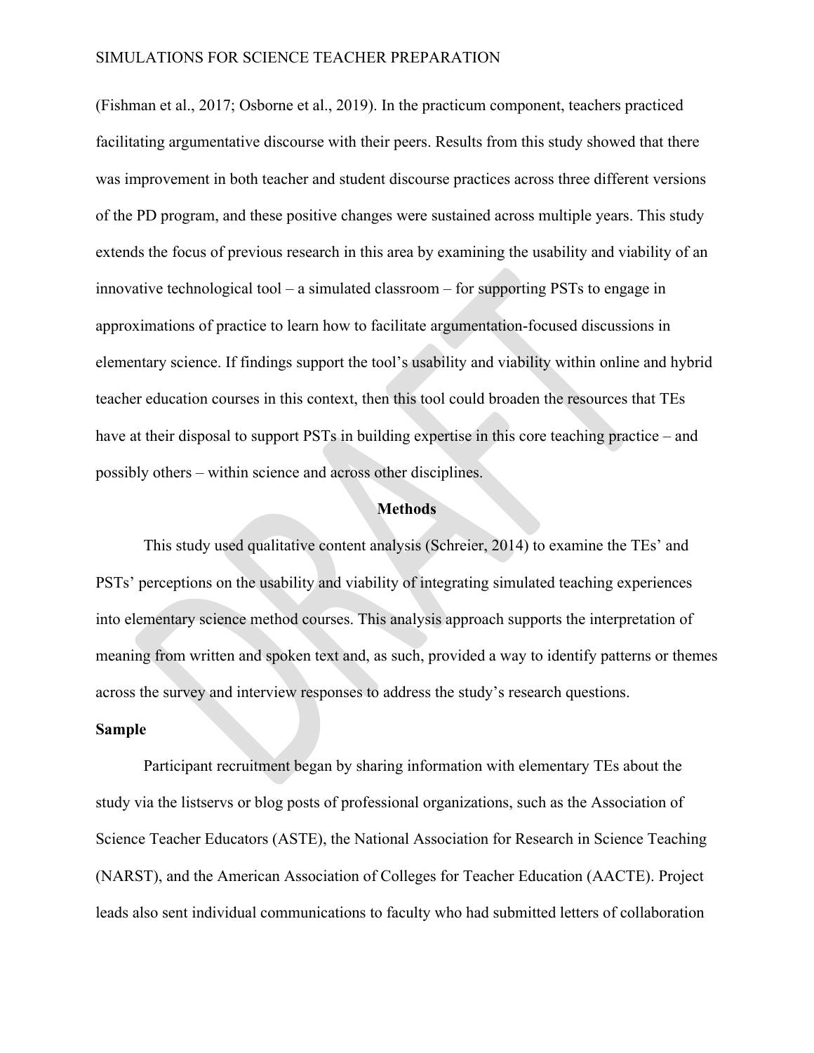(Fishman et al., 2017; Osborne et al., 2019). In the practicum component, teachers practiced facilitating argumentative discourse with their peers. Results from this study showed that there was improvement in both teacher and student discourse practices across three different versions of the PD program, and these positive changes were sustained across multiple years. This study extends the focus of previous research in this area by examining the usability and viability of an innovative technological tool – a simulated classroom – for supporting PSTs to engage in approximations of practice to learn how to facilitate argumentation-focused discussions in elementary science. If findings support the tool's usability and viability within online and hybrid teacher education courses in this context, then this tool could broaden the resources that TEs have at their disposal to support PSTs in building expertise in this core teaching practice – and possibly others – within science and across other disciplines.

## Methods

This study used qualitative content analysis (Schreier, 2014) to examine the TEs' and PSTs' perceptions on the usability and viability of integrating simulated teaching experiences into elementary science method courses. This analysis approach supports the interpretation of meaning from written and spoken text and, as such, provided a way to identify patterns or themes across the survey and interview responses to address the study's research questions.

### Sample

Participant recruitment began by sharing information with elementary TEs about the study via the listservs or blog posts of professional organizations, such as the Association of Science Teacher Educators (ASTE), the National Association for Research in Science Teaching (NARST), and the American Association of Colleges for Teacher Education (AACTE). Project leads also sent individual communications to faculty who had submitted letters of collaboration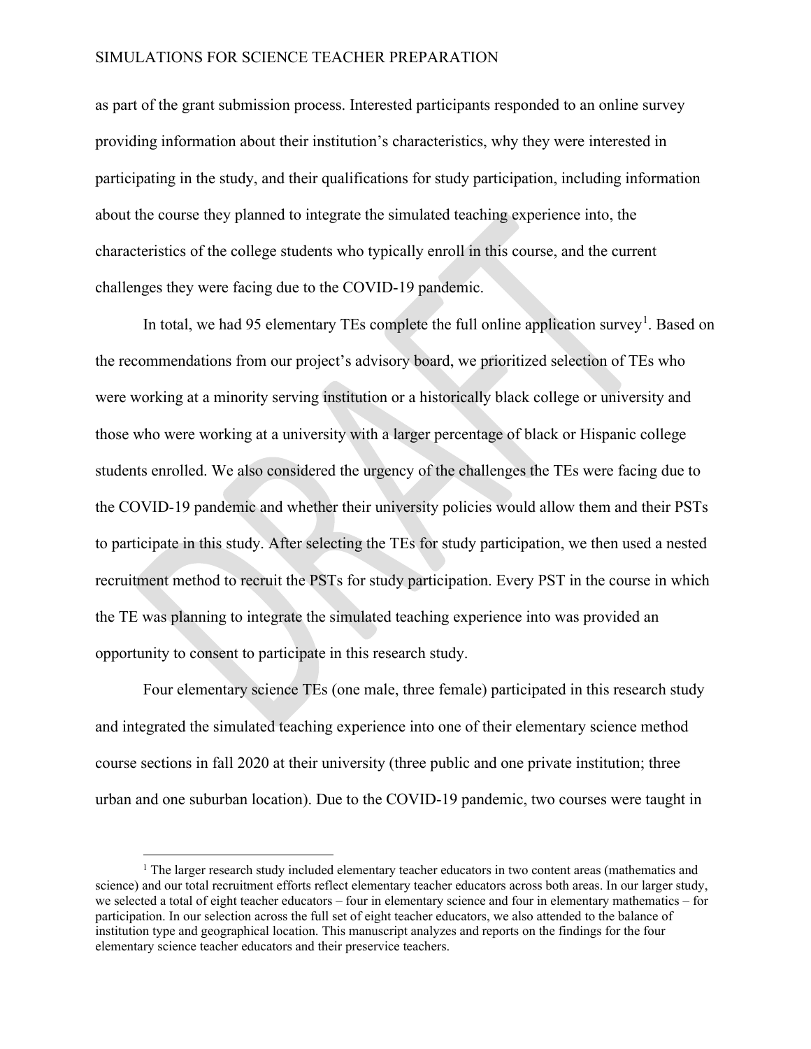as part of the grant submission process. Interested participants responded to an online survey providing information about their institution's characteristics, why they were interested in participating in the study, and their qualifications for study participation, including information about the course they planned to integrate the simulated teaching experience into, the characteristics of the college students who typically enroll in this course, and the current challenges they were facing due to the COVID-19 pandemic.

In total, we had 95 elementary TEs complete the full online application survey[1]. Based on the recommendations from our project's advisory board, we prioritized selection of TEs who were working at a minority serving institution or a historically black college or university and those who were working at a university with a larger percentage of black or Hispanic college students enrolled. We also considered the urgency of the challenges the TEs were facing due to the COVID-19 pandemic and whether their university policies would allow them and their PSTs to participate in this study. After selecting the TEs for study participation, we then used a nested recruitment method to recruit the PSTs for study participation. Every PST in the course in which the TE was planning to integrate the simulated teaching experience into was provided an opportunity to consent to participate in this research study.

Four elementary science TEs (one male, three female) participated in this research study and integrated the simulated teaching experience into one of their elementary science method course sections in fall 2020 at their university (three public and one private institution; three urban and one suburban location). Due to the COVID-19 pandemic, two courses were taught in

[1] The larger research study included elementary teacher educators in two content areas (mathematics and science) and our total recruitment efforts reflect elementary teacher educators across both areas. In our larger study, we selected a total of eight teacher educators – four in elementary science and four in elementary mathematics – for participation. In our selection across the full set of eight teacher educators, we also attended to the balance of institution type and geographical location. This manuscript analyzes and reports on the findings for the four elementary science teacher educators and their preservice teachers.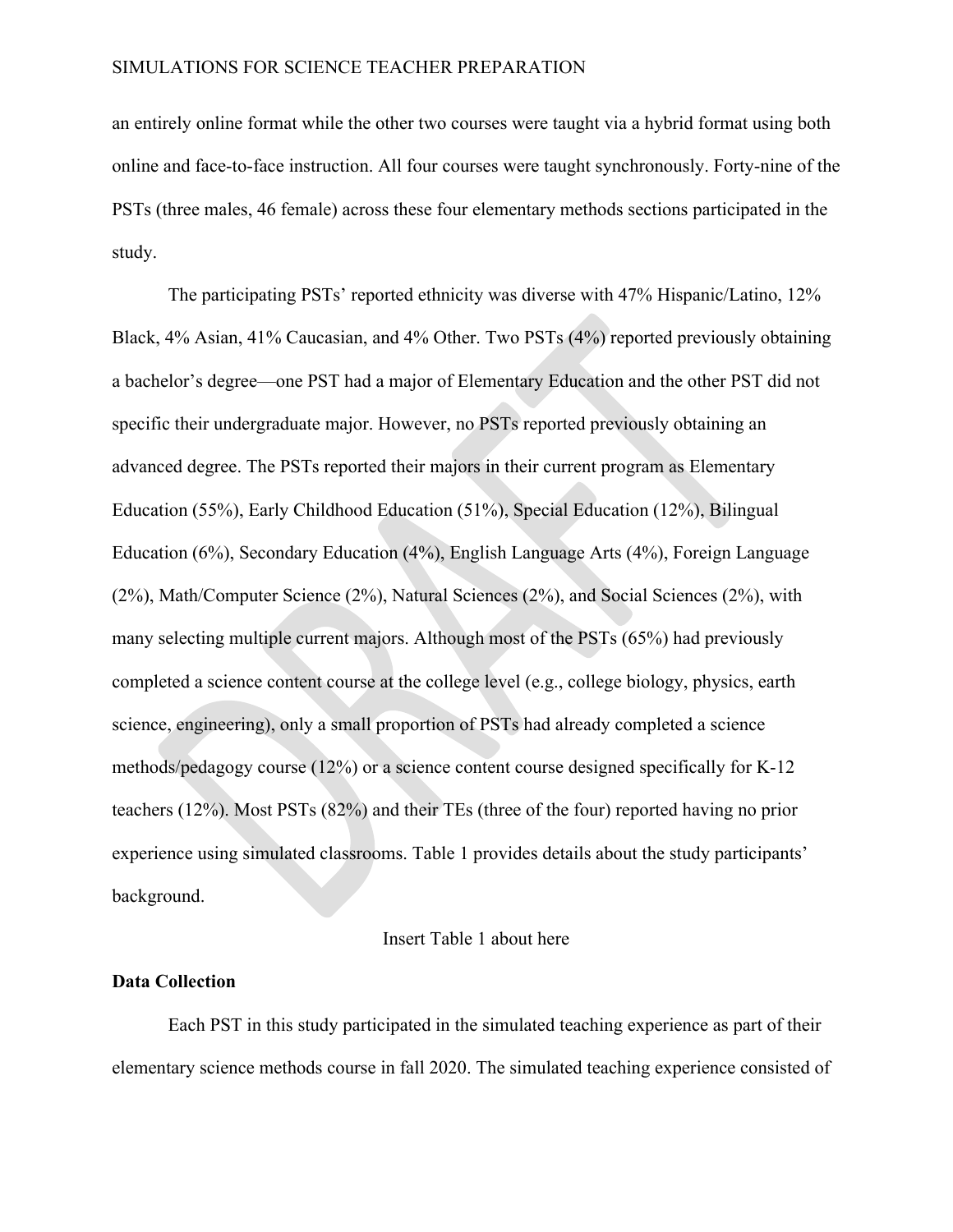an entirely online format while the other two courses were taught via a hybrid format using both online and face-to-face instruction. All four courses were taught synchronously. Forty-nine of the PSTs (three males, 46 female) across these four elementary methods sections participated in the study.

The participating PSTs' reported ethnicity was diverse with 47% Hispanic/Latino, 12% Black, 4% Asian, 41% Caucasian, and 4% Other. Two PSTs (4%) reported previously obtaining a bachelor's degree—one PST had a major of Elementary Education and the other PST did not specific their undergraduate major. However, no PSTs reported previously obtaining an advanced degree. The PSTs reported their majors in their current program as Elementary Education (55%), Early Childhood Education (51%), Special Education (12%), Bilingual Education (6%), Secondary Education (4%), English Language Arts (4%), Foreign Language (2%), Math/Computer Science (2%), Natural Sciences (2%), and Social Sciences (2%), with many selecting multiple current majors. Although most of the PSTs (65%) had previously completed a science content course at the college level (e.g., college biology, physics, earth science, engineering), only a small proportion of PSTs had already completed a science methods/pedagogy course (12%) or a science content course designed specifically for K-12 teachers (12%). Most PSTs (82%) and their TEs (three of the four) reported having no prior experience using simulated classrooms. Table 1 provides details about the study participants' background.

Insert Table 1 about here

**Data Collection**

Each PST in this study participated in the simulated teaching experience as part of their elementary science methods course in fall 2020. The simulated teaching experience consisted of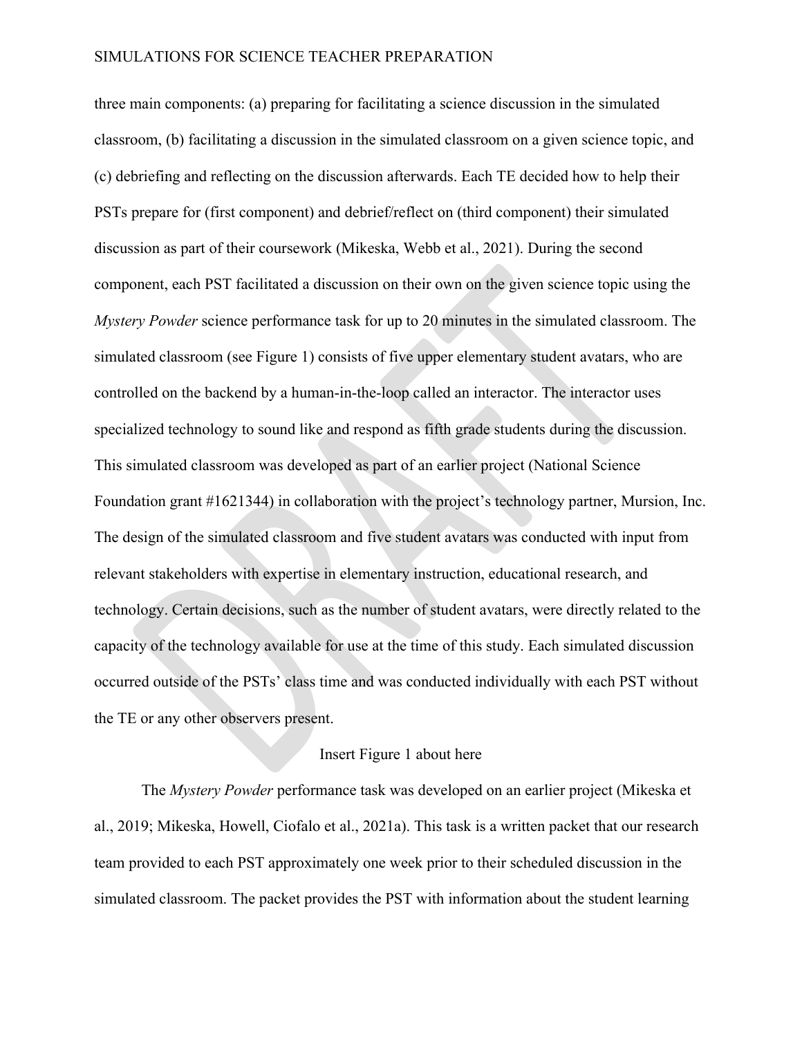three main components: (a) preparing for facilitating a science discussion in the simulated classroom, (b) facilitating a discussion in the simulated classroom on a given science topic, and (c) debriefing and reflecting on the discussion afterwards. Each TE decided how to help their PSTs prepare for (first component) and debrief/reflect on (third component) their simulated discussion as part of their coursework (Mikeska, Webb et al., 2021). During the second component, each PST facilitated a discussion on their own on the given science topic using the *Mystery Powder* science performance task for up to 20 minutes in the simulated classroom. The simulated classroom (see Figure 1) consists of five upper elementary student avatars, who are controlled on the backend by a human-in-the-loop called an interactor. The interactor uses specialized technology to sound like and respond as fifth grade students during the discussion. This simulated classroom was developed as part of an earlier project (National Science Foundation grant #1621344) in collaboration with the project's technology partner, Mursion, Inc. The design of the simulated classroom and five student avatars was conducted with input from relevant stakeholders with expertise in elementary instruction, educational research, and technology. Certain decisions, such as the number of student avatars, were directly related to the capacity of the technology available for use at the time of this study. Each simulated discussion occurred outside of the PSTs' class time and was conducted individually with each PST without the TE or any other observers present.

Insert Figure 1 about here

The *Mystery Powder* performance task was developed on an earlier project (Mikeska et al., 2019; Mikeska, Howell, Ciofalo et al., 2021a). This task is a written packet that our research team provided to each PST approximately one week prior to their scheduled discussion in the simulated classroom. The packet provides the PST with information about the student learning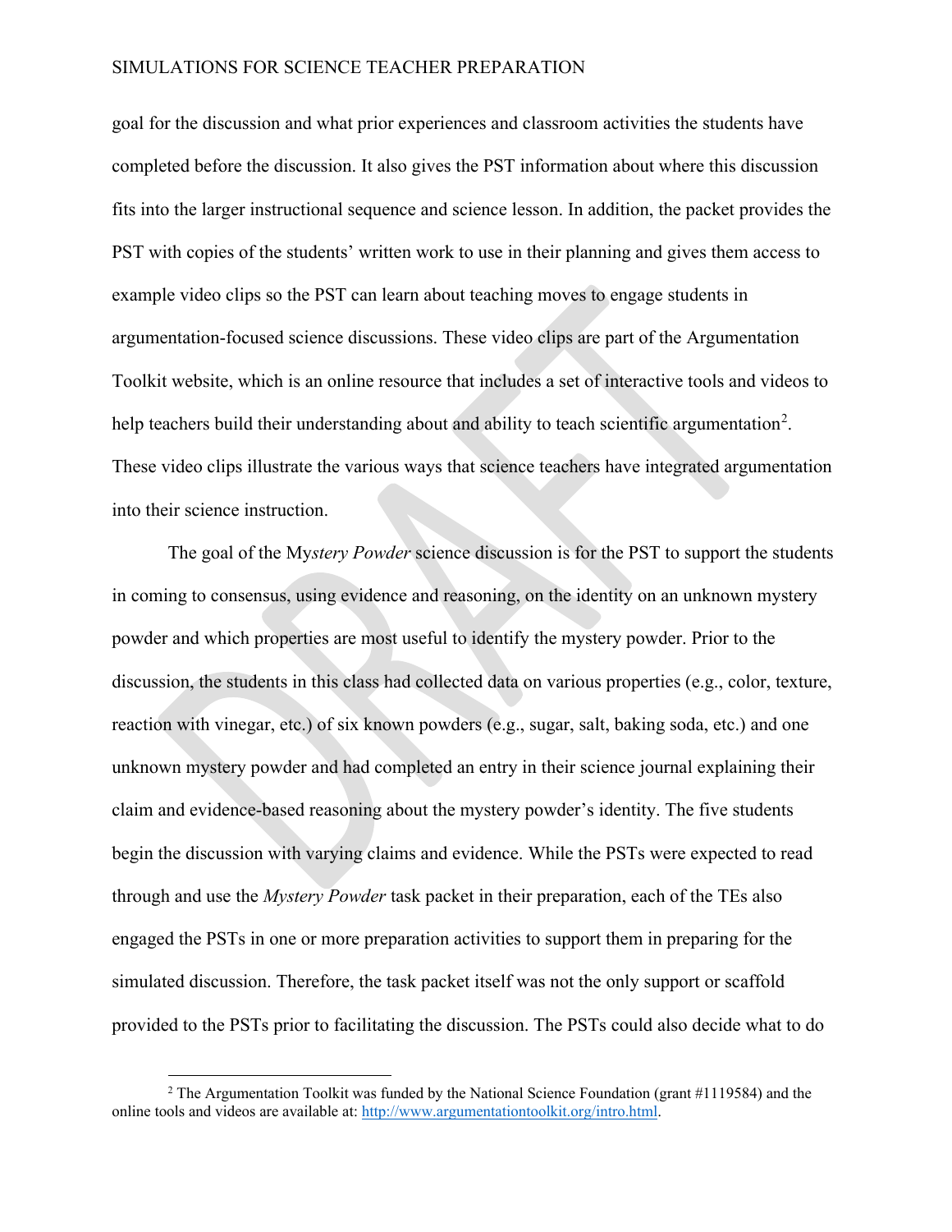goal for the discussion and what prior experiences and classroom activities the students have completed before the discussion. It also gives the PST information about where this discussion fits into the larger instructional sequence and science lesson. In addition, the packet provides the PST with copies of the students' written work to use in their planning and gives them access to example video clips so the PST can learn about teaching moves to engage students in argumentation-focused science discussions. These video clips are part of the Argumentation Toolkit website, which is an online resource that includes a set of interactive tools and videos to help teachers build their understanding about and ability to teach scientific argumentation[2]. These video clips illustrate the various ways that science teachers have integrated argumentation into their science instruction.

The goal of the My*stery Powder* science discussion is for the PST to support the students in coming to consensus, using evidence and reasoning, on the identity on an unknown mystery powder and which properties are most useful to identify the mystery powder. Prior to the discussion, the students in this class had collected data on various properties (e.g., color, texture, reaction with vinegar, etc.) of six known powders (e.g., sugar, salt, baking soda, etc.) and one unknown mystery powder and had completed an entry in their science journal explaining their claim and evidence-based reasoning about the mystery powder's identity. The five students begin the discussion with varying claims and evidence. While the PSTs were expected to read through and use the *Mystery Powder* task packet in their preparation, each of the TEs also engaged the PSTs in one or more preparation activities to support them in preparing for the simulated discussion. Therefore, the task packet itself was not the only support or scaffold provided to the PSTs prior to facilitating the discussion. The PSTs could also decide what to do

[2] The Argumentation Toolkit was funded by the National Science Foundation (grant #1119584) and the online tools and videos are available at: http://www.argumentationtoolkit.org/intro.html.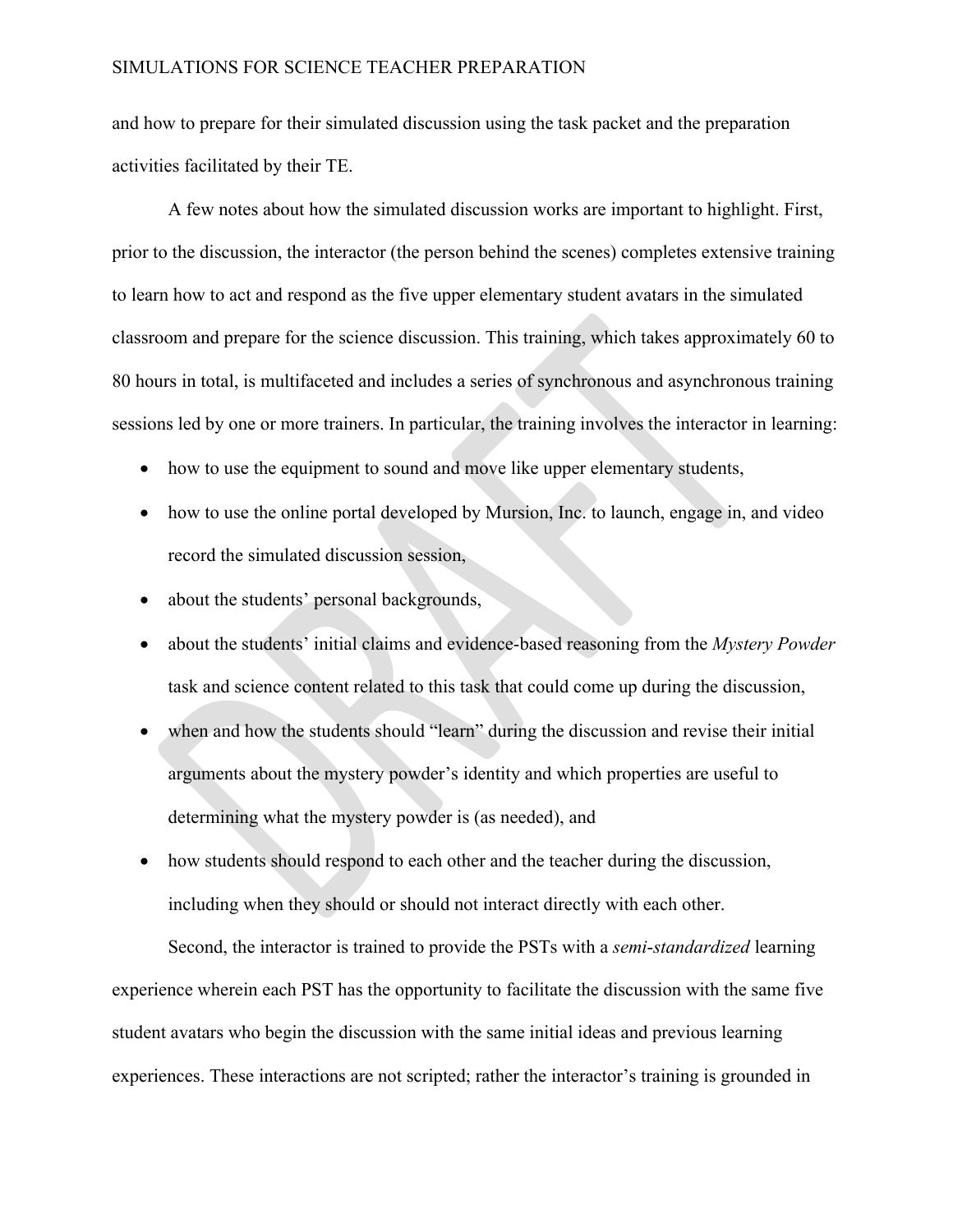and how to prepare for their simulated discussion using the task packet and the preparation activities facilitated by their TE.

A few notes about how the simulated discussion works are important to highlight. First, prior to the discussion, the interactor (the person behind the scenes) completes extensive training to learn how to act and respond as the five upper elementary student avatars in the simulated classroom and prepare for the science discussion. This training, which takes approximately 60 to 80 hours in total, is multifaceted and includes a series of synchronous and asynchronous training sessions led by one or more trainers. In particular, the training involves the interactor in learning:

- how to use the equipment to sound and move like upper elementary students,
- how to use the online portal developed by Mursion, Inc. to launch, engage in, and video record the simulated discussion session,
- about the students' personal backgrounds,
- about the students' initial claims and evidence-based reasoning from the *Mystery Powder* task and science content related to this task that could come up during the discussion,
- when and how the students should "learn" during the discussion and revise their initial arguments about the mystery powder's identity and which properties are useful to determining what the mystery powder is (as needed), and
- how students should respond to each other and the teacher during the discussion, including when they should or should not interact directly with each other.

Second, the interactor is trained to provide the PSTs with a *semi-standardized* learning experience wherein each PST has the opportunity to facilitate the discussion with the same five student avatars who begin the discussion with the same initial ideas and previous learning experiences. These interactions are not scripted; rather the interactor's training is grounded in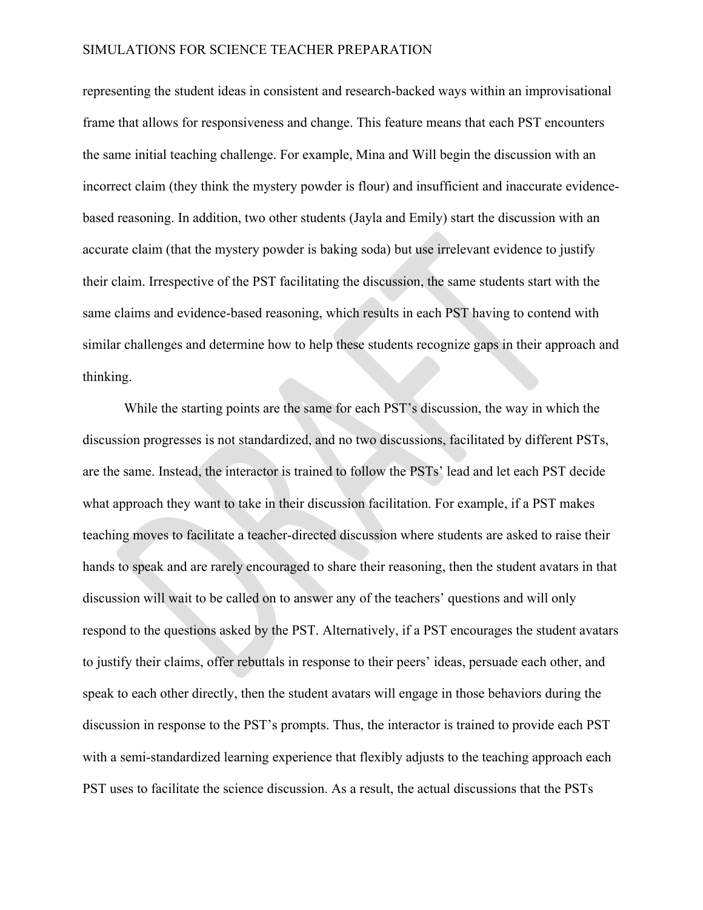representing the student ideas in consistent and research-backed ways within an improvisational frame that allows for responsiveness and change. This feature means that each PST encounters the same initial teaching challenge. For example, Mina and Will begin the discussion with an incorrect claim (they think the mystery powder is flour) and insufficient and inaccurate evidence-based reasoning. In addition, two other students (Jayla and Emily) start the discussion with an accurate claim (that the mystery powder is baking soda) but use irrelevant evidence to justify their claim. Irrespective of the PST facilitating the discussion, the same students start with the same claims and evidence-based reasoning, which results in each PST having to contend with similar challenges and determine how to help these students recognize gaps in their approach and thinking.

While the starting points are the same for each PST's discussion, the way in which the discussion progresses is not standardized, and no two discussions, facilitated by different PSTs, are the same. Instead, the interactor is trained to follow the PSTs' lead and let each PST decide what approach they want to take in their discussion facilitation. For example, if a PST makes teaching moves to facilitate a teacher-directed discussion where students are asked to raise their hands to speak and are rarely encouraged to share their reasoning, then the student avatars in that discussion will wait to be called on to answer any of the teachers' questions and will only respond to the questions asked by the PST. Alternatively, if a PST encourages the student avatars to justify their claims, offer rebuttals in response to their peers' ideas, persuade each other, and speak to each other directly, then the student avatars will engage in those behaviors during the discussion in response to the PST's prompts. Thus, the interactor is trained to provide each PST with a semi-standardized learning experience that flexibly adjusts to the teaching approach each PST uses to facilitate the science discussion. As a result, the actual discussions that the PSTs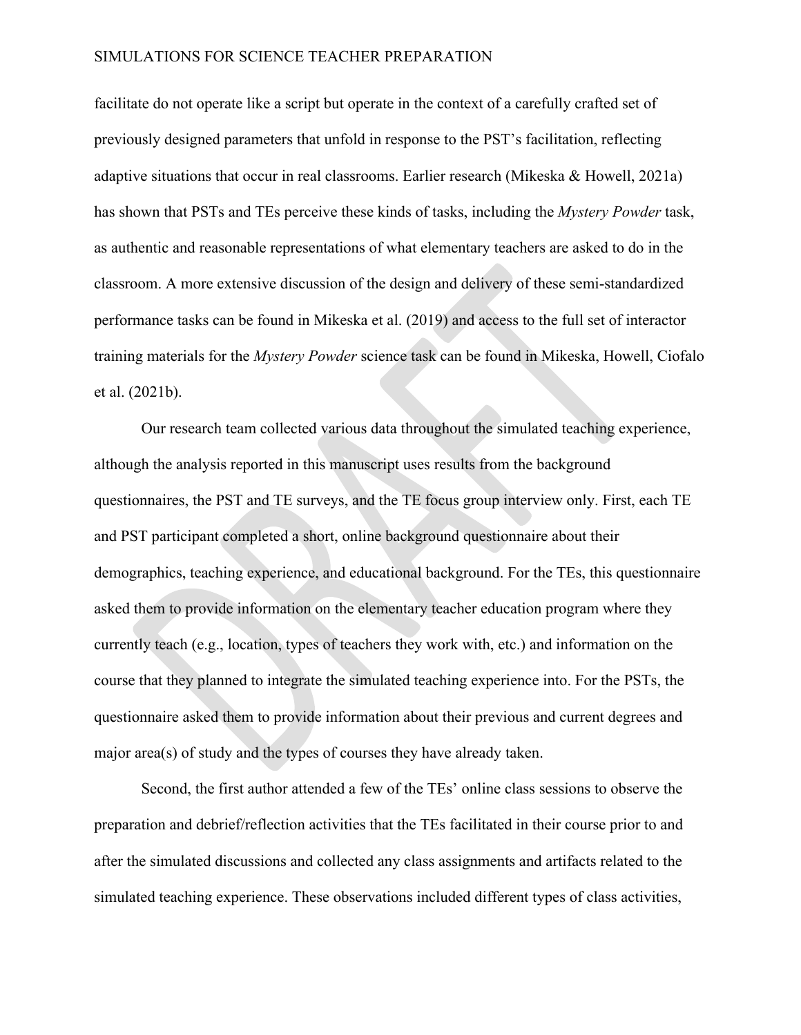facilitate do not operate like a script but operate in the context of a carefully crafted set of previously designed parameters that unfold in response to the PST's facilitation, reflecting adaptive situations that occur in real classrooms. Earlier research (Mikeska & Howell, 2021a) has shown that PSTs and TEs perceive these kinds of tasks, including the *Mystery Powder* task, as authentic and reasonable representations of what elementary teachers are asked to do in the classroom. A more extensive discussion of the design and delivery of these semi-standardized performance tasks can be found in Mikeska et al. (2019) and access to the full set of interactor training materials for the *Mystery Powder* science task can be found in Mikeska, Howell, Ciofalo et al. (2021b).

Our research team collected various data throughout the simulated teaching experience, although the analysis reported in this manuscript uses results from the background questionnaires, the PST and TE surveys, and the TE focus group interview only. First, each TE and PST participant completed a short, online background questionnaire about their demographics, teaching experience, and educational background. For the TEs, this questionnaire asked them to provide information on the elementary teacher education program where they currently teach (e.g., location, types of teachers they work with, etc.) and information on the course that they planned to integrate the simulated teaching experience into. For the PSTs, the questionnaire asked them to provide information about their previous and current degrees and major area(s) of study and the types of courses they have already taken.

Second, the first author attended a few of the TEs' online class sessions to observe the preparation and debrief/reflection activities that the TEs facilitated in their course prior to and after the simulated discussions and collected any class assignments and artifacts related to the simulated teaching experience. These observations included different types of class activities,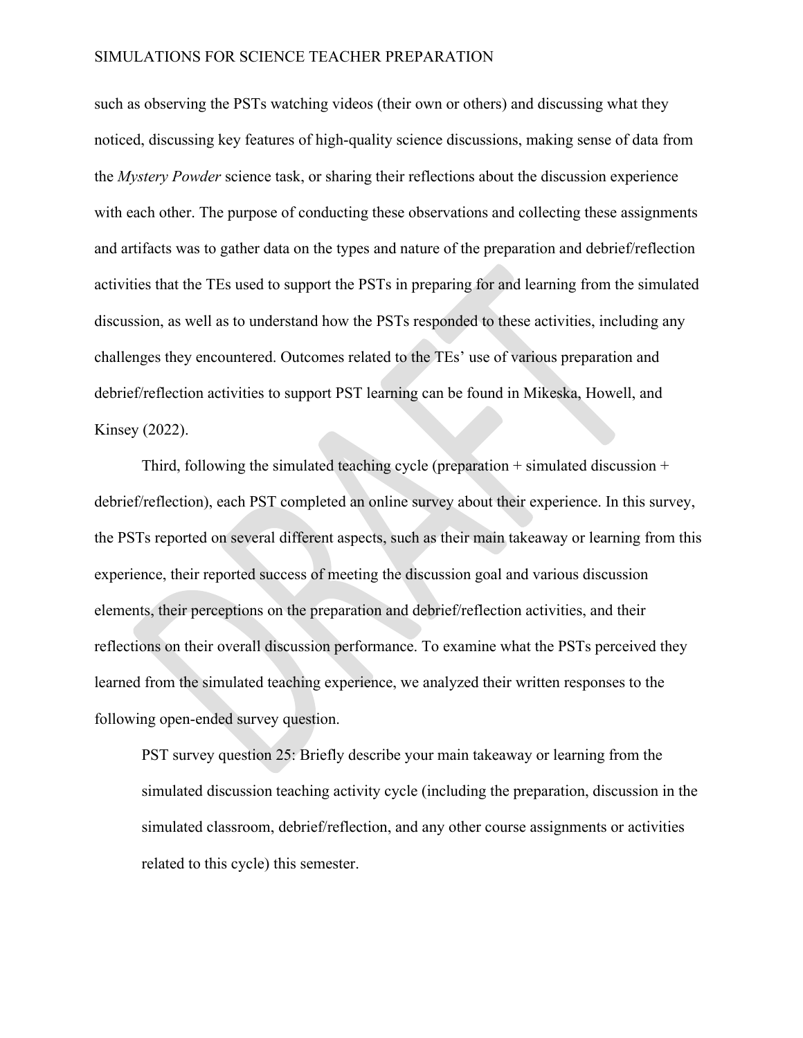such as observing the PSTs watching videos (their own or others) and discussing what they noticed, discussing key features of high-quality science discussions, making sense of data from the *Mystery Powder* science task, or sharing their reflections about the discussion experience with each other. The purpose of conducting these observations and collecting these assignments and artifacts was to gather data on the types and nature of the preparation and debrief/reflection activities that the TEs used to support the PSTs in preparing for and learning from the simulated discussion, as well as to understand how the PSTs responded to these activities, including any challenges they encountered. Outcomes related to the TEs' use of various preparation and debrief/reflection activities to support PST learning can be found in Mikeska, Howell, and Kinsey (2022).

Third, following the simulated teaching cycle (preparation + simulated discussion + debrief/reflection), each PST completed an online survey about their experience. In this survey, the PSTs reported on several different aspects, such as their main takeaway or learning from this experience, their reported success of meeting the discussion goal and various discussion elements, their perceptions on the preparation and debrief/reflection activities, and their reflections on their overall discussion performance. To examine what the PSTs perceived they learned from the simulated teaching experience, we analyzed their written responses to the following open-ended survey question.

> PST survey question 25: Briefly describe your main takeaway or learning from the simulated discussion teaching activity cycle (including the preparation, discussion in the simulated classroom, debrief/reflection, and any other course assignments or activities related to this cycle) this semester.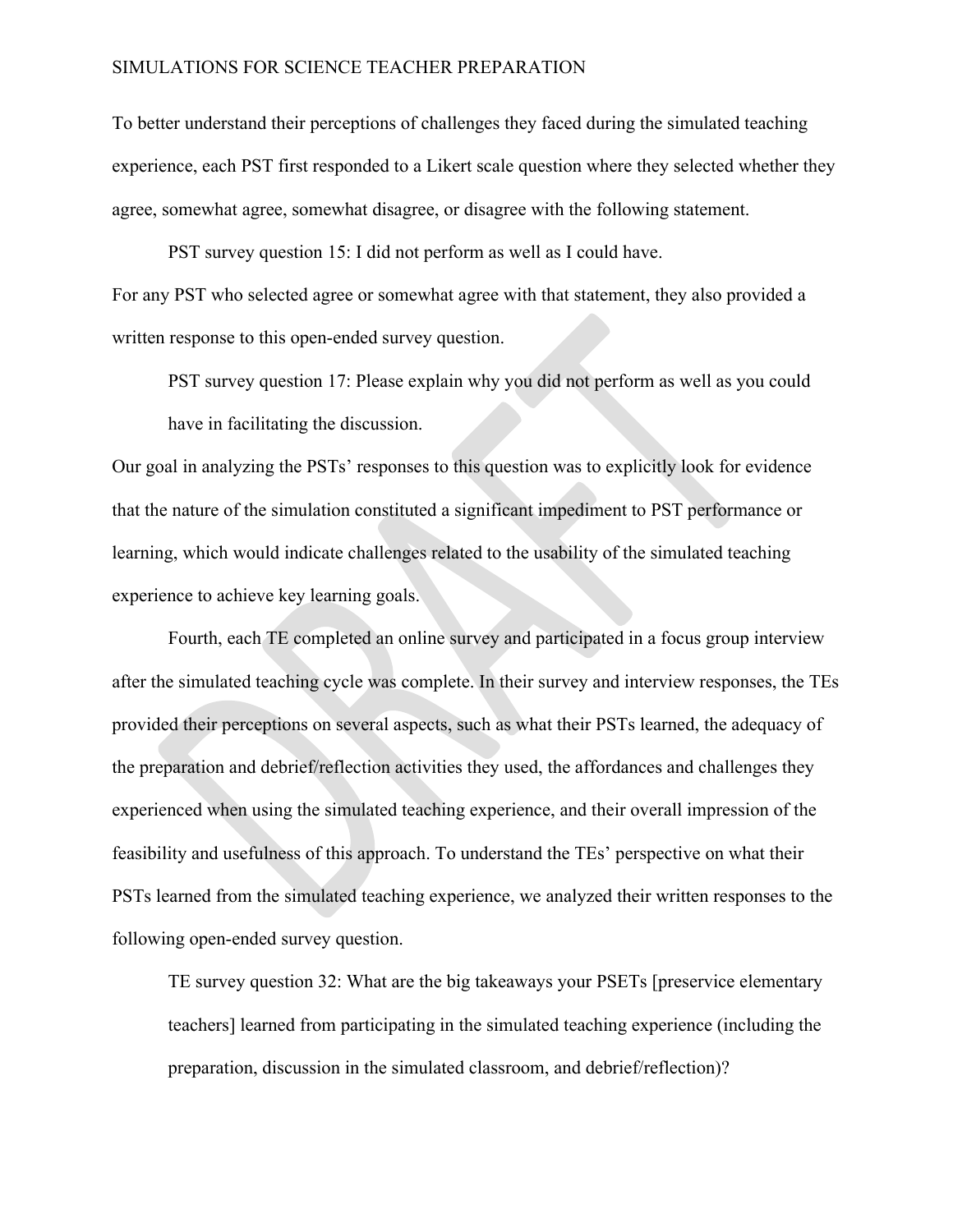To better understand their perceptions of challenges they faced during the simulated teaching experience, each PST first responded to a Likert scale question where they selected whether they agree, somewhat agree, somewhat disagree, or disagree with the following statement.

> PST survey question 15: I did not perform as well as I could have.

For any PST who selected agree or somewhat agree with that statement, they also provided a written response to this open-ended survey question.

> PST survey question 17: Please explain why you did not perform as well as you could have in facilitating the discussion.

Our goal in analyzing the PSTs' responses to this question was to explicitly look for evidence that the nature of the simulation constituted a significant impediment to PST performance or learning, which would indicate challenges related to the usability of the simulated teaching experience to achieve key learning goals.

Fourth, each TE completed an online survey and participated in a focus group interview after the simulated teaching cycle was complete. In their survey and interview responses, the TEs provided their perceptions on several aspects, such as what their PSTs learned, the adequacy of the preparation and debrief/reflection activities they used, the affordances and challenges they experienced when using the simulated teaching experience, and their overall impression of the feasibility and usefulness of this approach. To understand the TEs' perspective on what their PSTs learned from the simulated teaching experience, we analyzed their written responses to the following open-ended survey question.

> TE survey question 32: What are the big takeaways your PSETs [preservice elementary teachers] learned from participating in the simulated teaching experience (including the preparation, discussion in the simulated classroom, and debrief/reflection)?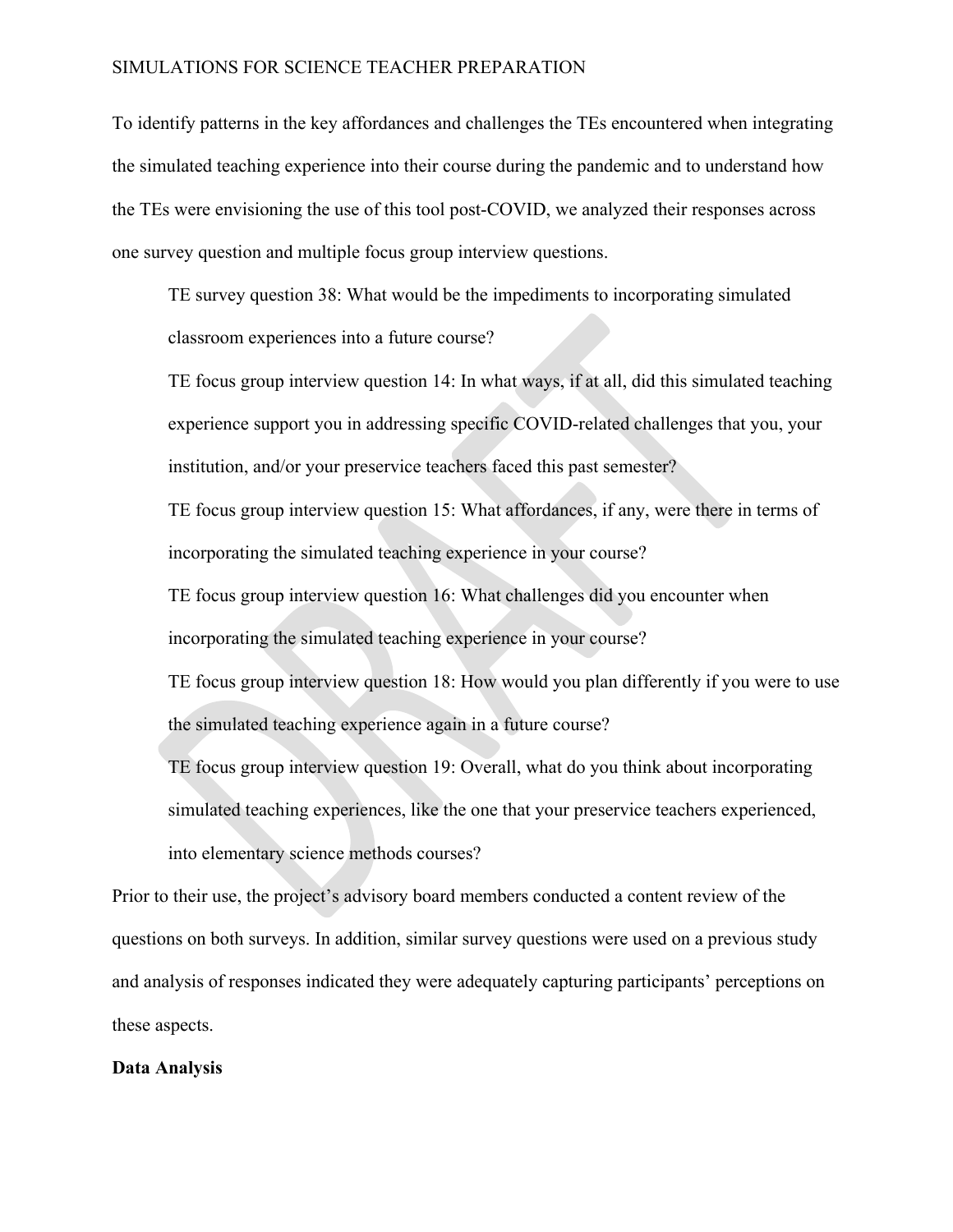To identify patterns in the key affordances and challenges the TEs encountered when integrating the simulated teaching experience into their course during the pandemic and to understand how the TEs were envisioning the use of this tool post-COVID, we analyzed their responses across one survey question and multiple focus group interview questions.

> TE survey question 38: What would be the impediments to incorporating simulated classroom experiences into a future course?
>
> TE focus group interview question 14: In what ways, if at all, did this simulated teaching experience support you in addressing specific COVID-related challenges that you, your institution, and/or your preservice teachers faced this past semester?
>
> TE focus group interview question 15: What affordances, if any, were there in terms of incorporating the simulated teaching experience in your course?
>
> TE focus group interview question 16: What challenges did you encounter when incorporating the simulated teaching experience in your course?
>
> TE focus group interview question 18: How would you plan differently if you were to use the simulated teaching experience again in a future course?
>
> TE focus group interview question 19: Overall, what do you think about incorporating simulated teaching experiences, like the one that your preservice teachers experienced, into elementary science methods courses?

Prior to their use, the project's advisory board members conducted a content review of the questions on both surveys. In addition, similar survey questions were used on a previous study and analysis of responses indicated they were adequately capturing participants' perceptions on these aspects.

**Data Analysis**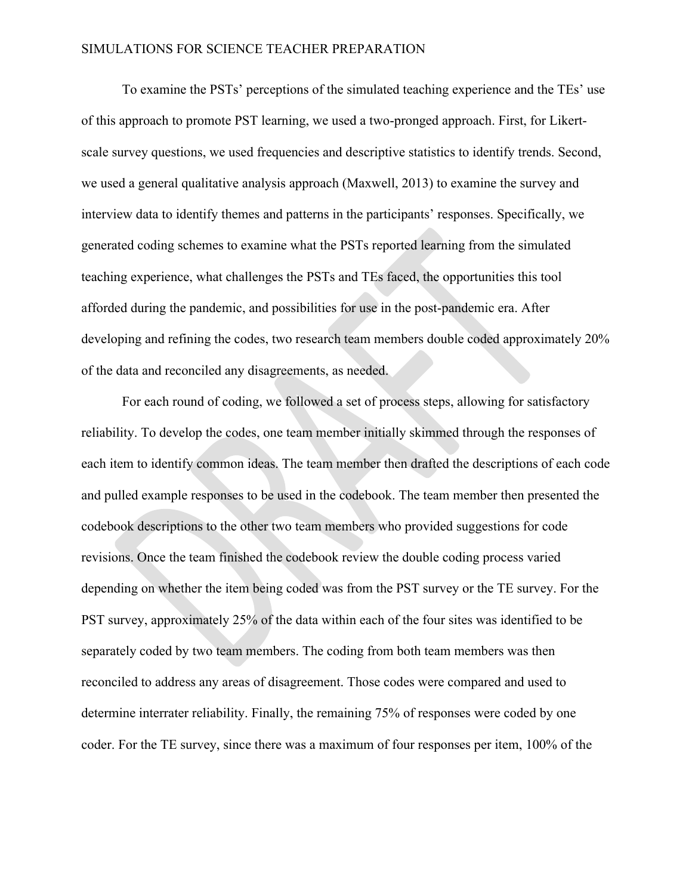To examine the PSTs' perceptions of the simulated teaching experience and the TEs' use of this approach to promote PST learning, we used a two-pronged approach. First, for Likert-scale survey questions, we used frequencies and descriptive statistics to identify trends. Second, we used a general qualitative analysis approach (Maxwell, 2013) to examine the survey and interview data to identify themes and patterns in the participants' responses. Specifically, we generated coding schemes to examine what the PSTs reported learning from the simulated teaching experience, what challenges the PSTs and TEs faced, the opportunities this tool afforded during the pandemic, and possibilities for use in the post-pandemic era. After developing and refining the codes, two research team members double coded approximately 20% of the data and reconciled any disagreements, as needed.

For each round of coding, we followed a set of process steps, allowing for satisfactory reliability. To develop the codes, one team member initially skimmed through the responses of each item to identify common ideas. The team member then drafted the descriptions of each code and pulled example responses to be used in the codebook. The team member then presented the codebook descriptions to the other two team members who provided suggestions for code revisions. Once the team finished the codebook review the double coding process varied depending on whether the item being coded was from the PST survey or the TE survey. For the PST survey, approximately 25% of the data within each of the four sites was identified to be separately coded by two team members. The coding from both team members was then reconciled to address any areas of disagreement. Those codes were compared and used to determine interrater reliability. Finally, the remaining 75% of responses were coded by one coder. For the TE survey, since there was a maximum of four responses per item, 100% of the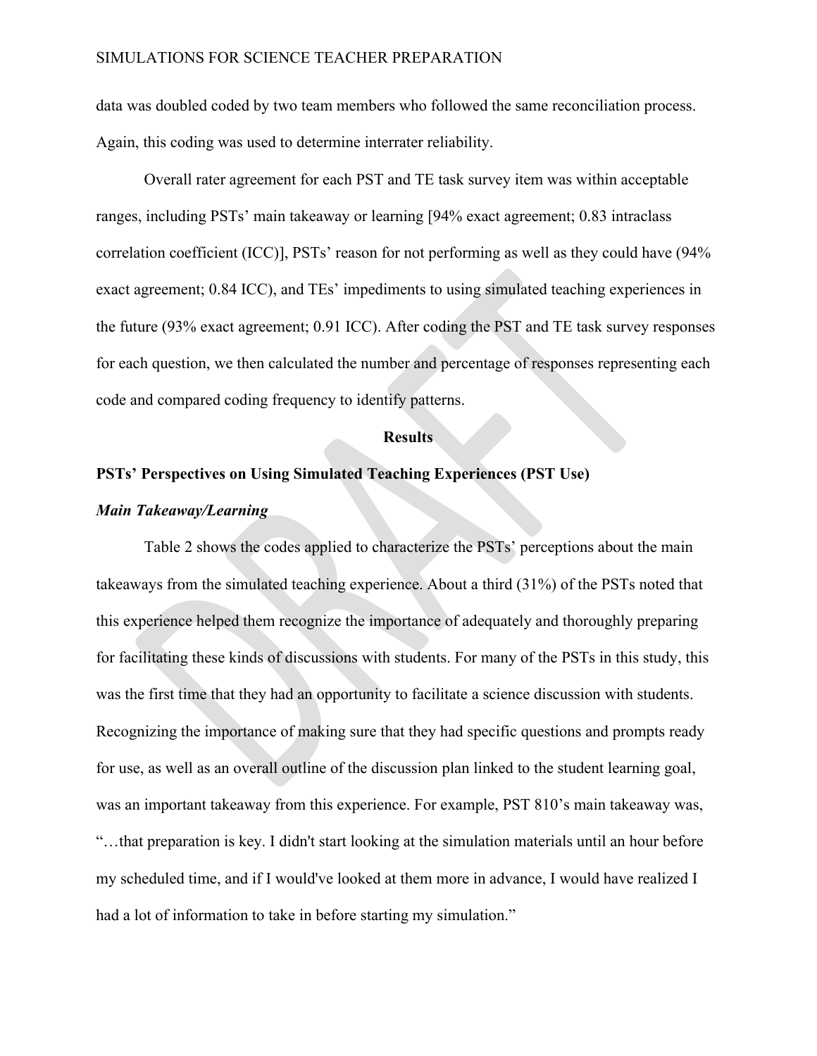data was doubled coded by two team members who followed the same reconciliation process. Again, this coding was used to determine interrater reliability.

Overall rater agreement for each PST and TE task survey item was within acceptable ranges, including PSTs' main takeaway or learning [94% exact agreement; 0.83 intraclass correlation coefficient (ICC)], PSTs' reason for not performing as well as they could have (94% exact agreement; 0.84 ICC), and TEs' impediments to using simulated teaching experiences in the future (93% exact agreement; 0.91 ICC). After coding the PST and TE task survey responses for each question, we then calculated the number and percentage of responses representing each code and compared coding frequency to identify patterns.

## Results

### PSTs' Perspectives on Using Simulated Teaching Experiences (PST Use)

#### *Main Takeaway/Learning*

Table 2 shows the codes applied to characterize the PSTs' perceptions about the main takeaways from the simulated teaching experience. About a third (31%) of the PSTs noted that this experience helped them recognize the importance of adequately and thoroughly preparing for facilitating these kinds of discussions with students. For many of the PSTs in this study, this was the first time that they had an opportunity to facilitate a science discussion with students. Recognizing the importance of making sure that they had specific questions and prompts ready for use, as well as an overall outline of the discussion plan linked to the student learning goal, was an important takeaway from this experience. For example, PST 810's main takeaway was, "…that preparation is key. I didn't start looking at the simulation materials until an hour before my scheduled time, and if I would've looked at them more in advance, I would have realized I had a lot of information to take in before starting my simulation."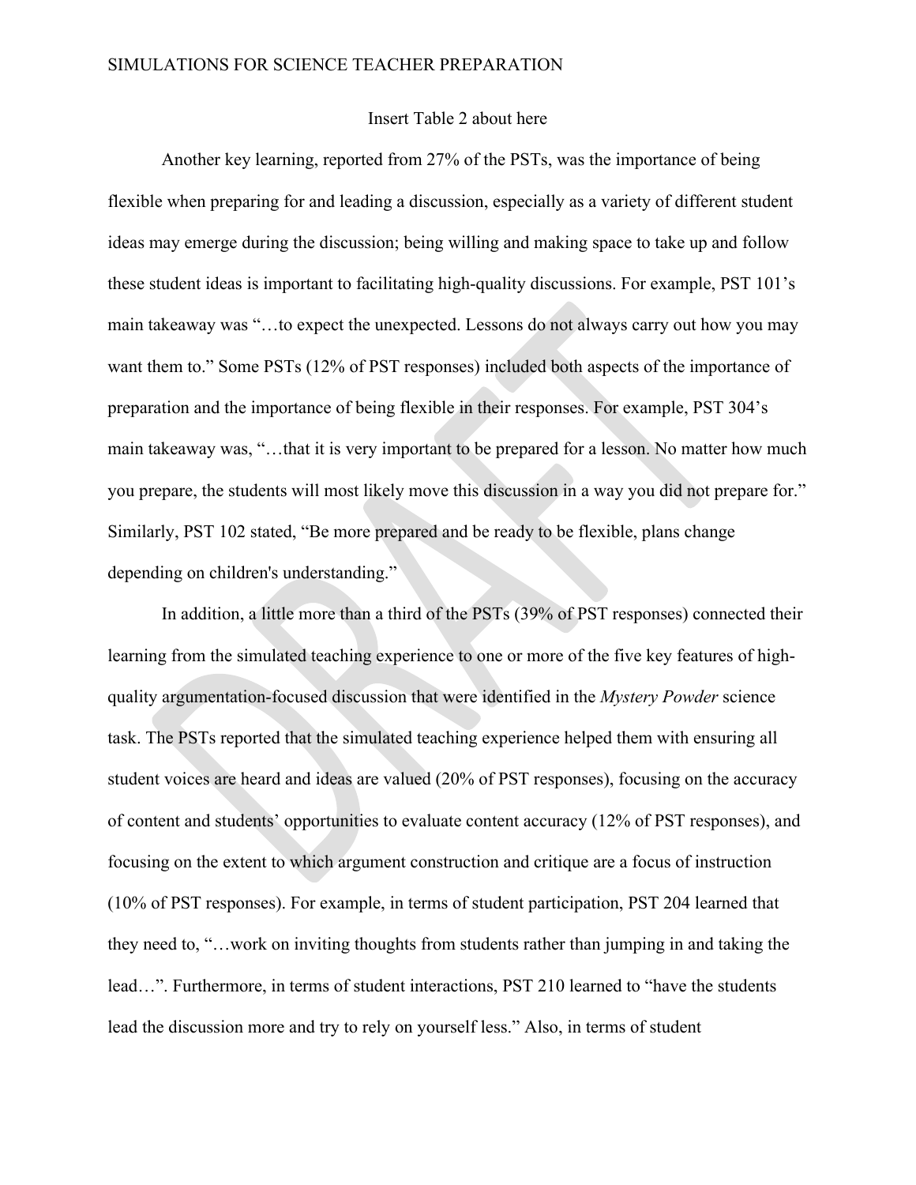Insert Table 2 about here

Another key learning, reported from 27% of the PSTs, was the importance of being flexible when preparing for and leading a discussion, especially as a variety of different student ideas may emerge during the discussion; being willing and making space to take up and follow these student ideas is important to facilitating high-quality discussions. For example, PST 101's main takeaway was "…to expect the unexpected. Lessons do not always carry out how you may want them to." Some PSTs (12% of PST responses) included both aspects of the importance of preparation and the importance of being flexible in their responses. For example, PST 304's main takeaway was, "…that it is very important to be prepared for a lesson. No matter how much you prepare, the students will most likely move this discussion in a way you did not prepare for." Similarly, PST 102 stated, "Be more prepared and be ready to be flexible, plans change depending on children's understanding."

In addition, a little more than a third of the PSTs (39% of PST responses) connected their learning from the simulated teaching experience to one or more of the five key features of high-quality argumentation-focused discussion that were identified in the *Mystery Powder* science task. The PSTs reported that the simulated teaching experience helped them with ensuring all student voices are heard and ideas are valued (20% of PST responses), focusing on the accuracy of content and students' opportunities to evaluate content accuracy (12% of PST responses), and focusing on the extent to which argument construction and critique are a focus of instruction (10% of PST responses). For example, in terms of student participation, PST 204 learned that they need to, "…work on inviting thoughts from students rather than jumping in and taking the lead…". Furthermore, in terms of student interactions, PST 210 learned to "have the students lead the discussion more and try to rely on yourself less." Also, in terms of student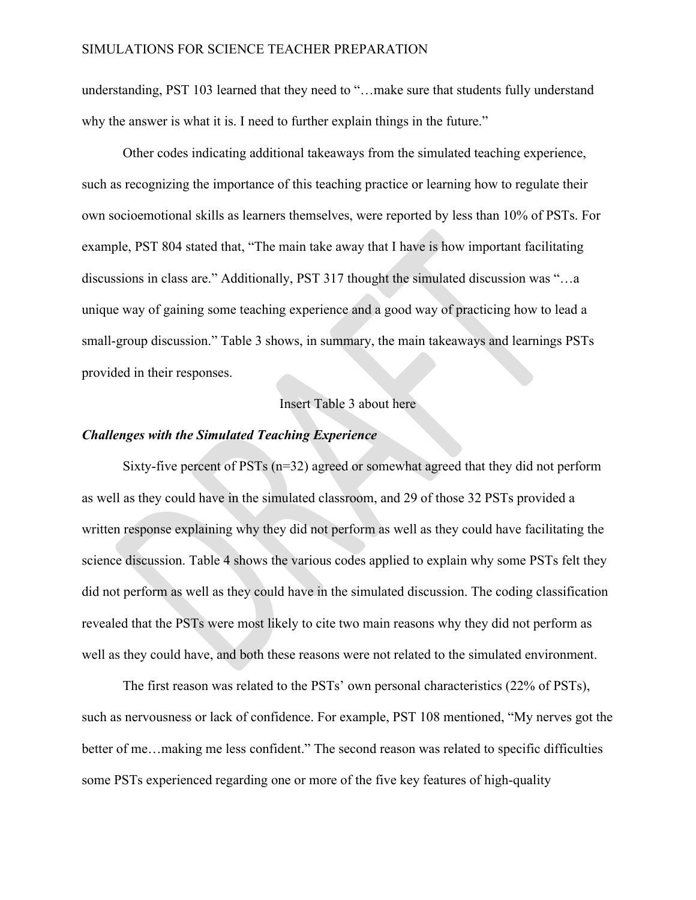understanding, PST 103 learned that they need to "…make sure that students fully understand why the answer is what it is. I need to further explain things in the future."

Other codes indicating additional takeaways from the simulated teaching experience, such as recognizing the importance of this teaching practice or learning how to regulate their own socioemotional skills as learners themselves, were reported by less than 10% of PSTs. For example, PST 804 stated that, "The main take away that I have is how important facilitating discussions in class are." Additionally, PST 317 thought the simulated discussion was "…a unique way of gaining some teaching experience and a good way of practicing how to lead a small-group discussion." Table 3 shows, in summary, the main takeaways and learnings PSTs provided in their responses.

Insert Table 3 about here

### *Challenges with the Simulated Teaching Experience*

Sixty-five percent of PSTs (n=32) agreed or somewhat agreed that they did not perform as well as they could have in the simulated classroom, and 29 of those 32 PSTs provided a written response explaining why they did not perform as well as they could have facilitating the science discussion. Table 4 shows the various codes applied to explain why some PSTs felt they did not perform as well as they could have in the simulated discussion. The coding classification revealed that the PSTs were most likely to cite two main reasons why they did not perform as well as they could have, and both these reasons were not related to the simulated environment.

The first reason was related to the PSTs' own personal characteristics (22% of PSTs), such as nervousness or lack of confidence. For example, PST 108 mentioned, "My nerves got the better of me…making me less confident." The second reason was related to specific difficulties some PSTs experienced regarding one or more of the five key features of high-quality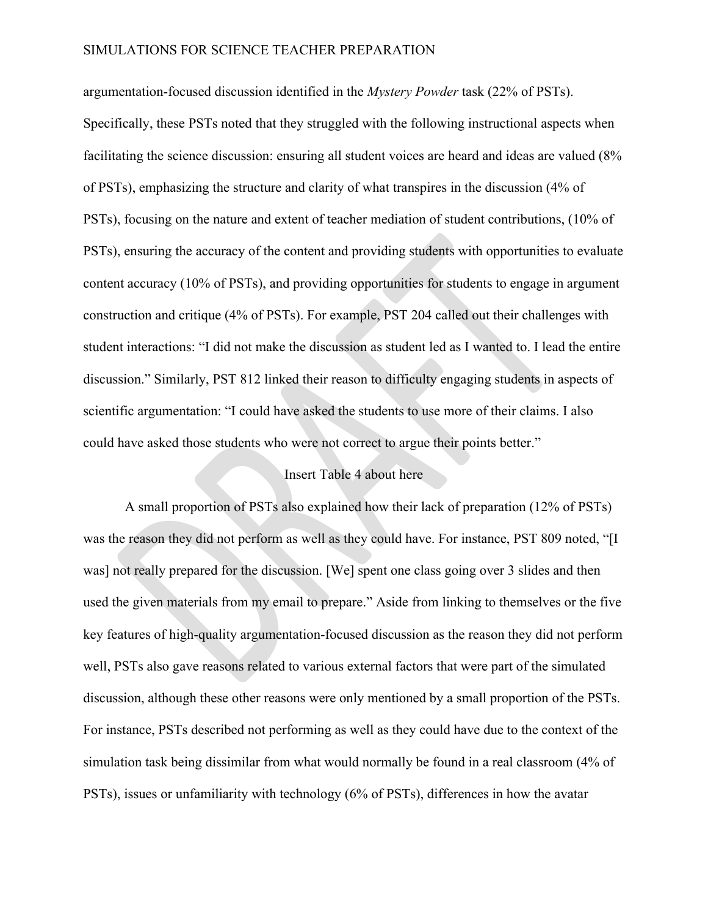argumentation-focused discussion identified in the *Mystery Powder* task (22% of PSTs). Specifically, these PSTs noted that they struggled with the following instructional aspects when facilitating the science discussion: ensuring all student voices are heard and ideas are valued (8% of PSTs), emphasizing the structure and clarity of what transpires in the discussion (4% of PSTs), focusing on the nature and extent of teacher mediation of student contributions, (10% of PSTs), ensuring the accuracy of the content and providing students with opportunities to evaluate content accuracy (10% of PSTs), and providing opportunities for students to engage in argument construction and critique (4% of PSTs). For example, PST 204 called out their challenges with student interactions: "I did not make the discussion as student led as I wanted to. I lead the entire discussion." Similarly, PST 812 linked their reason to difficulty engaging students in aspects of scientific argumentation: "I could have asked the students to use more of their claims. I also could have asked those students who were not correct to argue their points better."

Insert Table 4 about here

A small proportion of PSTs also explained how their lack of preparation (12% of PSTs) was the reason they did not perform as well as they could have. For instance, PST 809 noted, "[I was] not really prepared for the discussion. [We] spent one class going over 3 slides and then used the given materials from my email to prepare." Aside from linking to themselves or the five key features of high-quality argumentation-focused discussion as the reason they did not perform well, PSTs also gave reasons related to various external factors that were part of the simulated discussion, although these other reasons were only mentioned by a small proportion of the PSTs. For instance, PSTs described not performing as well as they could have due to the context of the simulation task being dissimilar from what would normally be found in a real classroom (4% of PSTs), issues or unfamiliarity with technology (6% of PSTs), differences in how the avatar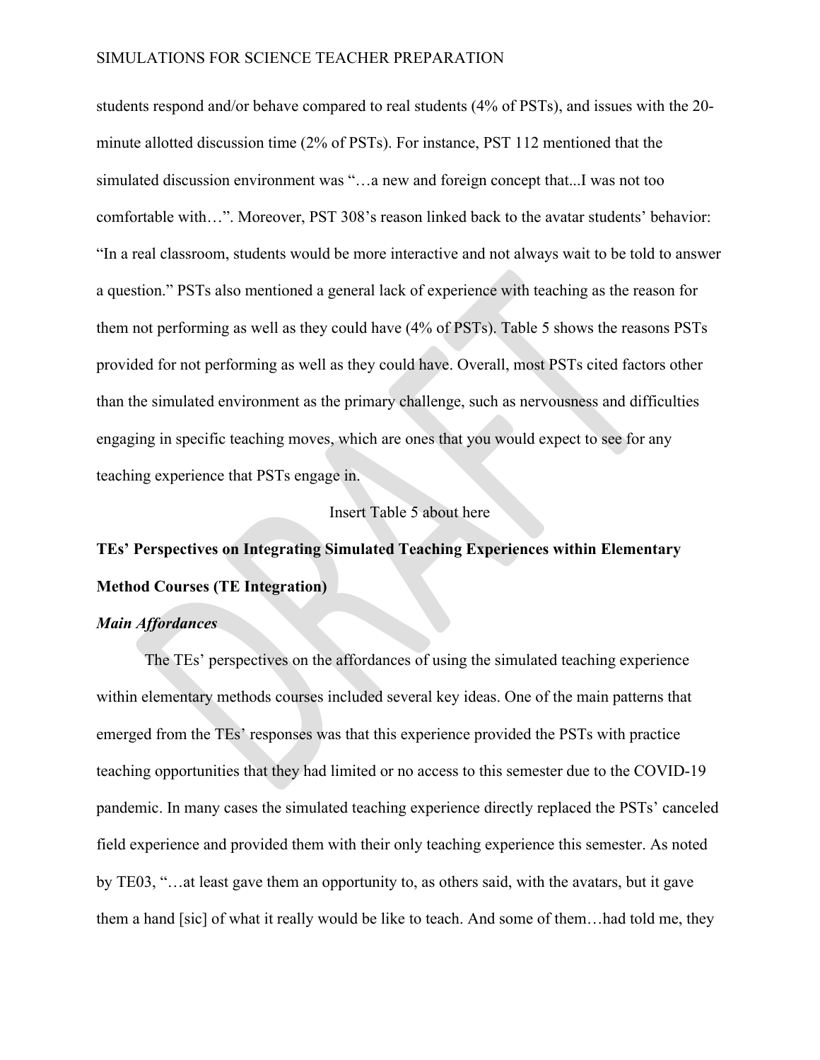students respond and/or behave compared to real students (4% of PSTs), and issues with the 20-minute allotted discussion time (2% of PSTs). For instance, PST 112 mentioned that the simulated discussion environment was "…a new and foreign concept that...I was not too comfortable with…". Moreover, PST 308's reason linked back to the avatar students' behavior: "In a real classroom, students would be more interactive and not always wait to be told to answer a question." PSTs also mentioned a general lack of experience with teaching as the reason for them not performing as well as they could have (4% of PSTs). Table 5 shows the reasons PSTs provided for not performing as well as they could have. Overall, most PSTs cited factors other than the simulated environment as the primary challenge, such as nervousness and difficulties engaging in specific teaching moves, which are ones that you would expect to see for any teaching experience that PSTs engage in.

Insert Table 5 about here

## TEs' Perspectives on Integrating Simulated Teaching Experiences within Elementary Method Courses (TE Integration)

### *Main Affordances*

The TEs' perspectives on the affordances of using the simulated teaching experience within elementary methods courses included several key ideas. One of the main patterns that emerged from the TEs' responses was that this experience provided the PSTs with practice teaching opportunities that they had limited or no access to this semester due to the COVID-19 pandemic. In many cases the simulated teaching experience directly replaced the PSTs' canceled field experience and provided them with their only teaching experience this semester. As noted by TE03, "…at least gave them an opportunity to, as others said, with the avatars, but it gave them a hand [sic] of what it really would be like to teach. And some of them…had told me, they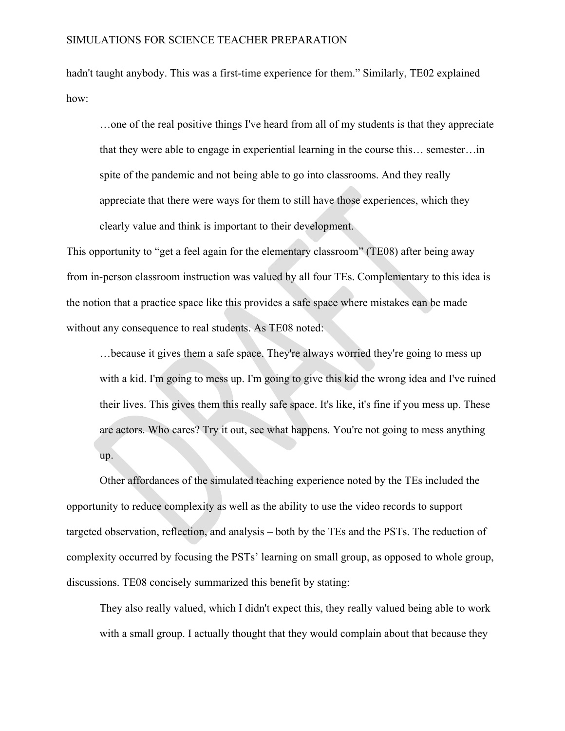hadn't taught anybody. This was a first-time experience for them." Similarly, TE02 explained how:

> …one of the real positive things I've heard from all of my students is that they appreciate that they were able to engage in experiential learning in the course this… semester…in spite of the pandemic and not being able to go into classrooms. And they really appreciate that there were ways for them to still have those experiences, which they clearly value and think is important to their development.

This opportunity to "get a feel again for the elementary classroom" (TE08) after being away from in-person classroom instruction was valued by all four TEs. Complementary to this idea is the notion that a practice space like this provides a safe space where mistakes can be made without any consequence to real students. As TE08 noted:

> …because it gives them a safe space. They're always worried they're going to mess up with a kid. I'm going to mess up. I'm going to give this kid the wrong idea and I've ruined their lives. This gives them this really safe space. It's like, it's fine if you mess up. These are actors. Who cares? Try it out, see what happens. You're not going to mess anything up.

Other affordances of the simulated teaching experience noted by the TEs included the opportunity to reduce complexity as well as the ability to use the video records to support targeted observation, reflection, and analysis – both by the TEs and the PSTs. The reduction of complexity occurred by focusing the PSTs' learning on small group, as opposed to whole group, discussions. TE08 concisely summarized this benefit by stating:

> They also really valued, which I didn't expect this, they really valued being able to work with a small group. I actually thought that they would complain about that because they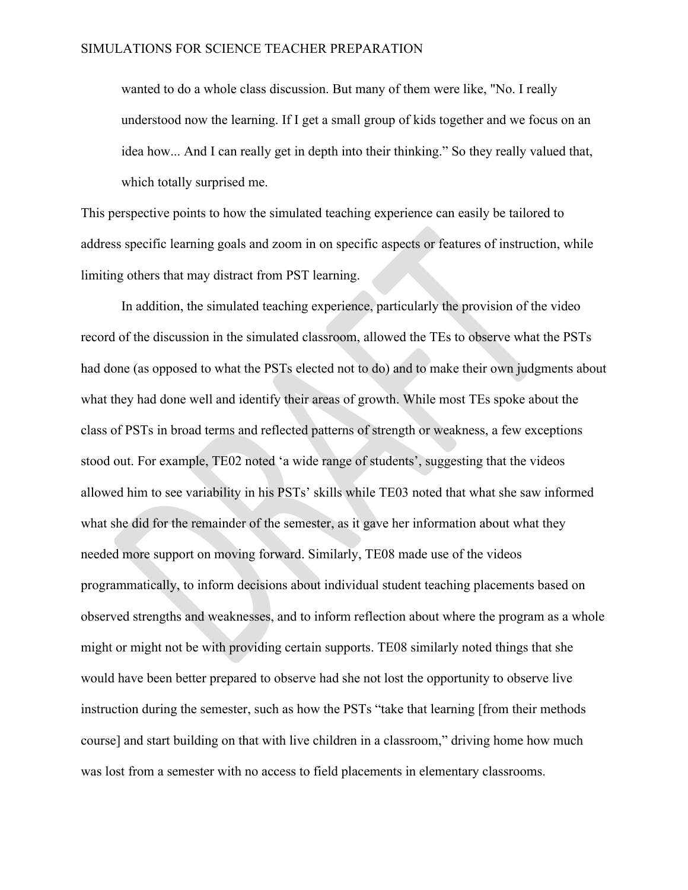> wanted to do a whole class discussion. But many of them were like, "No. I really understood now the learning. If I get a small group of kids together and we focus on an idea how... And I can really get in depth into their thinking." So they really valued that, which totally surprised me.

This perspective points to how the simulated teaching experience can easily be tailored to address specific learning goals and zoom in on specific aspects or features of instruction, while limiting others that may distract from PST learning.

In addition, the simulated teaching experience, particularly the provision of the video record of the discussion in the simulated classroom, allowed the TEs to observe what the PSTs had done (as opposed to what the PSTs elected not to do) and to make their own judgments about what they had done well and identify their areas of growth. While most TEs spoke about the class of PSTs in broad terms and reflected patterns of strength or weakness, a few exceptions stood out. For example, TE02 noted 'a wide range of students', suggesting that the videos allowed him to see variability in his PSTs' skills while TE03 noted that what she saw informed what she did for the remainder of the semester, as it gave her information about what they needed more support on moving forward. Similarly, TE08 made use of the videos programmatically, to inform decisions about individual student teaching placements based on observed strengths and weaknesses, and to inform reflection about where the program as a whole might or might not be with providing certain supports. TE08 similarly noted things that she would have been better prepared to observe had she not lost the opportunity to observe live instruction during the semester, such as how the PSTs "take that learning [from their methods course] and start building on that with live children in a classroom," driving home how much was lost from a semester with no access to field placements in elementary classrooms.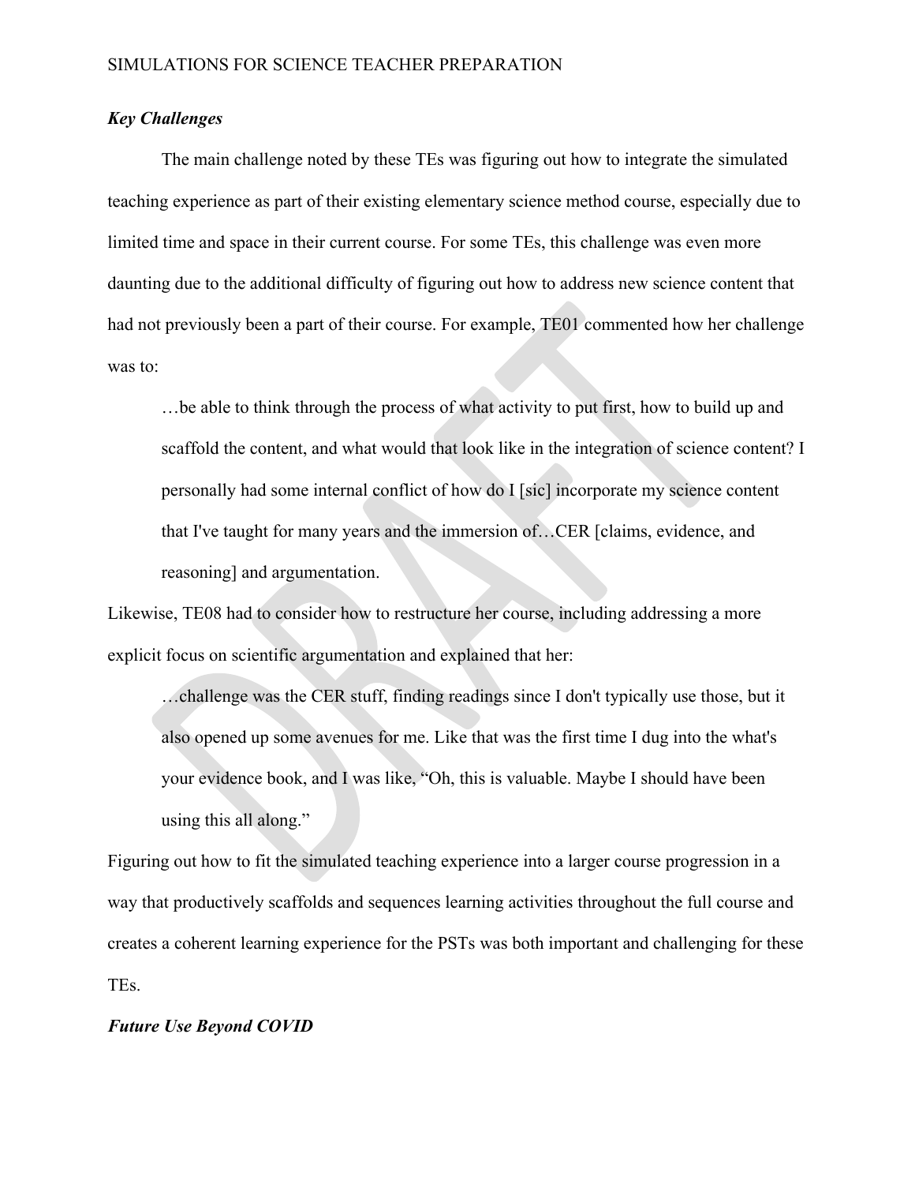### *Key Challenges*

The main challenge noted by these TEs was figuring out how to integrate the simulated teaching experience as part of their existing elementary science method course, especially due to limited time and space in their current course. For some TEs, this challenge was even more daunting due to the additional difficulty of figuring out how to address new science content that had not previously been a part of their course. For example, TE01 commented how her challenge was to:

> …be able to think through the process of what activity to put first, how to build up and scaffold the content, and what would that look like in the integration of science content? I personally had some internal conflict of how do I [sic] incorporate my science content that I've taught for many years and the immersion of…CER [claims, evidence, and reasoning] and argumentation.

Likewise, TE08 had to consider how to restructure her course, including addressing a more explicit focus on scientific argumentation and explained that her:

> …challenge was the CER stuff, finding readings since I don't typically use those, but it also opened up some avenues for me. Like that was the first time I dug into the what's your evidence book, and I was like, "Oh, this is valuable. Maybe I should have been using this all along."

Figuring out how to fit the simulated teaching experience into a larger course progression in a way that productively scaffolds and sequences learning activities throughout the full course and creates a coherent learning experience for the PSTs was both important and challenging for these TEs.

### *Future Use Beyond COVID*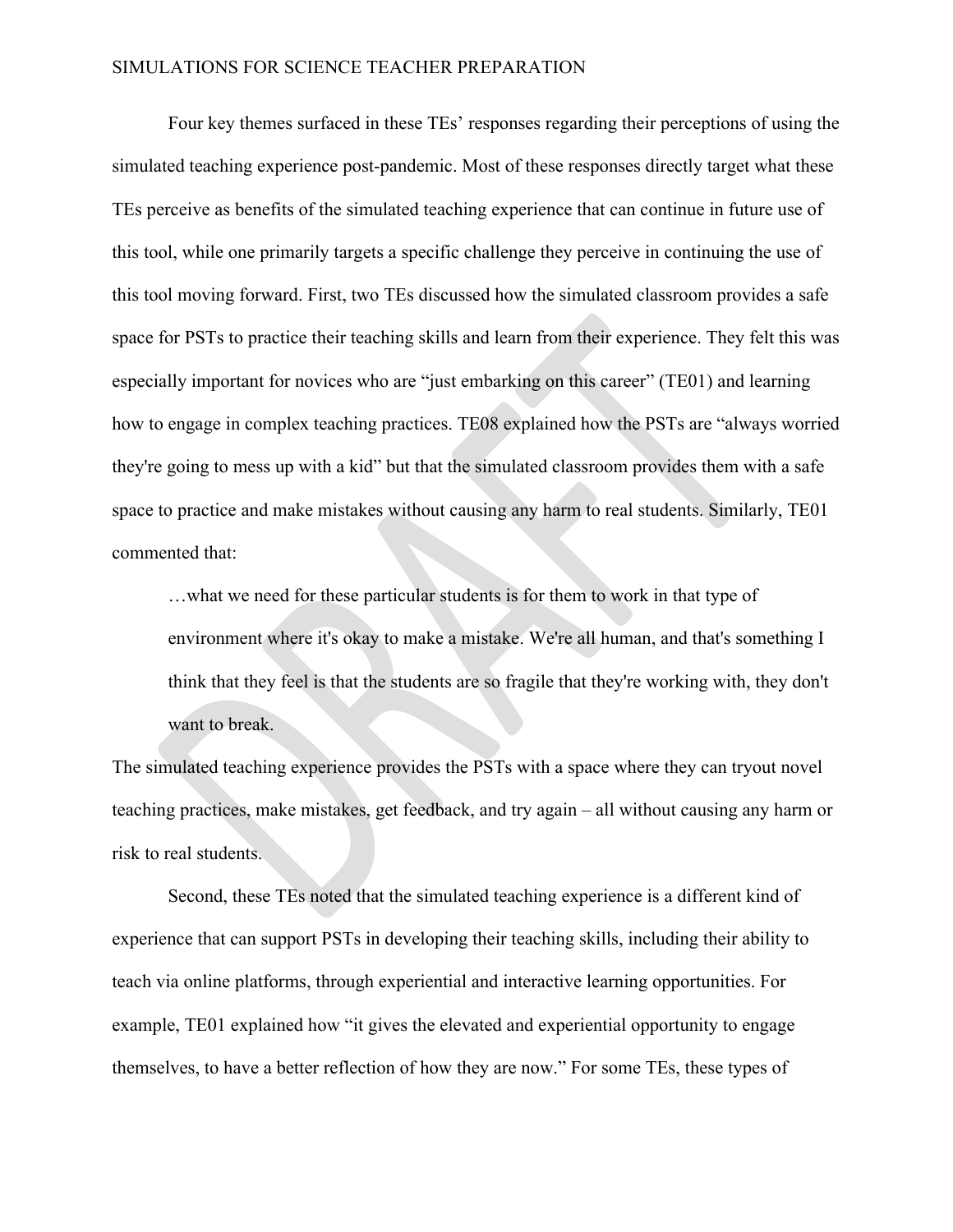Four key themes surfaced in these TEs' responses regarding their perceptions of using the simulated teaching experience post-pandemic. Most of these responses directly target what these TEs perceive as benefits of the simulated teaching experience that can continue in future use of this tool, while one primarily targets a specific challenge they perceive in continuing the use of this tool moving forward. First, two TEs discussed how the simulated classroom provides a safe space for PSTs to practice their teaching skills and learn from their experience. They felt this was especially important for novices who are "just embarking on this career" (TE01) and learning how to engage in complex teaching practices. TE08 explained how the PSTs are "always worried they're going to mess up with a kid" but that the simulated classroom provides them with a safe space to practice and make mistakes without causing any harm to real students. Similarly, TE01 commented that:

> …what we need for these particular students is for them to work in that type of environment where it's okay to make a mistake. We're all human, and that's something I think that they feel is that the students are so fragile that they're working with, they don't want to break.

The simulated teaching experience provides the PSTs with a space where they can tryout novel teaching practices, make mistakes, get feedback, and try again – all without causing any harm or risk to real students.

Second, these TEs noted that the simulated teaching experience is a different kind of experience that can support PSTs in developing their teaching skills, including their ability to teach via online platforms, through experiential and interactive learning opportunities. For example, TE01 explained how "it gives the elevated and experiential opportunity to engage themselves, to have a better reflection of how they are now." For some TEs, these types of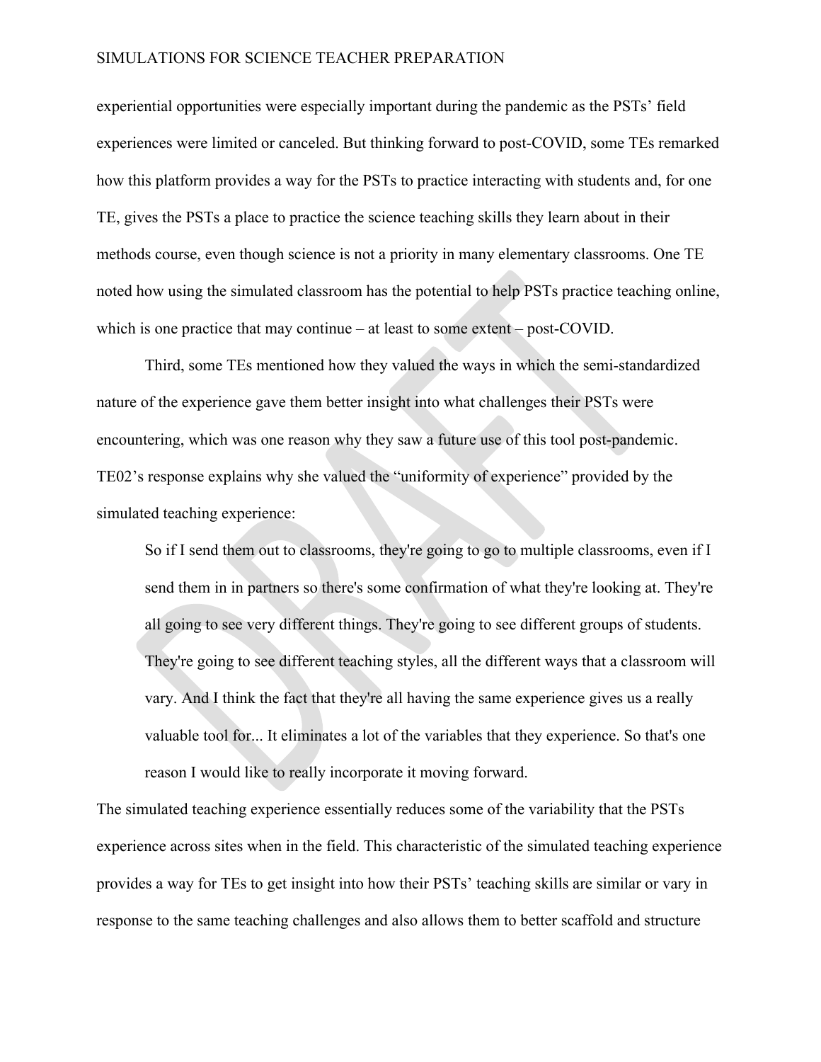experiential opportunities were especially important during the pandemic as the PSTs' field experiences were limited or canceled. But thinking forward to post-COVID, some TEs remarked how this platform provides a way for the PSTs to practice interacting with students and, for one TE, gives the PSTs a place to practice the science teaching skills they learn about in their methods course, even though science is not a priority in many elementary classrooms. One TE noted how using the simulated classroom has the potential to help PSTs practice teaching online, which is one practice that may continue – at least to some extent – post-COVID.

Third, some TEs mentioned how they valued the ways in which the semi-standardized nature of the experience gave them better insight into what challenges their PSTs were encountering, which was one reason why they saw a future use of this tool post-pandemic. TE02's response explains why she valued the "uniformity of experience" provided by the simulated teaching experience:

> So if I send them out to classrooms, they're going to go to multiple classrooms, even if I send them in in partners so there's some confirmation of what they're looking at. They're all going to see very different things. They're going to see different groups of students. They're going to see different teaching styles, all the different ways that a classroom will vary. And I think the fact that they're all having the same experience gives us a really valuable tool for... It eliminates a lot of the variables that they experience. So that's one reason I would like to really incorporate it moving forward.

The simulated teaching experience essentially reduces some of the variability that the PSTs experience across sites when in the field. This characteristic of the simulated teaching experience provides a way for TEs to get insight into how their PSTs' teaching skills are similar or vary in response to the same teaching challenges and also allows them to better scaffold and structure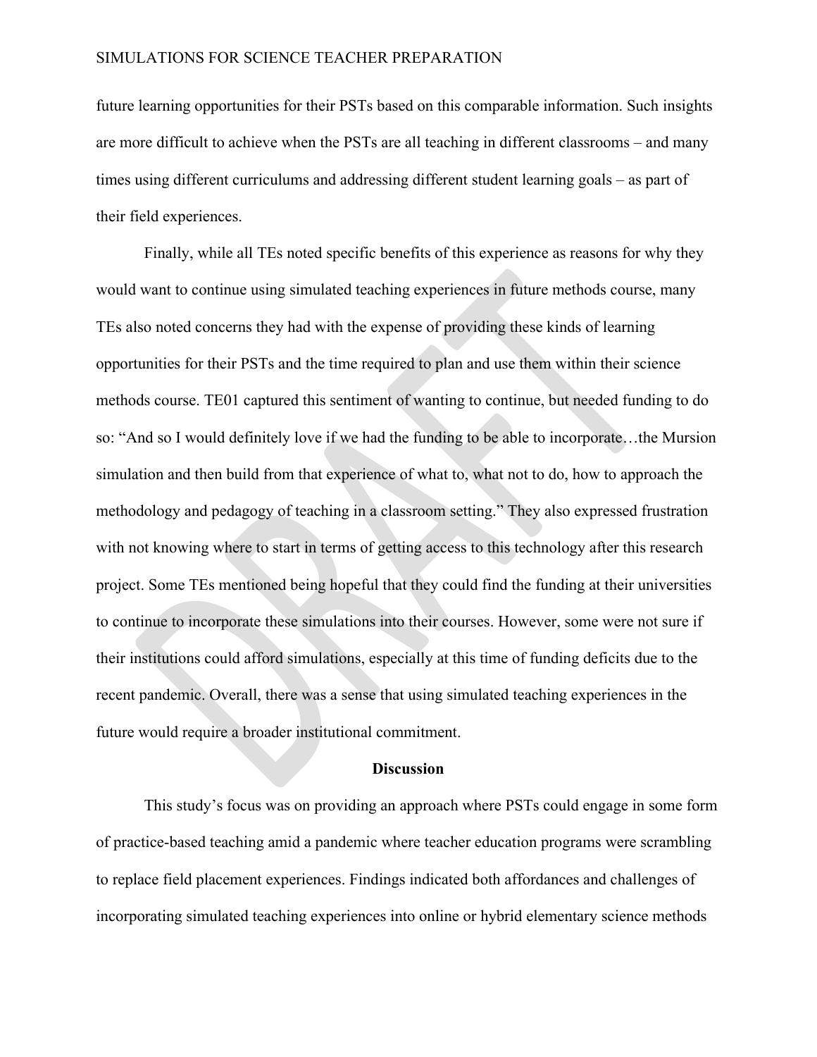future learning opportunities for their PSTs based on this comparable information. Such insights are more difficult to achieve when the PSTs are all teaching in different classrooms – and many times using different curriculums and addressing different student learning goals – as part of their field experiences.

Finally, while all TEs noted specific benefits of this experience as reasons for why they would want to continue using simulated teaching experiences in future methods course, many TEs also noted concerns they had with the expense of providing these kinds of learning opportunities for their PSTs and the time required to plan and use them within their science methods course. TE01 captured this sentiment of wanting to continue, but needed funding to do so: "And so I would definitely love if we had the funding to be able to incorporate…the Mursion simulation and then build from that experience of what to, what not to do, how to approach the methodology and pedagogy of teaching in a classroom setting." They also expressed frustration with not knowing where to start in terms of getting access to this technology after this research project. Some TEs mentioned being hopeful that they could find the funding at their universities to continue to incorporate these simulations into their courses. However, some were not sure if their institutions could afford simulations, especially at this time of funding deficits due to the recent pandemic. Overall, there was a sense that using simulated teaching experiences in the future would require a broader institutional commitment.

## Discussion

This study's focus was on providing an approach where PSTs could engage in some form of practice-based teaching amid a pandemic where teacher education programs were scrambling to replace field placement experiences. Findings indicated both affordances and challenges of incorporating simulated teaching experiences into online or hybrid elementary science methods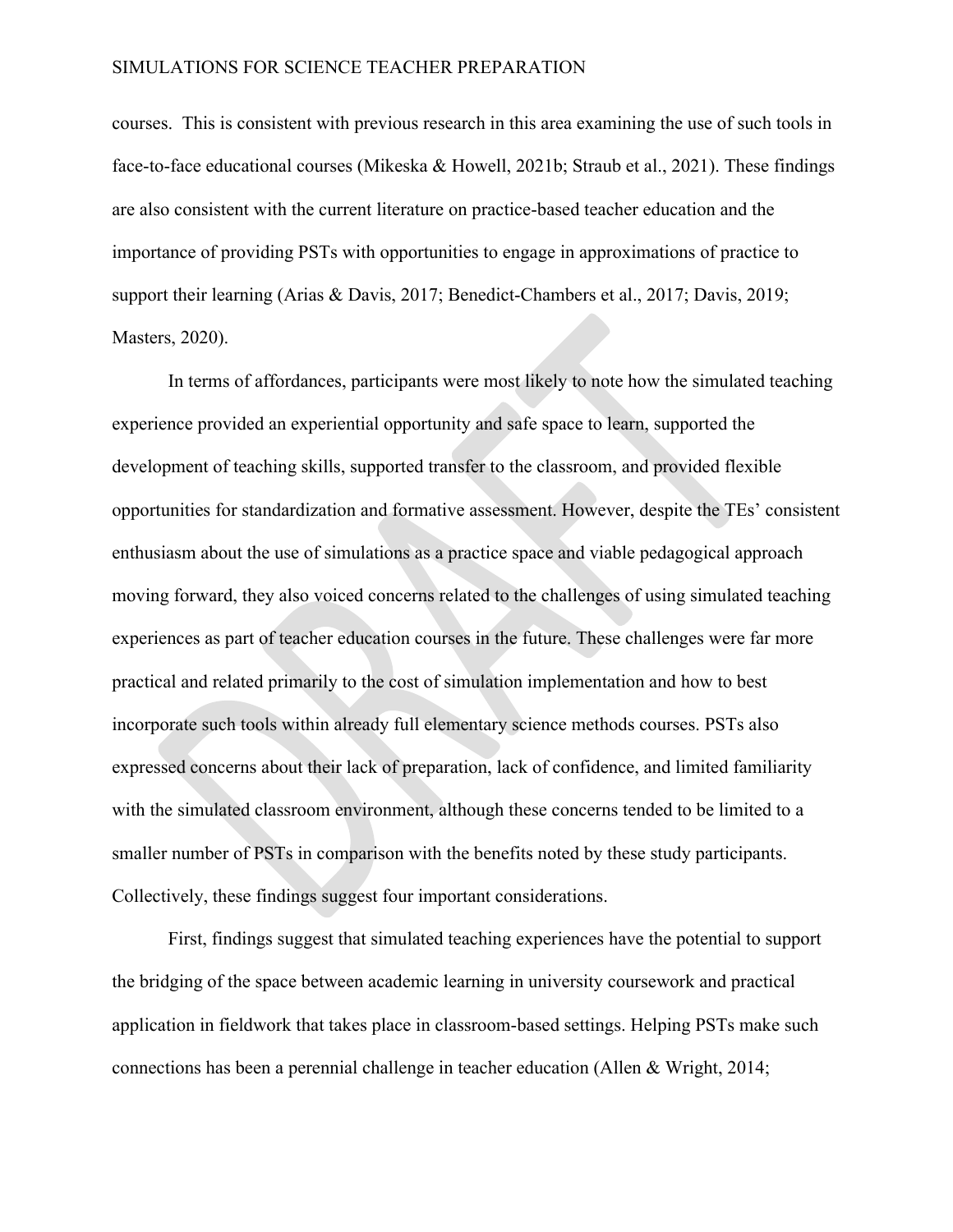courses. This is consistent with previous research in this area examining the use of such tools in face-to-face educational courses (Mikeska & Howell, 2021b; Straub et al., 2021). These findings are also consistent with the current literature on practice-based teacher education and the importance of providing PSTs with opportunities to engage in approximations of practice to support their learning (Arias & Davis, 2017; Benedict-Chambers et al., 2017; Davis, 2019; Masters, 2020).

In terms of affordances, participants were most likely to note how the simulated teaching experience provided an experiential opportunity and safe space to learn, supported the development of teaching skills, supported transfer to the classroom, and provided flexible opportunities for standardization and formative assessment. However, despite the TEs' consistent enthusiasm about the use of simulations as a practice space and viable pedagogical approach moving forward, they also voiced concerns related to the challenges of using simulated teaching experiences as part of teacher education courses in the future. These challenges were far more practical and related primarily to the cost of simulation implementation and how to best incorporate such tools within already full elementary science methods courses. PSTs also expressed concerns about their lack of preparation, lack of confidence, and limited familiarity with the simulated classroom environment, although these concerns tended to be limited to a smaller number of PSTs in comparison with the benefits noted by these study participants. Collectively, these findings suggest four important considerations.

First, findings suggest that simulated teaching experiences have the potential to support the bridging of the space between academic learning in university coursework and practical application in fieldwork that takes place in classroom-based settings. Helping PSTs make such connections has been a perennial challenge in teacher education (Allen & Wright, 2014;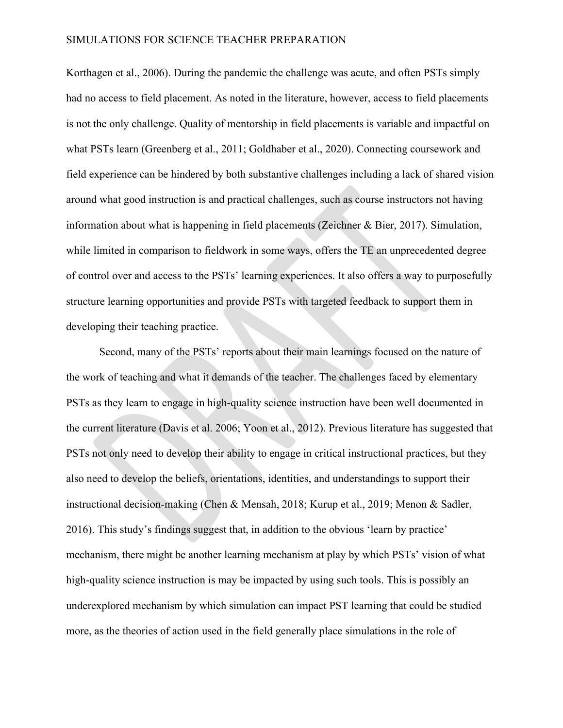Korthagen et al., 2006). During the pandemic the challenge was acute, and often PSTs simply had no access to field placement. As noted in the literature, however, access to field placements is not the only challenge. Quality of mentorship in field placements is variable and impactful on what PSTs learn (Greenberg et al., 2011; Goldhaber et al., 2020). Connecting coursework and field experience can be hindered by both substantive challenges including a lack of shared vision around what good instruction is and practical challenges, such as course instructors not having information about what is happening in field placements (Zeichner & Bier, 2017). Simulation, while limited in comparison to fieldwork in some ways, offers the TE an unprecedented degree of control over and access to the PSTs' learning experiences. It also offers a way to purposefully structure learning opportunities and provide PSTs with targeted feedback to support them in developing their teaching practice.

Second, many of the PSTs' reports about their main learnings focused on the nature of the work of teaching and what it demands of the teacher. The challenges faced by elementary PSTs as they learn to engage in high-quality science instruction have been well documented in the current literature (Davis et al. 2006; Yoon et al., 2012). Previous literature has suggested that PSTs not only need to develop their ability to engage in critical instructional practices, but they also need to develop the beliefs, orientations, identities, and understandings to support their instructional decision-making (Chen & Mensah, 2018; Kurup et al., 2019; Menon & Sadler, 2016). This study's findings suggest that, in addition to the obvious 'learn by practice' mechanism, there might be another learning mechanism at play by which PSTs' vision of what high-quality science instruction is may be impacted by using such tools. This is possibly an underexplored mechanism by which simulation can impact PST learning that could be studied more, as the theories of action used in the field generally place simulations in the role of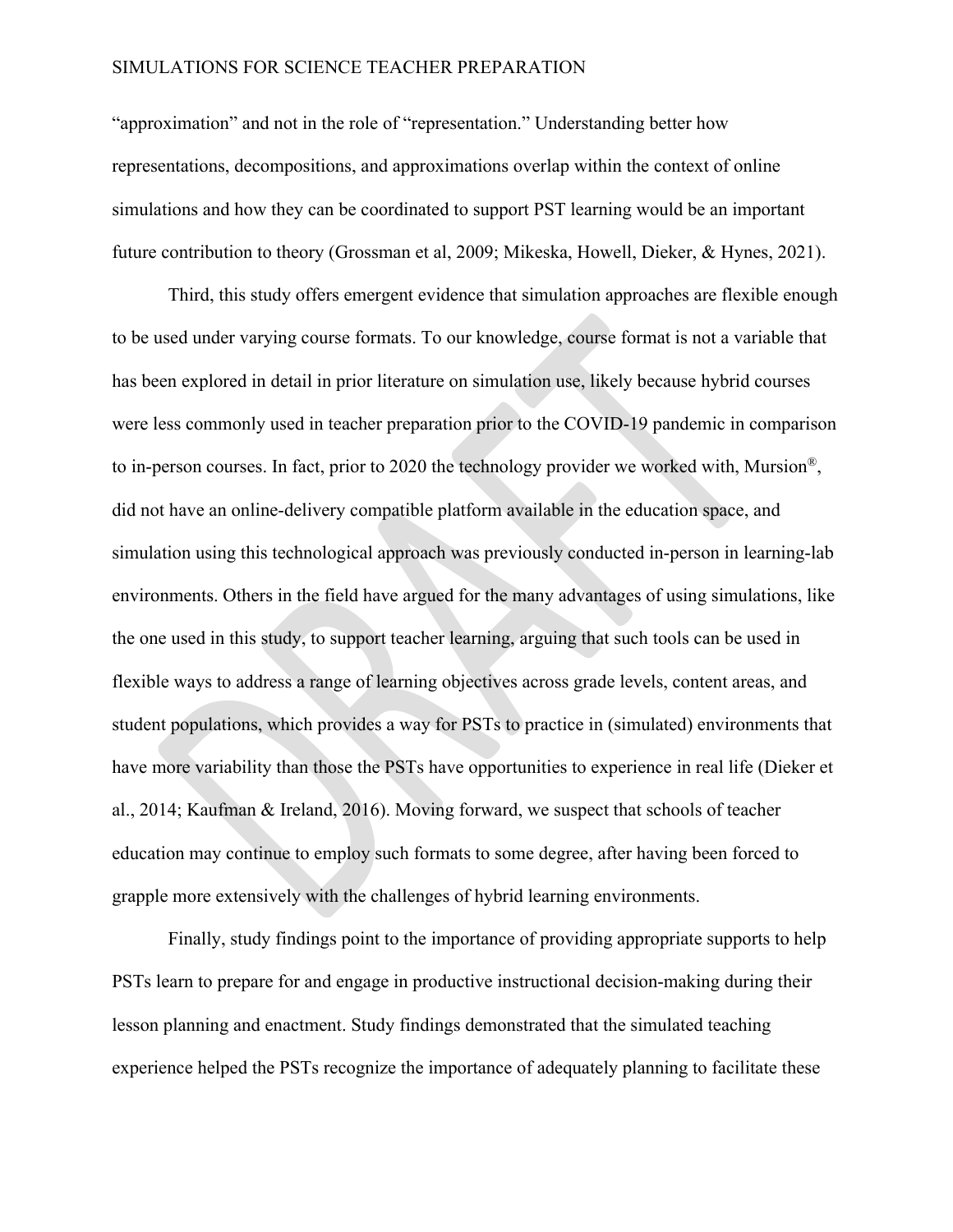"approximation" and not in the role of "representation." Understanding better how representations, decompositions, and approximations overlap within the context of online simulations and how they can be coordinated to support PST learning would be an important future contribution to theory (Grossman et al, 2009; Mikeska, Howell, Dieker, & Hynes, 2021).

Third, this study offers emergent evidence that simulation approaches are flexible enough to be used under varying course formats. To our knowledge, course format is not a variable that has been explored in detail in prior literature on simulation use, likely because hybrid courses were less commonly used in teacher preparation prior to the COVID-19 pandemic in comparison to in-person courses. In fact, prior to 2020 the technology provider we worked with, Mursion®, did not have an online-delivery compatible platform available in the education space, and simulation using this technological approach was previously conducted in-person in learning-lab environments. Others in the field have argued for the many advantages of using simulations, like the one used in this study, to support teacher learning, arguing that such tools can be used in flexible ways to address a range of learning objectives across grade levels, content areas, and student populations, which provides a way for PSTs to practice in (simulated) environments that have more variability than those the PSTs have opportunities to experience in real life (Dieker et al., 2014; Kaufman & Ireland, 2016). Moving forward, we suspect that schools of teacher education may continue to employ such formats to some degree, after having been forced to grapple more extensively with the challenges of hybrid learning environments.

Finally, study findings point to the importance of providing appropriate supports to help PSTs learn to prepare for and engage in productive instructional decision-making during their lesson planning and enactment. Study findings demonstrated that the simulated teaching experience helped the PSTs recognize the importance of adequately planning to facilitate these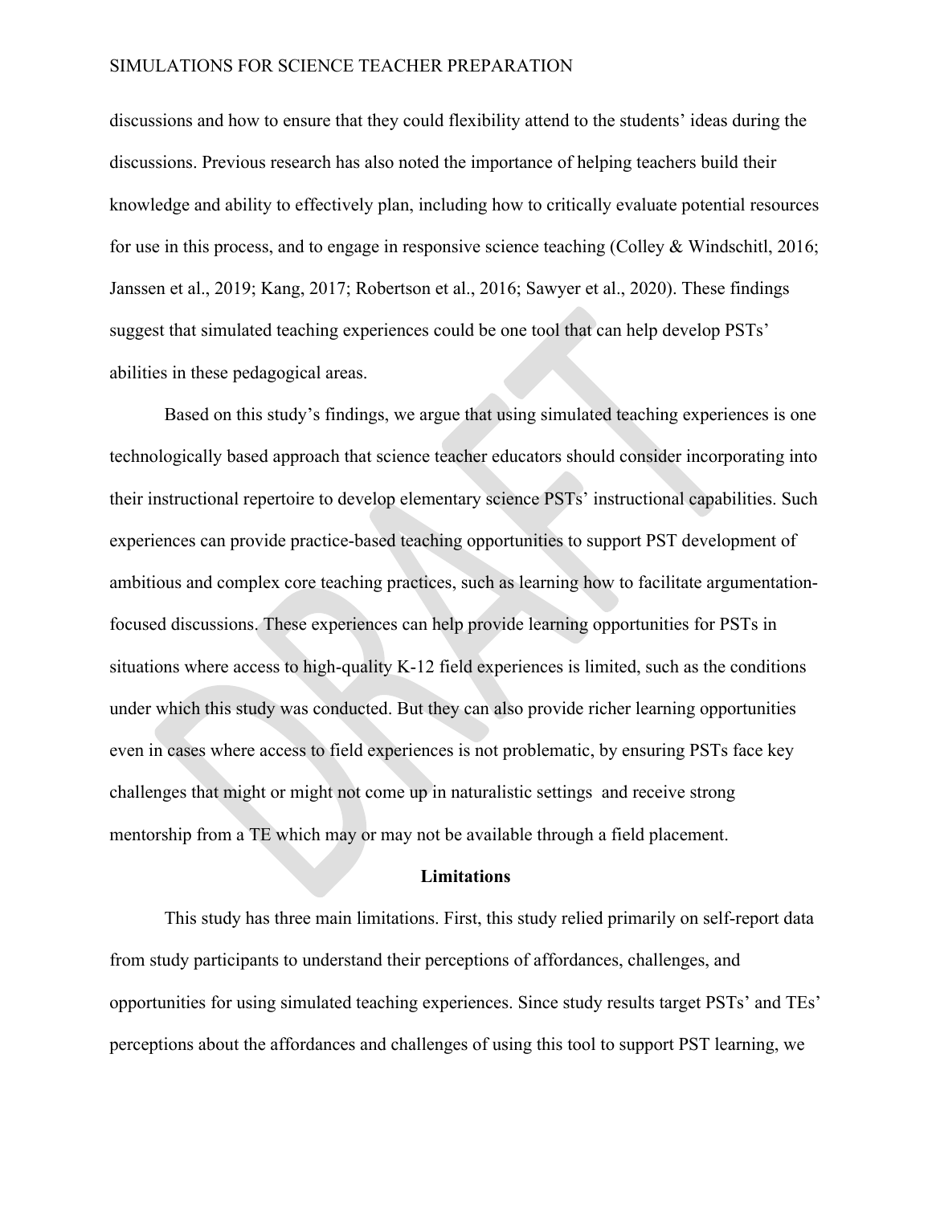discussions and how to ensure that they could flexibility attend to the students' ideas during the discussions. Previous research has also noted the importance of helping teachers build their knowledge and ability to effectively plan, including how to critically evaluate potential resources for use in this process, and to engage in responsive science teaching (Colley & Windschitl, 2016; Janssen et al., 2019; Kang, 2017; Robertson et al., 2016; Sawyer et al., 2020). These findings suggest that simulated teaching experiences could be one tool that can help develop PSTs' abilities in these pedagogical areas.

Based on this study's findings, we argue that using simulated teaching experiences is one technologically based approach that science teacher educators should consider incorporating into their instructional repertoire to develop elementary science PSTs' instructional capabilities. Such experiences can provide practice-based teaching opportunities to support PST development of ambitious and complex core teaching practices, such as learning how to facilitate argumentation-focused discussions. These experiences can help provide learning opportunities for PSTs in situations where access to high-quality K-12 field experiences is limited, such as the conditions under which this study was conducted. But they can also provide richer learning opportunities even in cases where access to field experiences is not problematic, by ensuring PSTs face key challenges that might or might not come up in naturalistic settings and receive strong mentorship from a TE which may or may not be available through a field placement.

## Limitations

This study has three main limitations. First, this study relied primarily on self-report data from study participants to understand their perceptions of affordances, challenges, and opportunities for using simulated teaching experiences. Since study results target PSTs' and TEs' perceptions about the affordances and challenges of using this tool to support PST learning, we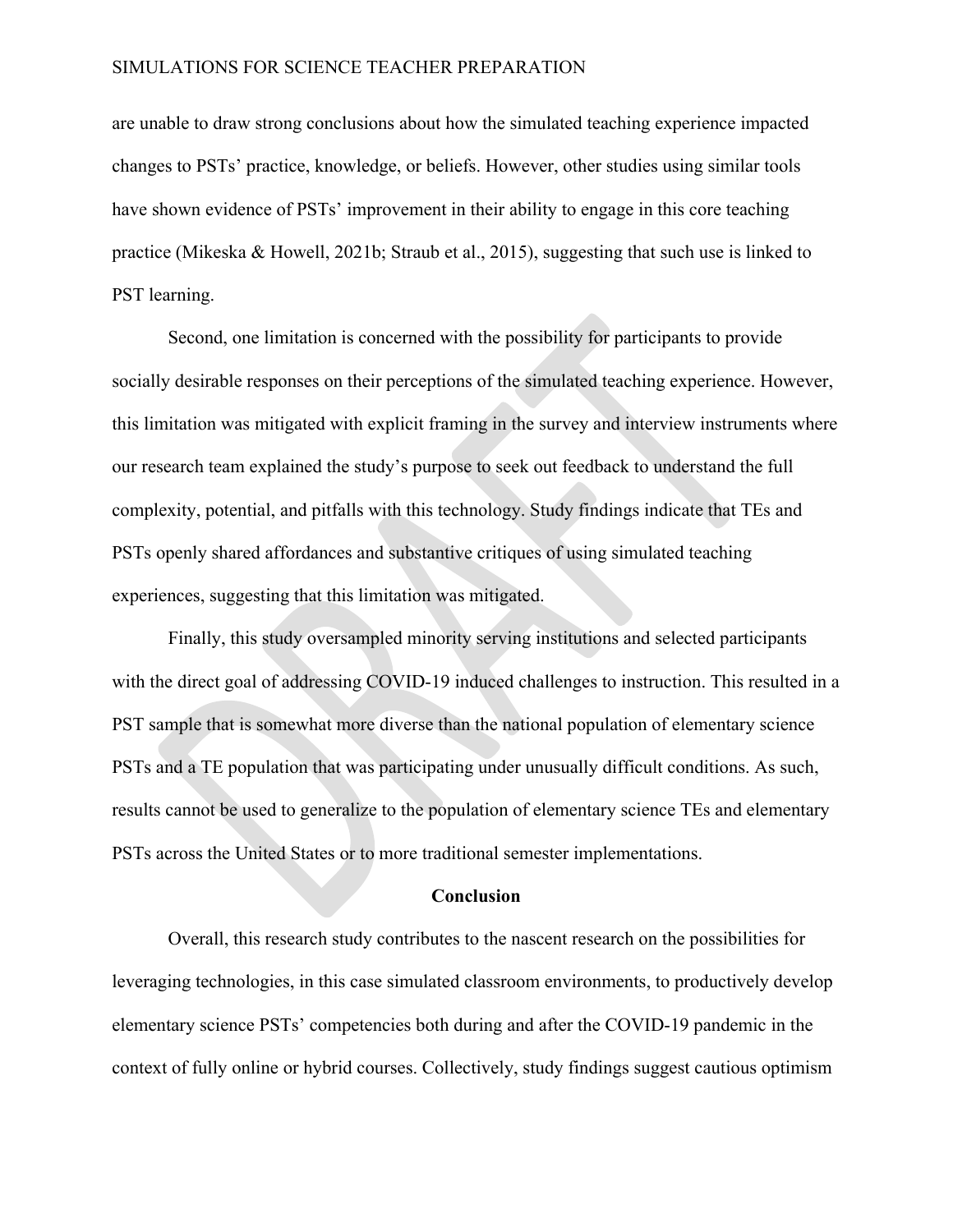are unable to draw strong conclusions about how the simulated teaching experience impacted changes to PSTs' practice, knowledge, or beliefs. However, other studies using similar tools have shown evidence of PSTs' improvement in their ability to engage in this core teaching practice (Mikeska & Howell, 2021b; Straub et al., 2015), suggesting that such use is linked to PST learning.

Second, one limitation is concerned with the possibility for participants to provide socially desirable responses on their perceptions of the simulated teaching experience. However, this limitation was mitigated with explicit framing in the survey and interview instruments where our research team explained the study's purpose to seek out feedback to understand the full complexity, potential, and pitfalls with this technology. Study findings indicate that TEs and PSTs openly shared affordances and substantive critiques of using simulated teaching experiences, suggesting that this limitation was mitigated.

Finally, this study oversampled minority serving institutions and selected participants with the direct goal of addressing COVID-19 induced challenges to instruction. This resulted in a PST sample that is somewhat more diverse than the national population of elementary science PSTs and a TE population that was participating under unusually difficult conditions. As such, results cannot be used to generalize to the population of elementary science TEs and elementary PSTs across the United States or to more traditional semester implementations.

## Conclusion

Overall, this research study contributes to the nascent research on the possibilities for leveraging technologies, in this case simulated classroom environments, to productively develop elementary science PSTs' competencies both during and after the COVID-19 pandemic in the context of fully online or hybrid courses. Collectively, study findings suggest cautious optimism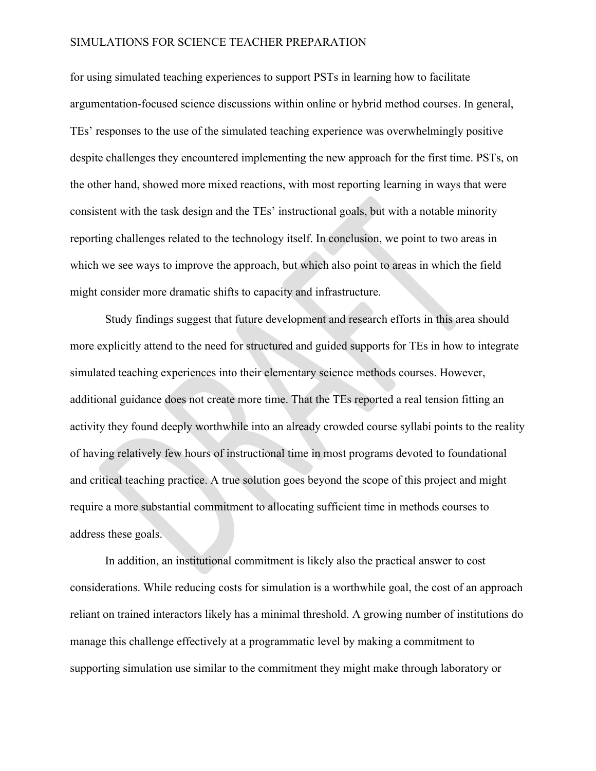for using simulated teaching experiences to support PSTs in learning how to facilitate argumentation-focused science discussions within online or hybrid method courses. In general, TEs' responses to the use of the simulated teaching experience was overwhelmingly positive despite challenges they encountered implementing the new approach for the first time. PSTs, on the other hand, showed more mixed reactions, with most reporting learning in ways that were consistent with the task design and the TEs' instructional goals, but with a notable minority reporting challenges related to the technology itself. In conclusion, we point to two areas in which we see ways to improve the approach, but which also point to areas in which the field might consider more dramatic shifts to capacity and infrastructure.

Study findings suggest that future development and research efforts in this area should more explicitly attend to the need for structured and guided supports for TEs in how to integrate simulated teaching experiences into their elementary science methods courses. However, additional guidance does not create more time. That the TEs reported a real tension fitting an activity they found deeply worthwhile into an already crowded course syllabi points to the reality of having relatively few hours of instructional time in most programs devoted to foundational and critical teaching practice. A true solution goes beyond the scope of this project and might require a more substantial commitment to allocating sufficient time in methods courses to address these goals.

In addition, an institutional commitment is likely also the practical answer to cost considerations. While reducing costs for simulation is a worthwhile goal, the cost of an approach reliant on trained interactors likely has a minimal threshold. A growing number of institutions do manage this challenge effectively at a programmatic level by making a commitment to supporting simulation use similar to the commitment they might make through laboratory or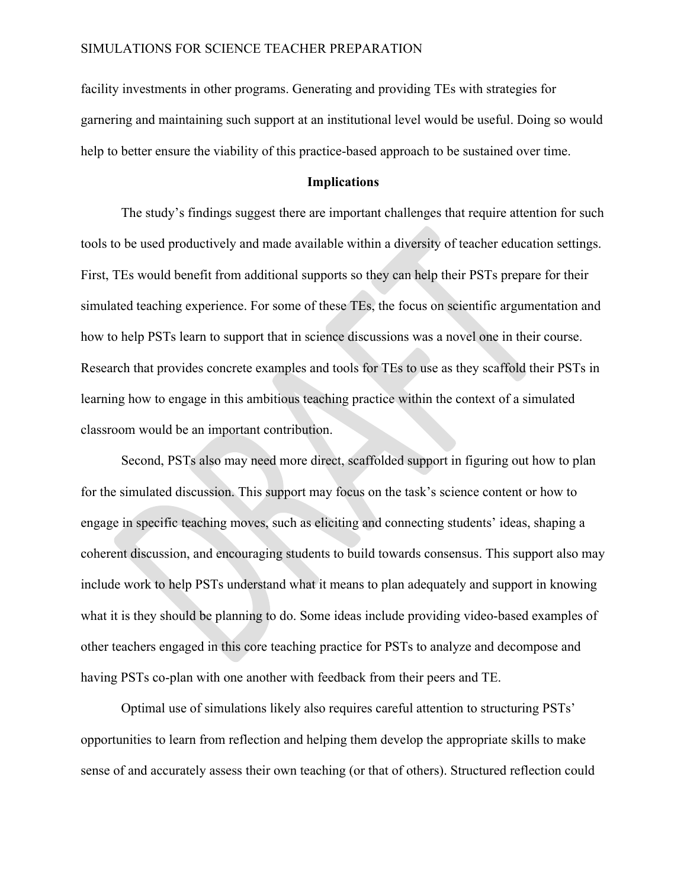facility investments in other programs. Generating and providing TEs with strategies for garnering and maintaining such support at an institutional level would be useful. Doing so would help to better ensure the viability of this practice-based approach to be sustained over time.

## Implications

The study's findings suggest there are important challenges that require attention for such tools to be used productively and made available within a diversity of teacher education settings. First, TEs would benefit from additional supports so they can help their PSTs prepare for their simulated teaching experience. For some of these TEs, the focus on scientific argumentation and how to help PSTs learn to support that in science discussions was a novel one in their course. Research that provides concrete examples and tools for TEs to use as they scaffold their PSTs in learning how to engage in this ambitious teaching practice within the context of a simulated classroom would be an important contribution.

Second, PSTs also may need more direct, scaffolded support in figuring out how to plan for the simulated discussion. This support may focus on the task's science content or how to engage in specific teaching moves, such as eliciting and connecting students' ideas, shaping a coherent discussion, and encouraging students to build towards consensus. This support also may include work to help PSTs understand what it means to plan adequately and support in knowing what it is they should be planning to do. Some ideas include providing video-based examples of other teachers engaged in this core teaching practice for PSTs to analyze and decompose and having PSTs co-plan with one another with feedback from their peers and TE.

Optimal use of simulations likely also requires careful attention to structuring PSTs' opportunities to learn from reflection and helping them develop the appropriate skills to make sense of and accurately assess their own teaching (or that of others). Structured reflection could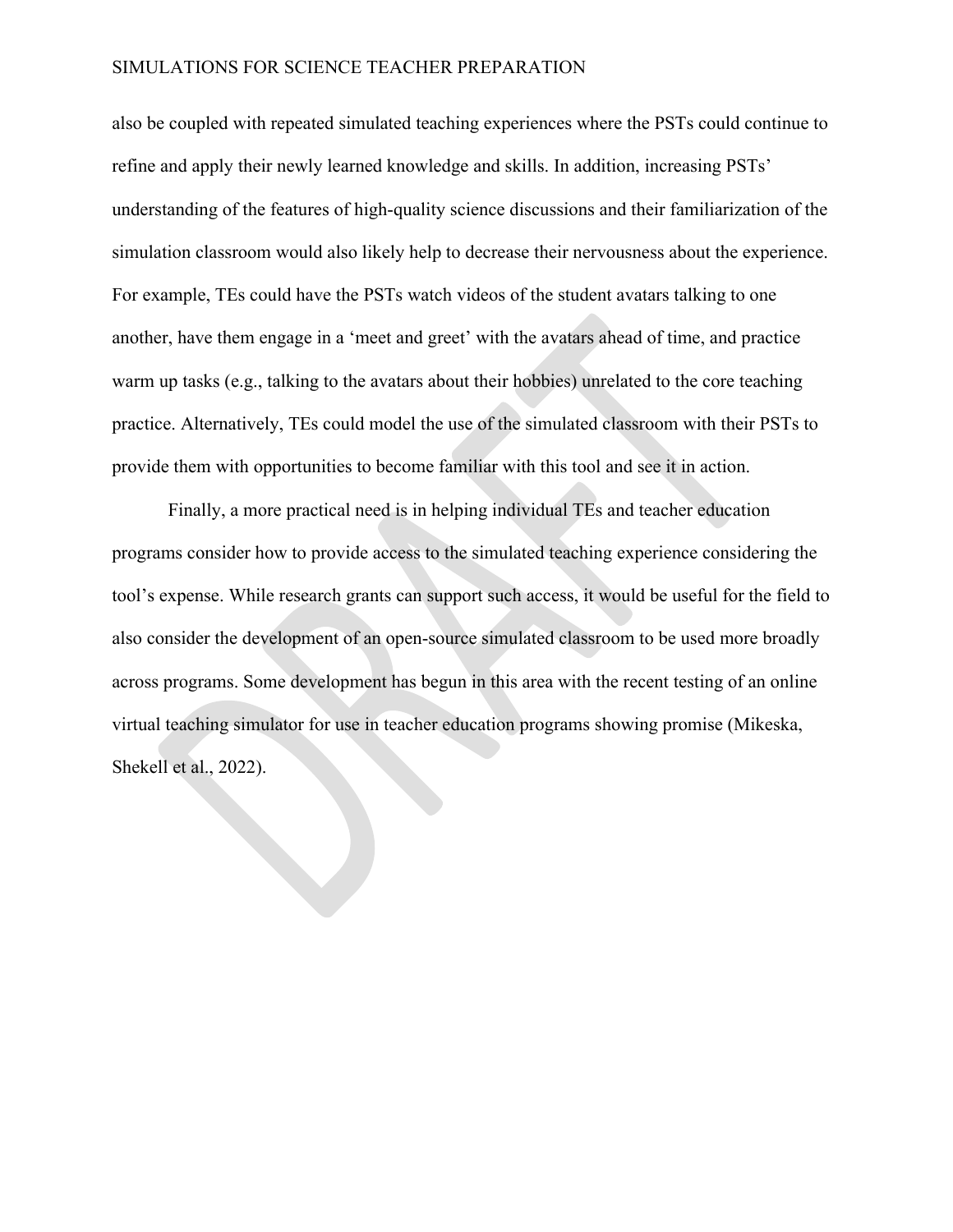also be coupled with repeated simulated teaching experiences where the PSTs could continue to refine and apply their newly learned knowledge and skills. In addition, increasing PSTs' understanding of the features of high-quality science discussions and their familiarization of the simulation classroom would also likely help to decrease their nervousness about the experience. For example, TEs could have the PSTs watch videos of the student avatars talking to one another, have them engage in a 'meet and greet' with the avatars ahead of time, and practice warm up tasks (e.g., talking to the avatars about their hobbies) unrelated to the core teaching practice. Alternatively, TEs could model the use of the simulated classroom with their PSTs to provide them with opportunities to become familiar with this tool and see it in action.

Finally, a more practical need is in helping individual TEs and teacher education programs consider how to provide access to the simulated teaching experience considering the tool's expense. While research grants can support such access, it would be useful for the field to also consider the development of an open-source simulated classroom to be used more broadly across programs. Some development has begun in this area with the recent testing of an online virtual teaching simulator for use in teacher education programs showing promise (Mikeska, Shekell et al., 2022).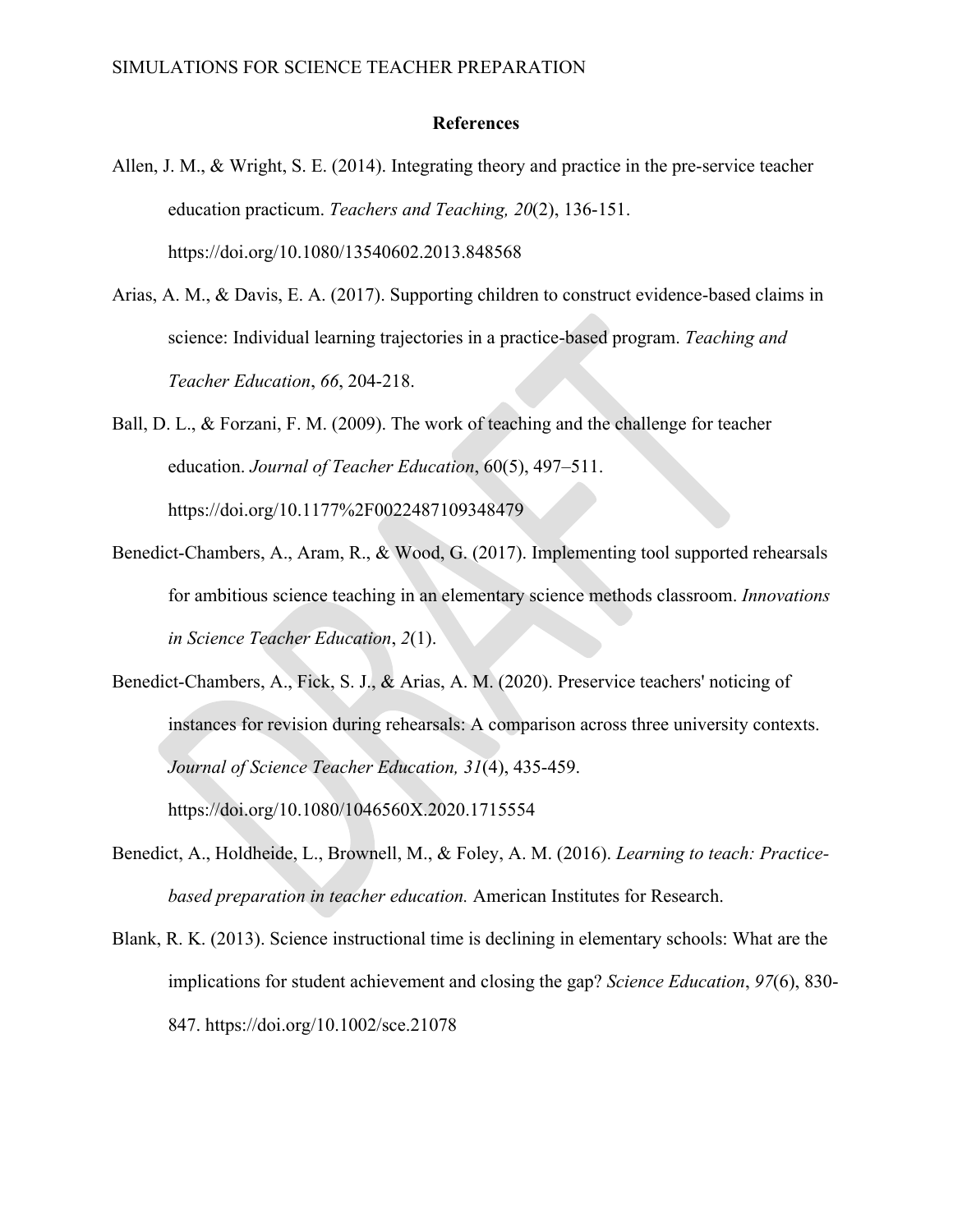## References

Allen, J. M., & Wright, S. E. (2014). Integrating theory and practice in the pre-service teacher education practicum. *Teachers and Teaching, 20*(2), 136-151. https://doi.org/10.1080/13540602.2013.848568

Arias, A. M., & Davis, E. A. (2017). Supporting children to construct evidence-based claims in science: Individual learning trajectories in a practice-based program. *Teaching and Teacher Education*, *66*, 204-218.

Ball, D. L., & Forzani, F. M. (2009). The work of teaching and the challenge for teacher education. *Journal of Teacher Education*, 60(5), 497–511. https://doi.org/10.1177%2F0022487109348479

Benedict-Chambers, A., Aram, R., & Wood, G. (2017). Implementing tool supported rehearsals for ambitious science teaching in an elementary science methods classroom. *Innovations in Science Teacher Education*, *2*(1).

Benedict-Chambers, A., Fick, S. J., & Arias, A. M. (2020). Preservice teachers' noticing of instances for revision during rehearsals: A comparison across three university contexts. *Journal of Science Teacher Education, 31*(4), 435-459. https://doi.org/10.1080/1046560X.2020.1715554

Benedict, A., Holdheide, L., Brownell, M., & Foley, A. M. (2016). *Learning to teach: Practice-based preparation in teacher education.* American Institutes for Research.

Blank, R. K. (2013). Science instructional time is declining in elementary schools: What are the implications for student achievement and closing the gap? *Science Education*, *97*(6), 830-847. https://doi.org/10.1002/sce.21078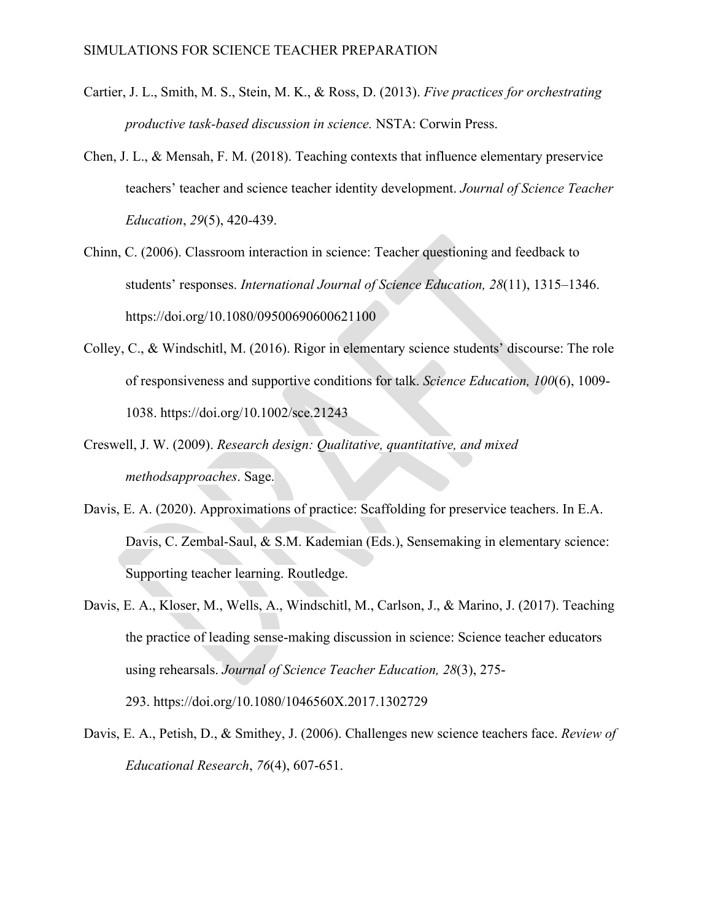Cartier, J. L., Smith, M. S., Stein, M. K., & Ross, D. (2013). *Five practices for orchestrating productive task-based discussion in science.* NSTA: Corwin Press.

Chen, J. L., & Mensah, F. M. (2018). Teaching contexts that influence elementary preservice teachers' teacher and science teacher identity development. *Journal of Science Teacher Education*, *29*(5), 420-439.

Chinn, C. (2006). Classroom interaction in science: Teacher questioning and feedback to students' responses. *International Journal of Science Education, 28*(11), 1315–1346. https://doi.org/10.1080/09500690600621100

Colley, C., & Windschitl, M. (2016). Rigor in elementary science students' discourse: The role of responsiveness and supportive conditions for talk. *Science Education, 100*(6), 1009-1038. https://doi.org/10.1002/sce.21243

Creswell, J. W. (2009). *Research design: Qualitative, quantitative, and mixed methodsapproaches*. Sage.

Davis, E. A. (2020). Approximations of practice: Scaffolding for preservice teachers. In E.A. Davis, C. Zembal-Saul, & S.M. Kademian (Eds.), Sensemaking in elementary science: Supporting teacher learning. Routledge.

Davis, E. A., Kloser, M., Wells, A., Windschitl, M., Carlson, J., & Marino, J. (2017). Teaching the practice of leading sense-making discussion in science: Science teacher educators using rehearsals. *Journal of Science Teacher Education, 28*(3), 275-293. https://doi.org/10.1080/1046560X.2017.1302729

Davis, E. A., Petish, D., & Smithey, J. (2006). Challenges new science teachers face. *Review of Educational Research*, *76*(4), 607-651.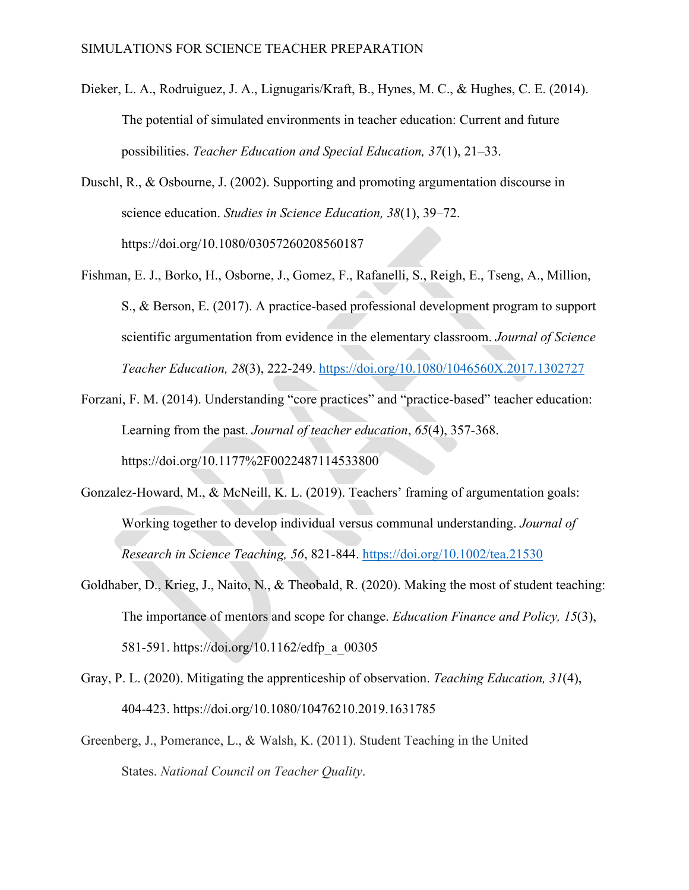Dieker, L. A., Rodruiguez, J. A., Lignugaris/Kraft, B., Hynes, M. C., & Hughes, C. E. (2014). The potential of simulated environments in teacher education: Current and future possibilities. *Teacher Education and Special Education, 37*(1), 21–33.

Duschl, R., & Osbourne, J. (2002). Supporting and promoting argumentation discourse in science education. *Studies in Science Education, 38*(1), 39–72. https://doi.org/10.1080/03057260208560187

Fishman, E. J., Borko, H., Osborne, J., Gomez, F., Rafanelli, S., Reigh, E., Tseng, A., Million, S., & Berson, E. (2017). A practice-based professional development program to support scientific argumentation from evidence in the elementary classroom. *Journal of Science Teacher Education, 28*(3), 222-249. https://doi.org/10.1080/1046560X.2017.1302727

Forzani, F. M. (2014). Understanding "core practices" and "practice-based" teacher education: Learning from the past. *Journal of teacher education*, *65*(4), 357-368. https://doi.org/10.1177%2F0022487114533800

Gonzalez-Howard, M., & McNeill, K. L. (2019). Teachers' framing of argumentation goals: Working together to develop individual versus communal understanding. *Journal of Research in Science Teaching, 56*, 821-844. https://doi.org/10.1002/tea.21530

Goldhaber, D., Krieg, J., Naito, N., & Theobald, R. (2020). Making the most of student teaching: The importance of mentors and scope for change. *Education Finance and Policy, 15*(3), 581-591. https://doi.org/10.1162/edfp_a_00305

Gray, P. L. (2020). Mitigating the apprenticeship of observation. *Teaching Education, 31*(4), 404-423. https://doi.org/10.1080/10476210.2019.1631785

Greenberg, J., Pomerance, L., & Walsh, K. (2011). Student Teaching in the United States. *National Council on Teacher Quality*.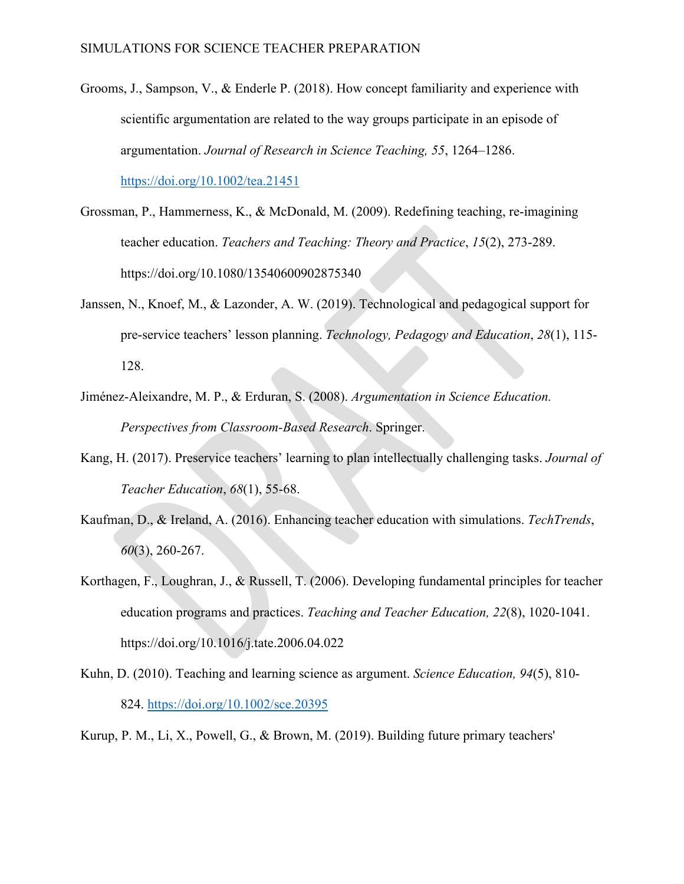Grooms, J., Sampson, V., & Enderle P. (2018). How concept familiarity and experience with scientific argumentation are related to the way groups participate in an episode of argumentation. *Journal of Research in Science Teaching, 55*, 1264–1286. https://doi.org/10.1002/tea.21451

Grossman, P., Hammerness, K., & McDonald, M. (2009). Redefining teaching, re-imagining teacher education. *Teachers and Teaching: Theory and Practice*, *15*(2), 273-289. https://doi.org/10.1080/13540600902875340

Janssen, N., Knoef, M., & Lazonder, A. W. (2019). Technological and pedagogical support for pre-service teachers' lesson planning. *Technology, Pedagogy and Education*, *28*(1), 115-128.

Jiménez-Aleixandre, M. P., & Erduran, S. (2008). *Argumentation in Science Education. Perspectives from Classroom-Based Research*. Springer.

Kang, H. (2017). Preservice teachers' learning to plan intellectually challenging tasks. *Journal of Teacher Education*, *68*(1), 55-68.

Kaufman, D., & Ireland, A. (2016). Enhancing teacher education with simulations. *TechTrends*, *60*(3), 260-267.

Korthagen, F., Loughran, J., & Russell, T. (2006). Developing fundamental principles for teacher education programs and practices. *Teaching and Teacher Education, 22*(8), 1020-1041. https://doi.org/10.1016/j.tate.2006.04.022

Kuhn, D. (2010). Teaching and learning science as argument. *Science Education, 94*(5), 810-824. https://doi.org/10.1002/sce.20395

Kurup, P. M., Li, X., Powell, G., & Brown, M. (2019). Building future primary teachers'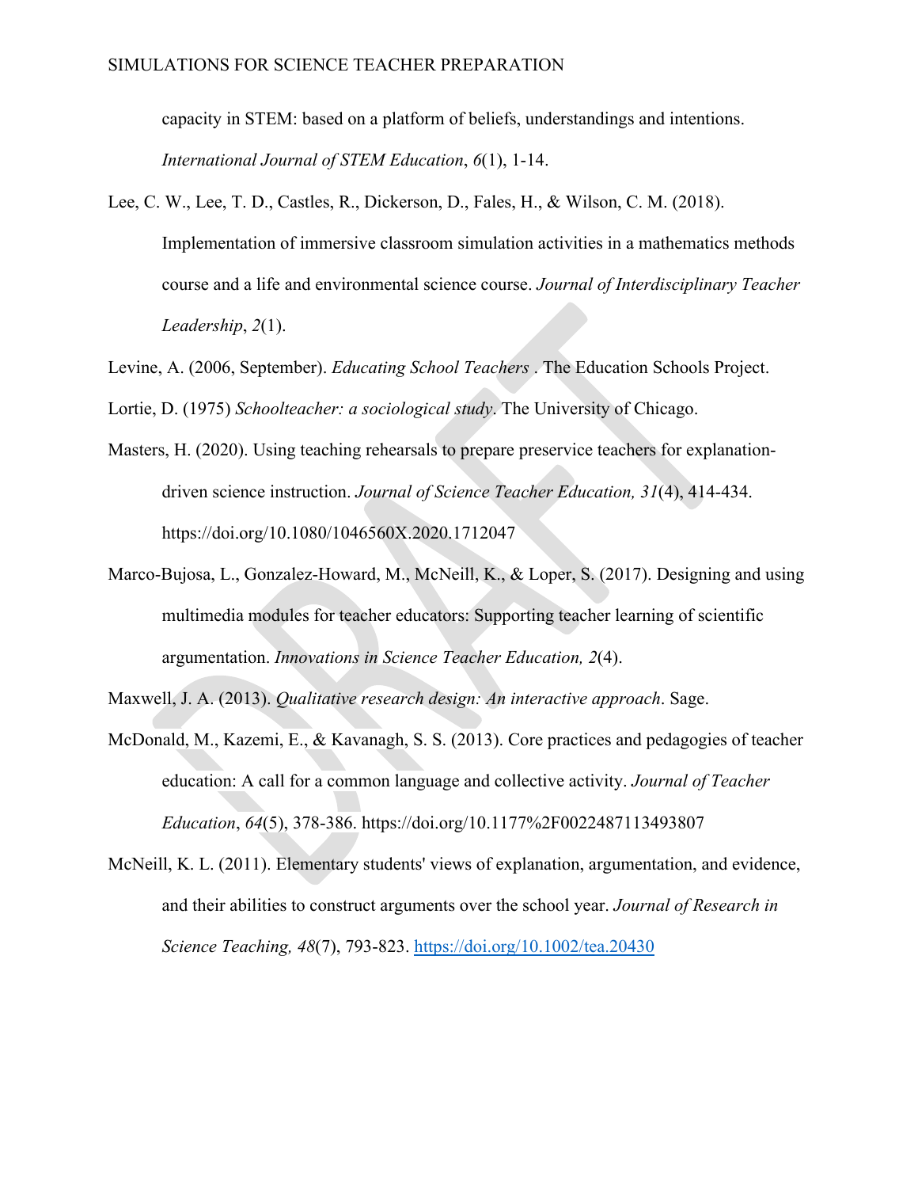capacity in STEM: based on a platform of beliefs, understandings and intentions. *International Journal of STEM Education*, *6*(1), 1-14.

Lee, C. W., Lee, T. D., Castles, R., Dickerson, D., Fales, H., & Wilson, C. M. (2018). Implementation of immersive classroom simulation activities in a mathematics methods course and a life and environmental science course. *Journal of Interdisciplinary Teacher Leadership*, *2*(1).

Levine, A. (2006, September). *Educating School Teachers* . The Education Schools Project.

Lortie, D. (1975) *Schoolteacher: a sociological study*. The University of Chicago.

Masters, H. (2020). Using teaching rehearsals to prepare preservice teachers for explanation-driven science instruction. *Journal of Science Teacher Education, 31*(4), 414-434. https://doi.org/10.1080/1046560X.2020.1712047

Marco-Bujosa, L., Gonzalez-Howard, M., McNeill, K., & Loper, S. (2017). Designing and using multimedia modules for teacher educators: Supporting teacher learning of scientific argumentation. *Innovations in Science Teacher Education, 2*(4).

Maxwell, J. A. (2013). *Qualitative research design: An interactive approach*. Sage.

McDonald, M., Kazemi, E., & Kavanagh, S. S. (2013). Core practices and pedagogies of teacher education: A call for a common language and collective activity. *Journal of Teacher Education*, *64*(5), 378-386. https://doi.org/10.1177%2F0022487113493807

McNeill, K. L. (2011). Elementary students' views of explanation, argumentation, and evidence, and their abilities to construct arguments over the school year. *Journal of Research in Science Teaching, 48*(7), 793-823. https://doi.org/10.1002/tea.20430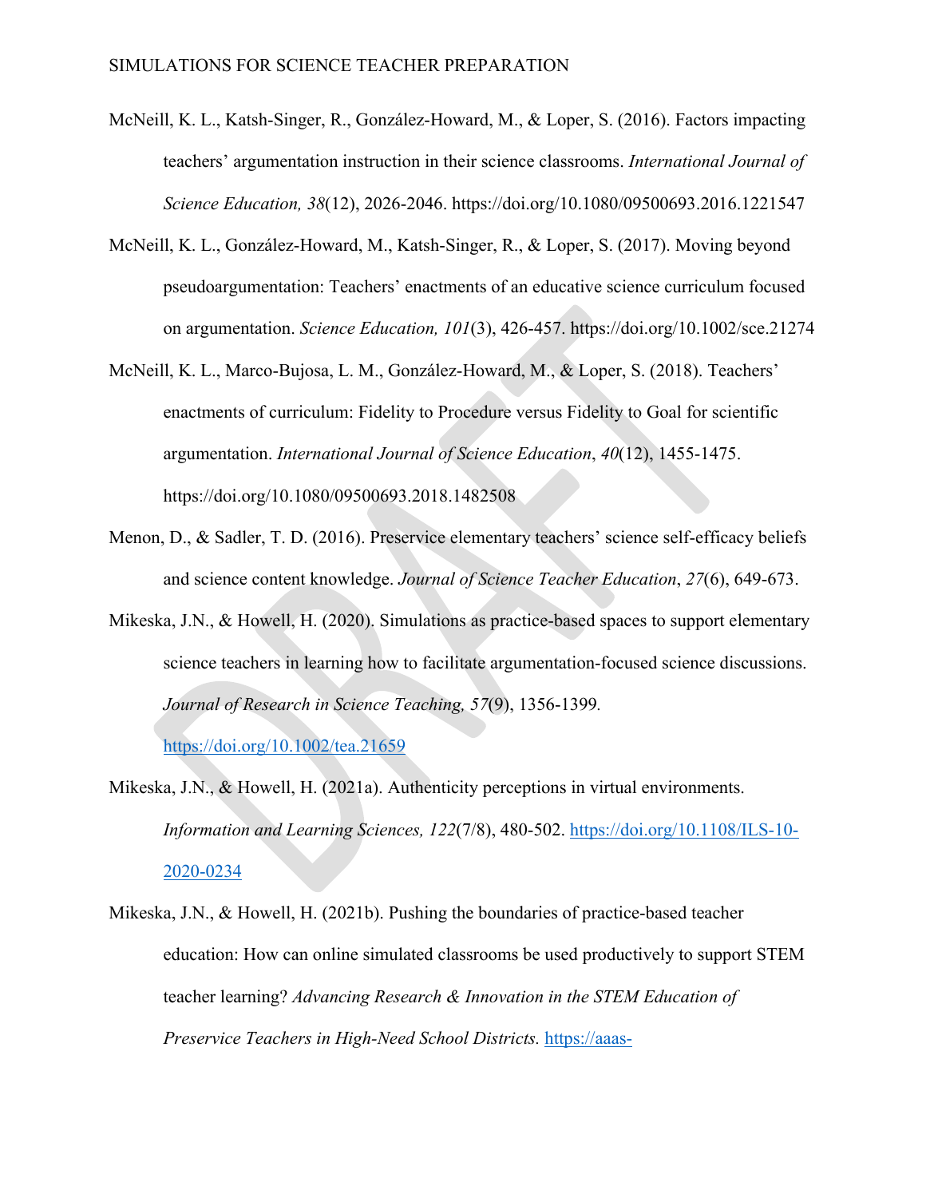McNeill, K. L., Katsh-Singer, R., González-Howard, M., & Loper, S. (2016). Factors impacting teachers' argumentation instruction in their science classrooms. *International Journal of Science Education, 38*(12), 2026-2046. https://doi.org/10.1080/09500693.2016.1221547

McNeill, K. L., González-Howard, M., Katsh-Singer, R., & Loper, S. (2017). Moving beyond pseudoargumentation: Teachers' enactments of an educative science curriculum focused on argumentation. *Science Education, 101*(3), 426-457. https://doi.org/10.1002/sce.21274

McNeill, K. L., Marco-Bujosa, L. M., González-Howard, M., & Loper, S. (2018). Teachers' enactments of curriculum: Fidelity to Procedure versus Fidelity to Goal for scientific argumentation. *International Journal of Science Education*, *40*(12), 1455-1475. https://doi.org/10.1080/09500693.2018.1482508

Menon, D., & Sadler, T. D. (2016). Preservice elementary teachers' science self-efficacy beliefs and science content knowledge. *Journal of Science Teacher Education*, *27*(6), 649-673.

Mikeska, J.N., & Howell, H. (2020). Simulations as practice-based spaces to support elementary science teachers in learning how to facilitate argumentation-focused science discussions. *Journal of Research in Science Teaching, 57*(9), 1356-1399. https://doi.org/10.1002/tea.21659

Mikeska, J.N., & Howell, H. (2021a). Authenticity perceptions in virtual environments. *Information and Learning Sciences, 122*(7/8), 480-502. https://doi.org/10.1108/ILS-10-2020-0234

Mikeska, J.N., & Howell, H. (2021b). Pushing the boundaries of practice-based teacher education: How can online simulated classrooms be used productively to support STEM teacher learning? *Advancing Research & Innovation in the STEM Education of Preservice Teachers in High-Need School Districts.* https://aaas-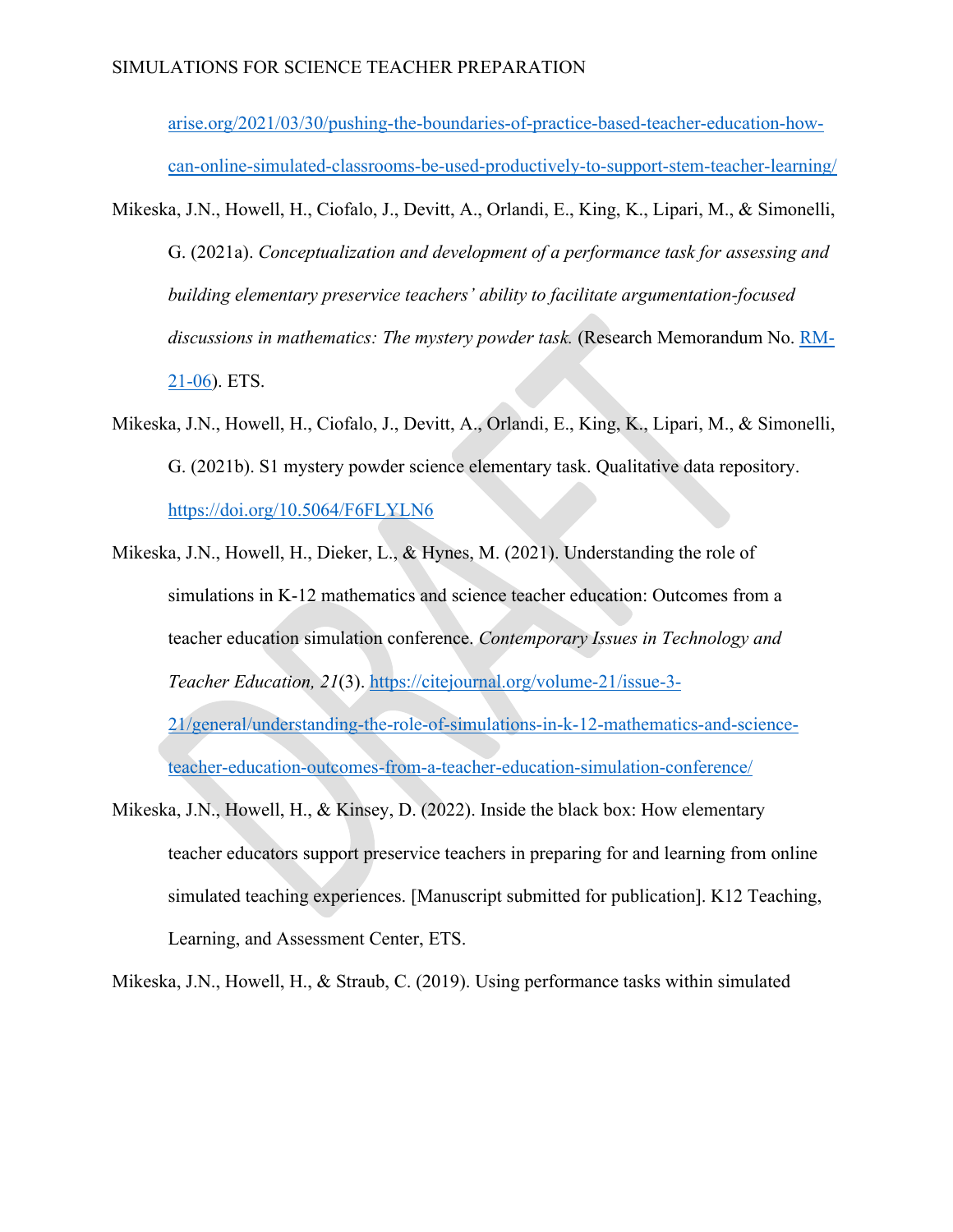arise.org/2021/03/30/pushing-the-boundaries-of-practice-based-teacher-education-how-can-online-simulated-classrooms-be-used-productively-to-support-stem-teacher-learning/

Mikeska, J.N., Howell, H., Ciofalo, J., Devitt, A., Orlandi, E., King, K., Lipari, M., & Simonelli, G. (2021a). *Conceptualization and development of a performance task for assessing and building elementary preservice teachers' ability to facilitate argumentation-focused discussions in mathematics: The mystery powder task.* (Research Memorandum No. RM-21-06). ETS.

Mikeska, J.N., Howell, H., Ciofalo, J., Devitt, A., Orlandi, E., King, K., Lipari, M., & Simonelli, G. (2021b). S1 mystery powder science elementary task. Qualitative data repository. https://doi.org/10.5064/F6FLYLN6

Mikeska, J.N., Howell, H., Dieker, L., & Hynes, M. (2021). Understanding the role of simulations in K-12 mathematics and science teacher education: Outcomes from a teacher education simulation conference. *Contemporary Issues in Technology and Teacher Education, 21*(3). https://citejournal.org/volume-21/issue-3-21/general/understanding-the-role-of-simulations-in-k-12-mathematics-and-science-teacher-education-outcomes-from-a-teacher-education-simulation-conference/

Mikeska, J.N., Howell, H., & Kinsey, D. (2022). Inside the black box: How elementary teacher educators support preservice teachers in preparing for and learning from online simulated teaching experiences. [Manuscript submitted for publication]. K12 Teaching, Learning, and Assessment Center, ETS.

Mikeska, J.N., Howell, H., & Straub, C. (2019). Using performance tasks within simulated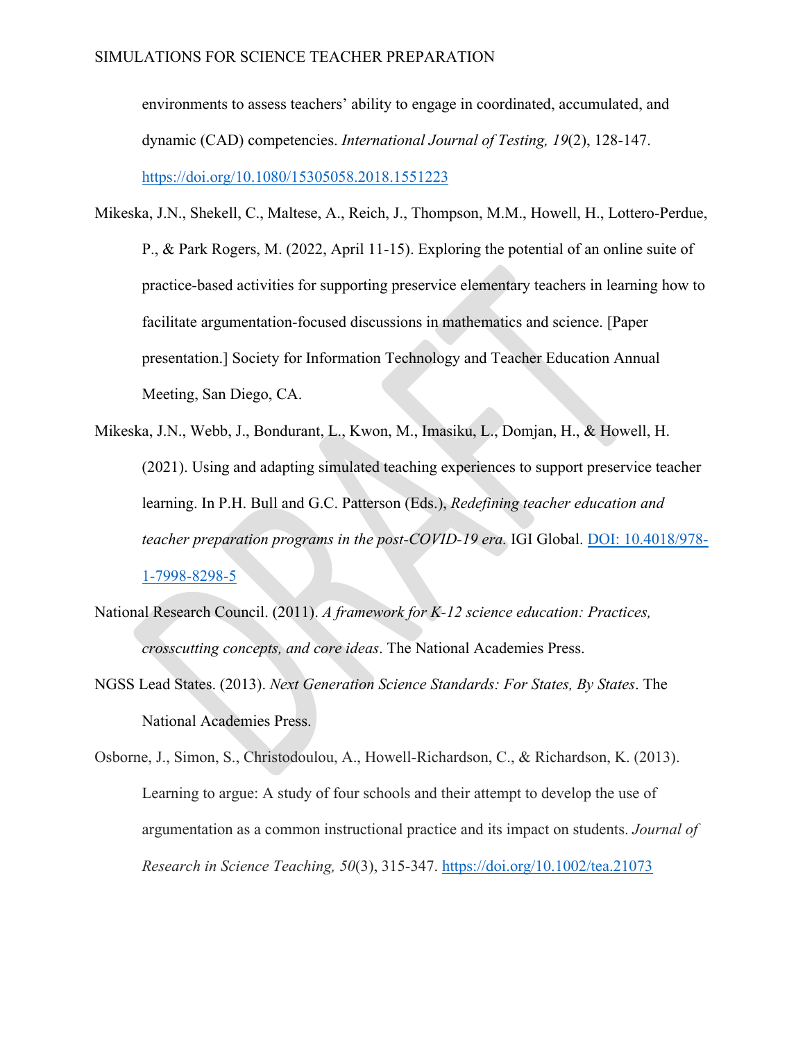environments to assess teachers' ability to engage in coordinated, accumulated, and dynamic (CAD) competencies. *International Journal of Testing, 19*(2), 128-147. https://doi.org/10.1080/15305058.2018.1551223

Mikeska, J.N., Shekell, C., Maltese, A., Reich, J., Thompson, M.M., Howell, H., Lottero-Perdue, P., & Park Rogers, M. (2022, April 11-15). Exploring the potential of an online suite of practice-based activities for supporting preservice elementary teachers in learning how to facilitate argumentation-focused discussions in mathematics and science. [Paper presentation.] Society for Information Technology and Teacher Education Annual Meeting, San Diego, CA.

Mikeska, J.N., Webb, J., Bondurant, L., Kwon, M., Imasiku, L., Domjan, H., & Howell, H. (2021). Using and adapting simulated teaching experiences to support preservice teacher learning. In P.H. Bull and G.C. Patterson (Eds.), *Redefining teacher education and teacher preparation programs in the post-COVID-19 era.* IGI Global. DOI: 10.4018/978-1-7998-8298-5

National Research Council. (2011). *A framework for K-12 science education: Practices, crosscutting concepts, and core ideas*. The National Academies Press.

NGSS Lead States. (2013). *Next Generation Science Standards: For States, By States*. The National Academies Press.

Osborne, J., Simon, S., Christodoulou, A., Howell-Richardson, C., & Richardson, K. (2013). Learning to argue: A study of four schools and their attempt to develop the use of argumentation as a common instructional practice and its impact on students. *Journal of Research in Science Teaching, 50*(3), 315-347. https://doi.org/10.1002/tea.21073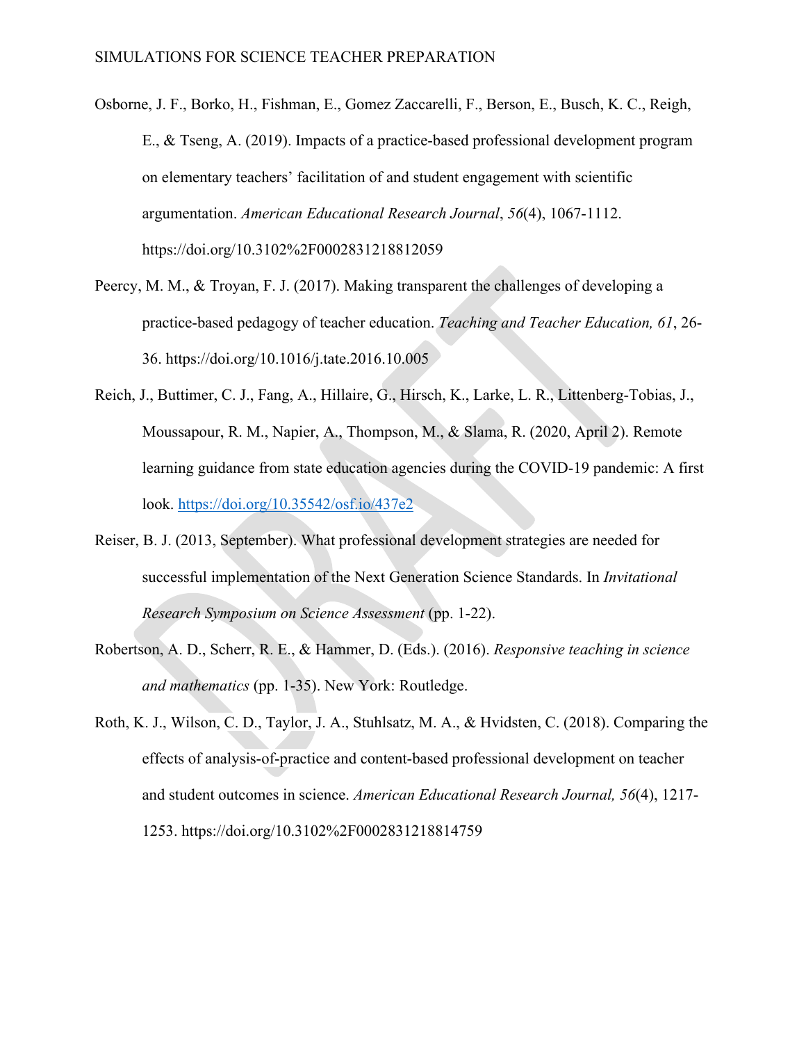Osborne, J. F., Borko, H., Fishman, E., Gomez Zaccarelli, F., Berson, E., Busch, K. C., Reigh, E., & Tseng, A. (2019). Impacts of a practice-based professional development program on elementary teachers' facilitation of and student engagement with scientific argumentation. *American Educational Research Journal*, *56*(4), 1067-1112. https://doi.org/10.3102%2F0002831218812059

Peercy, M. M., & Troyan, F. J. (2017). Making transparent the challenges of developing a practice-based pedagogy of teacher education. *Teaching and Teacher Education, 61*, 26-36. https://doi.org/10.1016/j.tate.2016.10.005

Reich, J., Buttimer, C. J., Fang, A., Hillaire, G., Hirsch, K., Larke, L. R., Littenberg-Tobias, J., Moussapour, R. M., Napier, A., Thompson, M., & Slama, R. (2020, April 2). Remote learning guidance from state education agencies during the COVID-19 pandemic: A first look. https://doi.org/10.35542/osf.io/437e2

Reiser, B. J. (2013, September). What professional development strategies are needed for successful implementation of the Next Generation Science Standards. In *Invitational Research Symposium on Science Assessment* (pp. 1-22).

Robertson, A. D., Scherr, R. E., & Hammer, D. (Eds.). (2016). *Responsive teaching in science and mathematics* (pp. 1-35). New York: Routledge.

Roth, K. J., Wilson, C. D., Taylor, J. A., Stuhlsatz, M. A., & Hvidsten, C. (2018). Comparing the effects of analysis-of-practice and content-based professional development on teacher and student outcomes in science. *American Educational Research Journal, 56*(4), 1217-1253. https://doi.org/10.3102%2F0002831218814759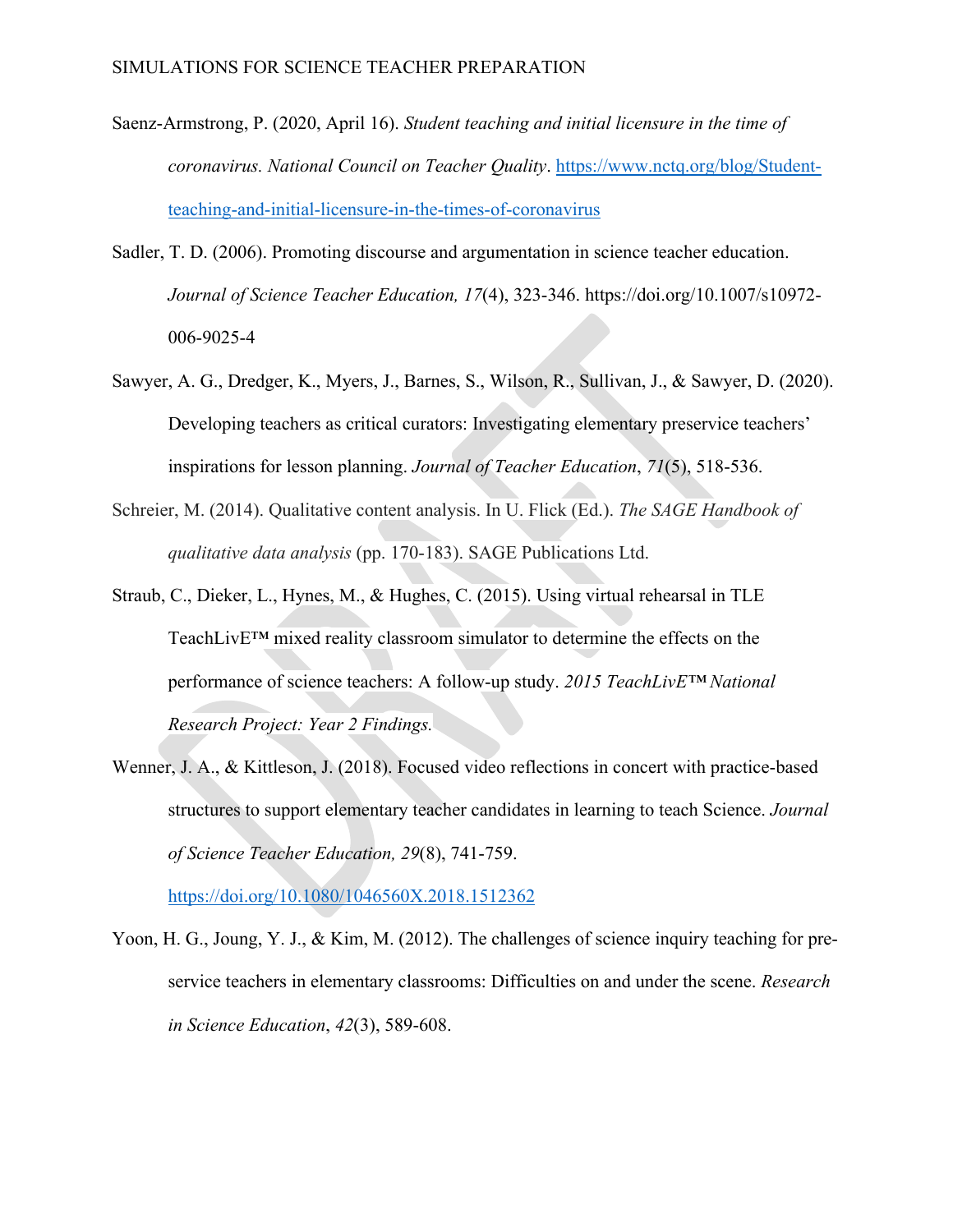Saenz-Armstrong, P. (2020, April 16). *Student teaching and initial licensure in the time of coronavirus. National Council on Teacher Quality*. https://www.nctq.org/blog/Student-teaching-and-initial-licensure-in-the-times-of-coronavirus

Sadler, T. D. (2006). Promoting discourse and argumentation in science teacher education. *Journal of Science Teacher Education, 17*(4), 323-346. https://doi.org/10.1007/s10972-006-9025-4

Sawyer, A. G., Dredger, K., Myers, J., Barnes, S., Wilson, R., Sullivan, J., & Sawyer, D. (2020). Developing teachers as critical curators: Investigating elementary preservice teachers' inspirations for lesson planning. *Journal of Teacher Education*, *71*(5), 518-536.

Schreier, M. (2014). Qualitative content analysis. In U. Flick (Ed.). *The SAGE Handbook of qualitative data analysis* (pp. 170-183). SAGE Publications Ltd.

Straub, C., Dieker, L., Hynes, M., & Hughes, C. (2015). Using virtual rehearsal in TLE TeachLivE™ mixed reality classroom simulator to determine the effects on the performance of science teachers: A follow-up study. *2015 TeachLivE™ National Research Project: Year 2 Findings.*

Wenner, J. A., & Kittleson, J. (2018). Focused video reflections in concert with practice-based structures to support elementary teacher candidates in learning to teach Science. *Journal of Science Teacher Education, 29*(8), 741-759. https://doi.org/10.1080/1046560X.2018.1512362

Yoon, H. G., Joung, Y. J., & Kim, M. (2012). The challenges of science inquiry teaching for pre-service teachers in elementary classrooms: Difficulties on and under the scene. *Research in Science Education*, *42*(3), 589-608.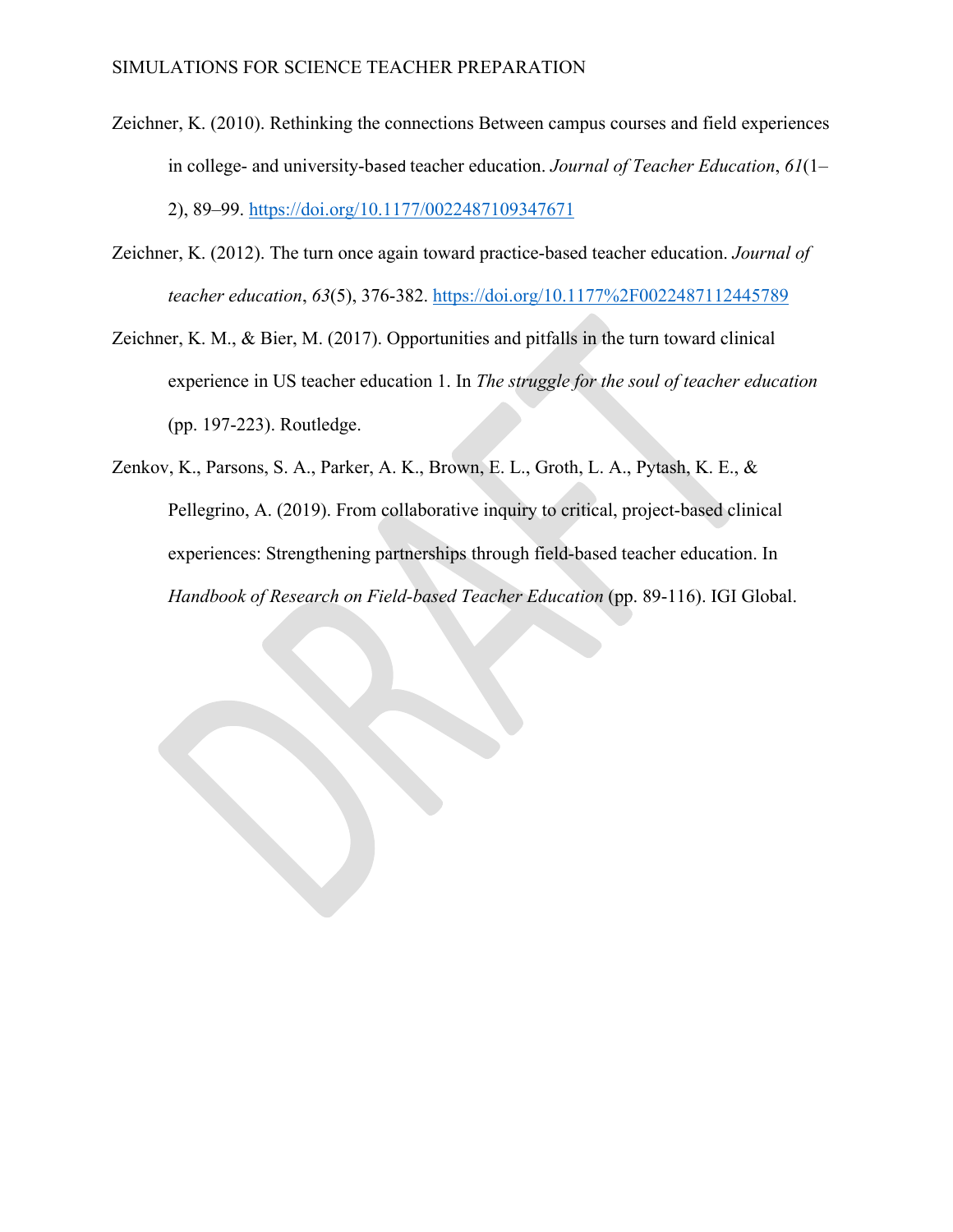Zeichner, K. (2010). Rethinking the connections Between campus courses and field experiences in college- and university-based teacher education. *Journal of Teacher Education*, *61*(1–2), 89–99. https://doi.org/10.1177/0022487109347671

Zeichner, K. (2012). The turn once again toward practice-based teacher education. *Journal of teacher education*, *63*(5), 376-382. https://doi.org/10.1177%2F0022487112445789

Zeichner, K. M., & Bier, M. (2017). Opportunities and pitfalls in the turn toward clinical experience in US teacher education 1. In *The struggle for the soul of teacher education* (pp. 197-223). Routledge.

Zenkov, K., Parsons, S. A., Parker, A. K., Brown, E. L., Groth, L. A., Pytash, K. E., & Pellegrino, A. (2019). From collaborative inquiry to critical, project-based clinical experiences: Strengthening partnerships through field-based teacher education. In *Handbook of Research on Field-based Teacher Education* (pp. 89-116). IGI Global.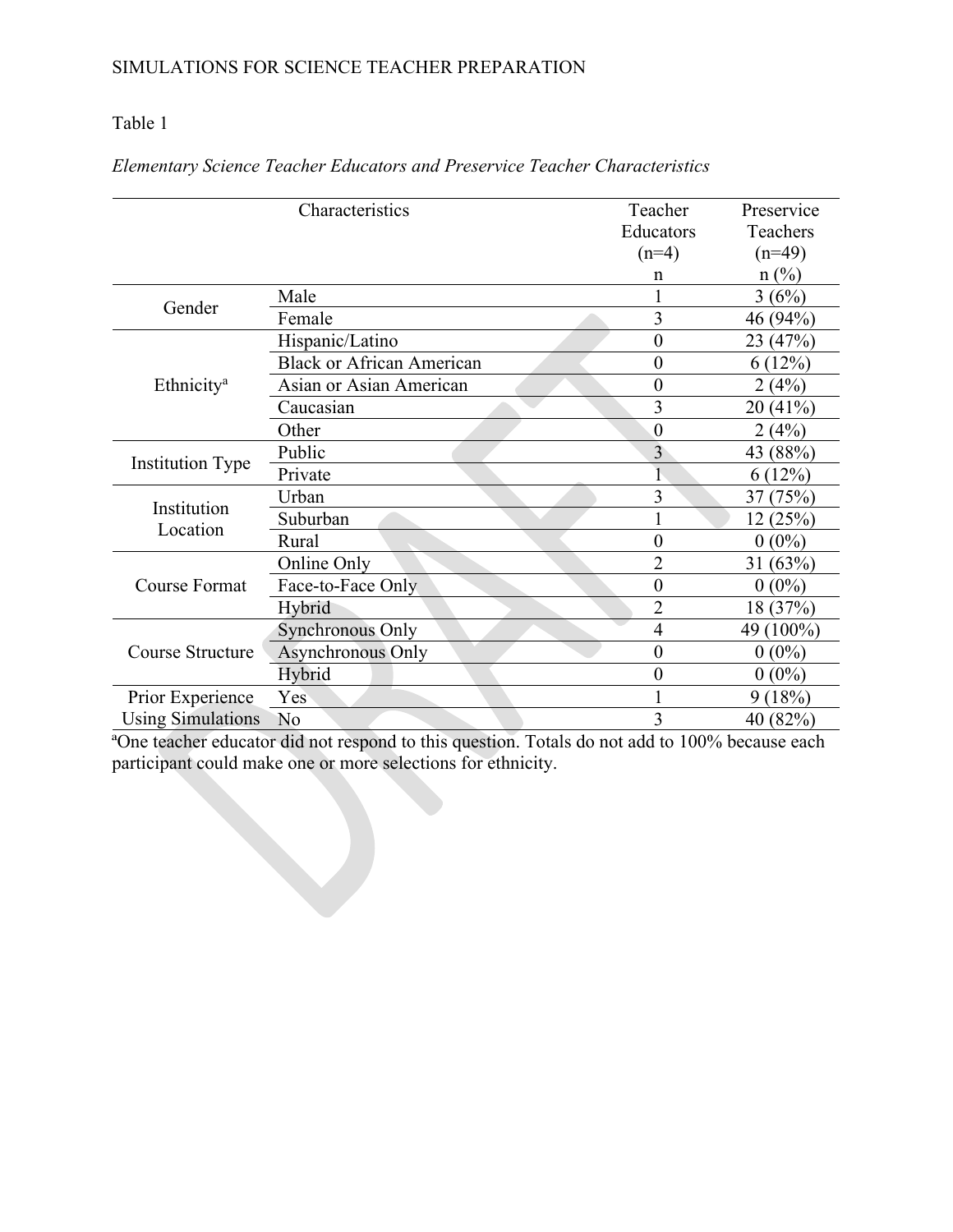Table 1

*Elementary Science Teacher Educators and Preservice Teacher Characteristics*

| Characteristics | | Teacher Educators (n=4) n | Preservice Teachers (n=49) n (%) |
|---|---|---|---|
| Gender | Male | 1 | 3 (6%) |
| | Female | 3 | 46 (94%) |
| Ethnicity[a] | Hispanic/Latino | 0 | 23 (47%) |
| | Black or African American | 0 | 6 (12%) |
| | Asian or Asian American | 0 | 2 (4%) |
| | Caucasian | 3 | 20 (41%) |
| | Other | 0 | 2 (4%) |
| Institution Type | Public | 3 | 43 (88%) |
| | Private | 1 | 6 (12%) |
| Institution Location | Urban | 3 | 37 (75%) |
| | Suburban | 1 | 12 (25%) |
| | Rural | 0 | 0 (0%) |
| Course Format | Online Only | 2 | 31 (63%) |
| | Face-to-Face Only | 0 | 0 (0%) |
| | Hybrid | 2 | 18 (37%) |
| Course Structure | Synchronous Only | 4 | 49 (100%) |
| | Asynchronous Only | 0 | 0 (0%) |
| | Hybrid | 0 | 0 (0%) |
| Prior Experience Using Simulations | Yes | 1 | 9 (18%) |
| | No | 3 | 40 (82%) |

[a]One teacher educator did not respond to this question. Totals do not add to 100% because each participant could make one or more selections for ethnicity.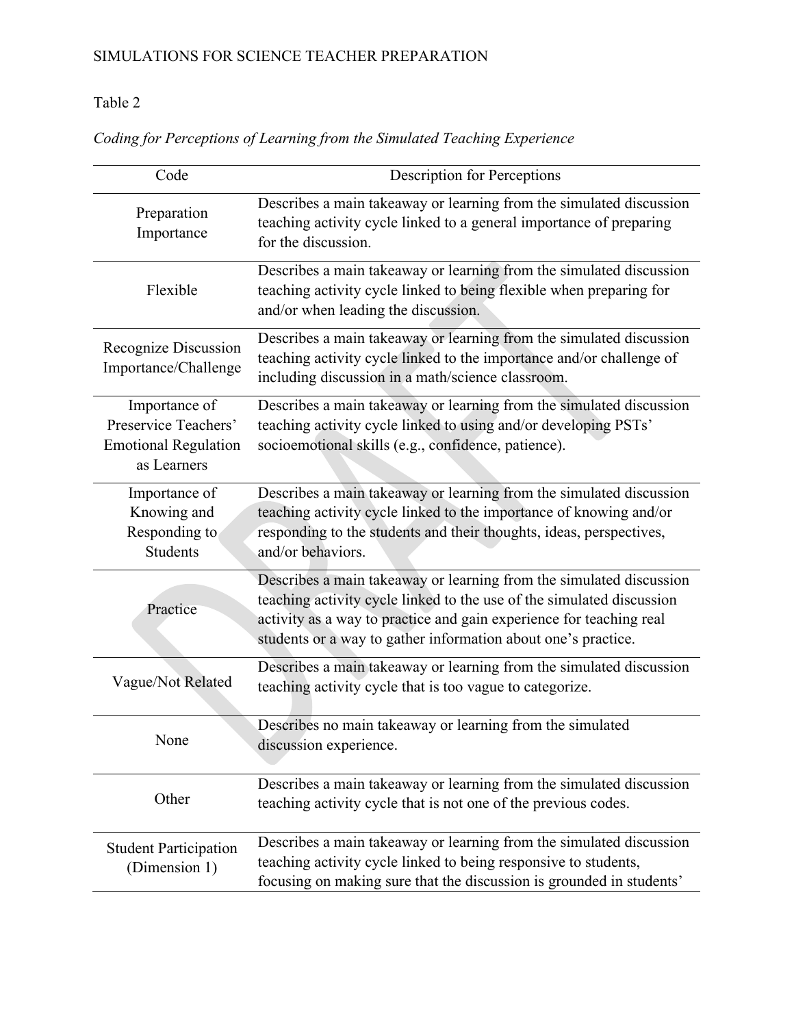Table 2

*Coding for Perceptions of Learning from the Simulated Teaching Experience*

| Code | Description for Perceptions |
|---|---|
| Preparation Importance | Describes a main takeaway or learning from the simulated discussion teaching activity cycle linked to a general importance of preparing for the discussion. |
| Flexible | Describes a main takeaway or learning from the simulated discussion teaching activity cycle linked to being flexible when preparing for and/or when leading the discussion. |
| Recognize Discussion Importance/Challenge | Describes a main takeaway or learning from the simulated discussion teaching activity cycle linked to the importance and/or challenge of including discussion in a math/science classroom. |
| Importance of Preservice Teachers' Emotional Regulation as Learners | Describes a main takeaway or learning from the simulated discussion teaching activity cycle linked to using and/or developing PSTs' socioemotional skills (e.g., confidence, patience). |
| Importance of Knowing and Responding to Students | Describes a main takeaway or learning from the simulated discussion teaching activity cycle linked to the importance of knowing and/or responding to the students and their thoughts, ideas, perspectives, and/or behaviors. |
| Practice | Describes a main takeaway or learning from the simulated discussion teaching activity cycle linked to the use of the simulated discussion activity as a way to practice and gain experience for teaching real students or a way to gather information about one's practice. |
| Vague/Not Related | Describes a main takeaway or learning from the simulated discussion teaching activity cycle that is too vague to categorize. |
| None | Describes no main takeaway or learning from the simulated discussion experience. |
| Other | Describes a main takeaway or learning from the simulated discussion teaching activity cycle that is not one of the previous codes. |
| Student Participation (Dimension 1) | Describes a main takeaway or learning from the simulated discussion teaching activity cycle linked to being responsive to students, focusing on making sure that the discussion is grounded in students' |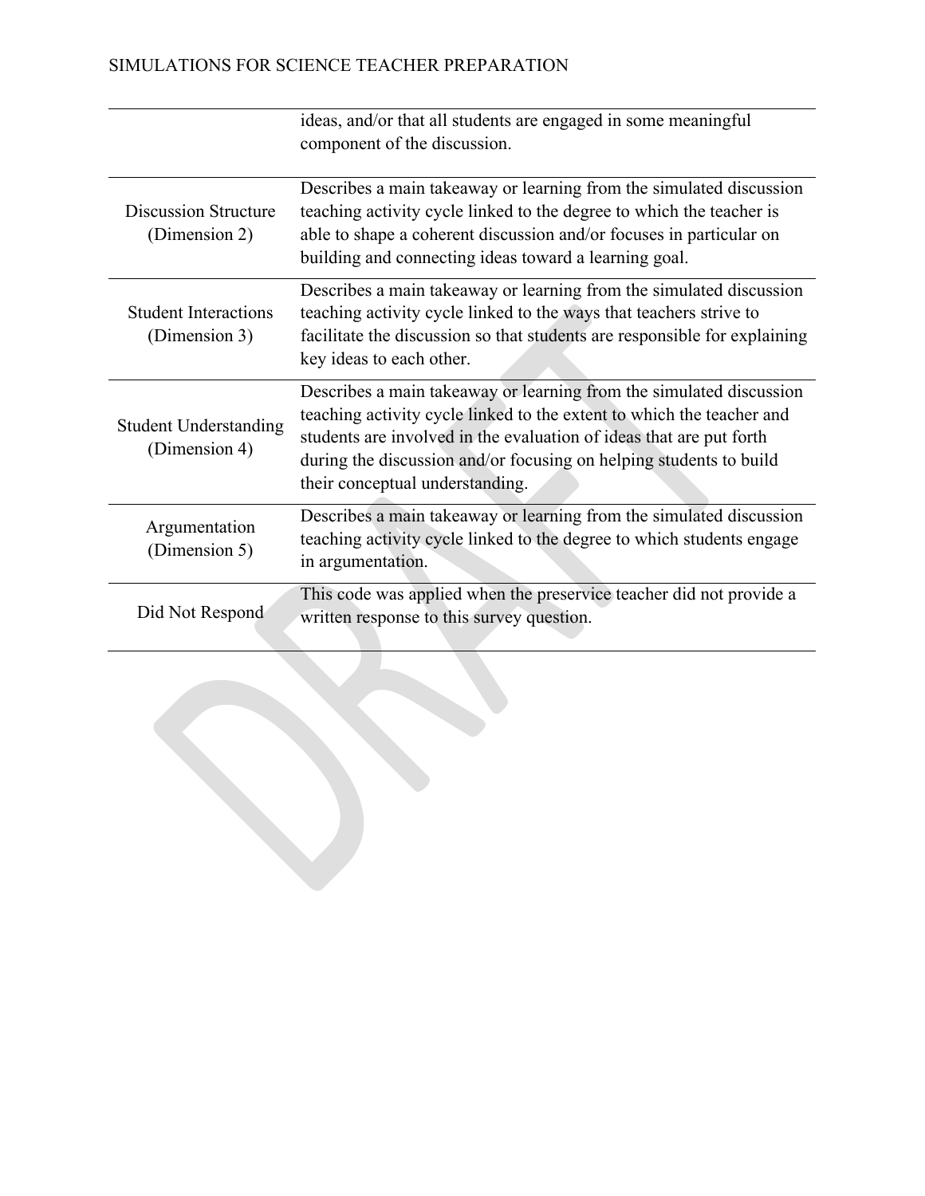| | |
|---|---|
| | ideas, and/or that all students are engaged in some meaningful component of the discussion. |
| Discussion Structure (Dimension 2) | Describes a main takeaway or learning from the simulated discussion teaching activity cycle linked to the degree to which the teacher is able to shape a coherent discussion and/or focuses in particular on building and connecting ideas toward a learning goal. |
| Student Interactions (Dimension 3) | Describes a main takeaway or learning from the simulated discussion teaching activity cycle linked to the ways that teachers strive to facilitate the discussion so that students are responsible for explaining key ideas to each other. |
| Student Understanding (Dimension 4) | Describes a main takeaway or learning from the simulated discussion teaching activity cycle linked to the extent to which the teacher and students are involved in the evaluation of ideas that are put forth during the discussion and/or focusing on helping students to build their conceptual understanding. |
| Argumentation (Dimension 5) | Describes a main takeaway or learning from the simulated discussion teaching activity cycle linked to the degree to which students engage in argumentation. |
| Did Not Respond | This code was applied when the preservice teacher did not provide a written response to this survey question. |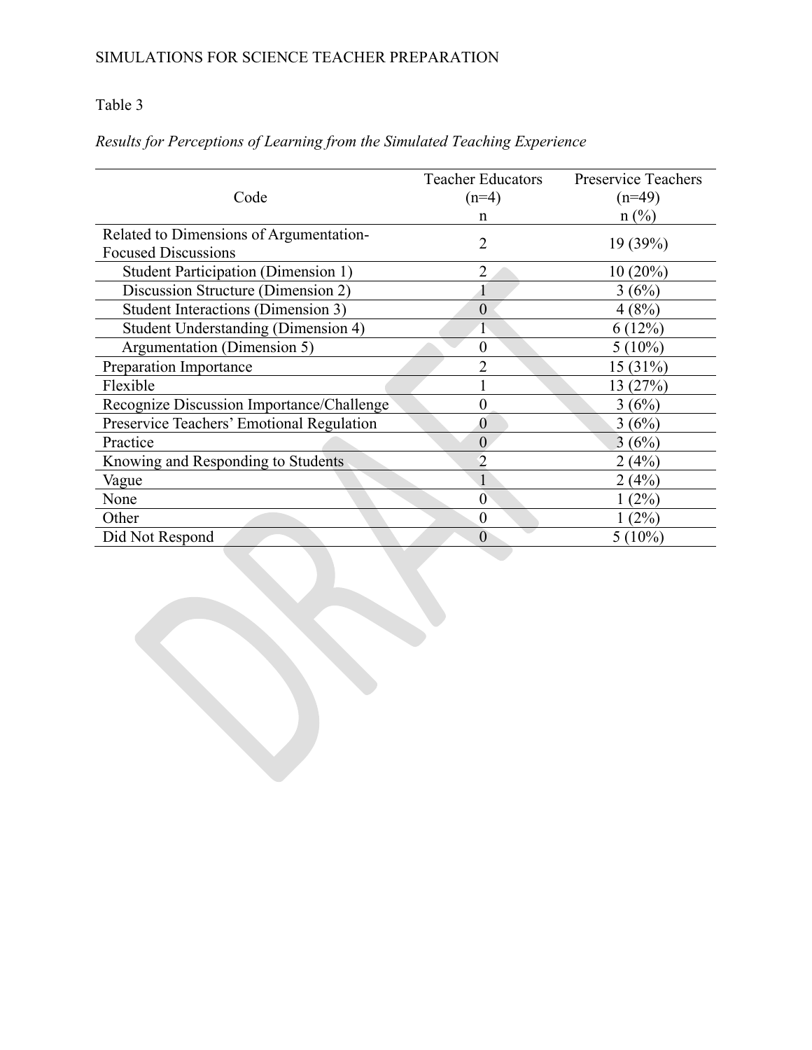Table 3

*Results for Perceptions of Learning from the Simulated Teaching Experience*

| Code | Teacher Educators (n=4) n | Preservice Teachers (n=49) n (%) |
|---|---|---|
| Related to Dimensions of Argumentation-Focused Discussions | 2 | 19 (39%) |
| Student Participation (Dimension 1) | 2 | 10 (20%) |
| Discussion Structure (Dimension 2) | 1 | 3 (6%) |
| Student Interactions (Dimension 3) | 0 | 4 (8%) |
| Student Understanding (Dimension 4) | 1 | 6 (12%) |
| Argumentation (Dimension 5) | 0 | 5 (10%) |
| Preparation Importance | 2 | 15 (31%) |
| Flexible | 1 | 13 (27%) |
| Recognize Discussion Importance/Challenge | 0 | 3 (6%) |
| Preservice Teachers' Emotional Regulation | 0 | 3 (6%) |
| Practice | 0 | 3 (6%) |
| Knowing and Responding to Students | 2 | 2 (4%) |
| Vague | 1 | 2 (4%) |
| None | 0 | 1 (2%) |
| Other | 0 | 1 (2%) |
| Did Not Respond | 0 | 5 (10%) |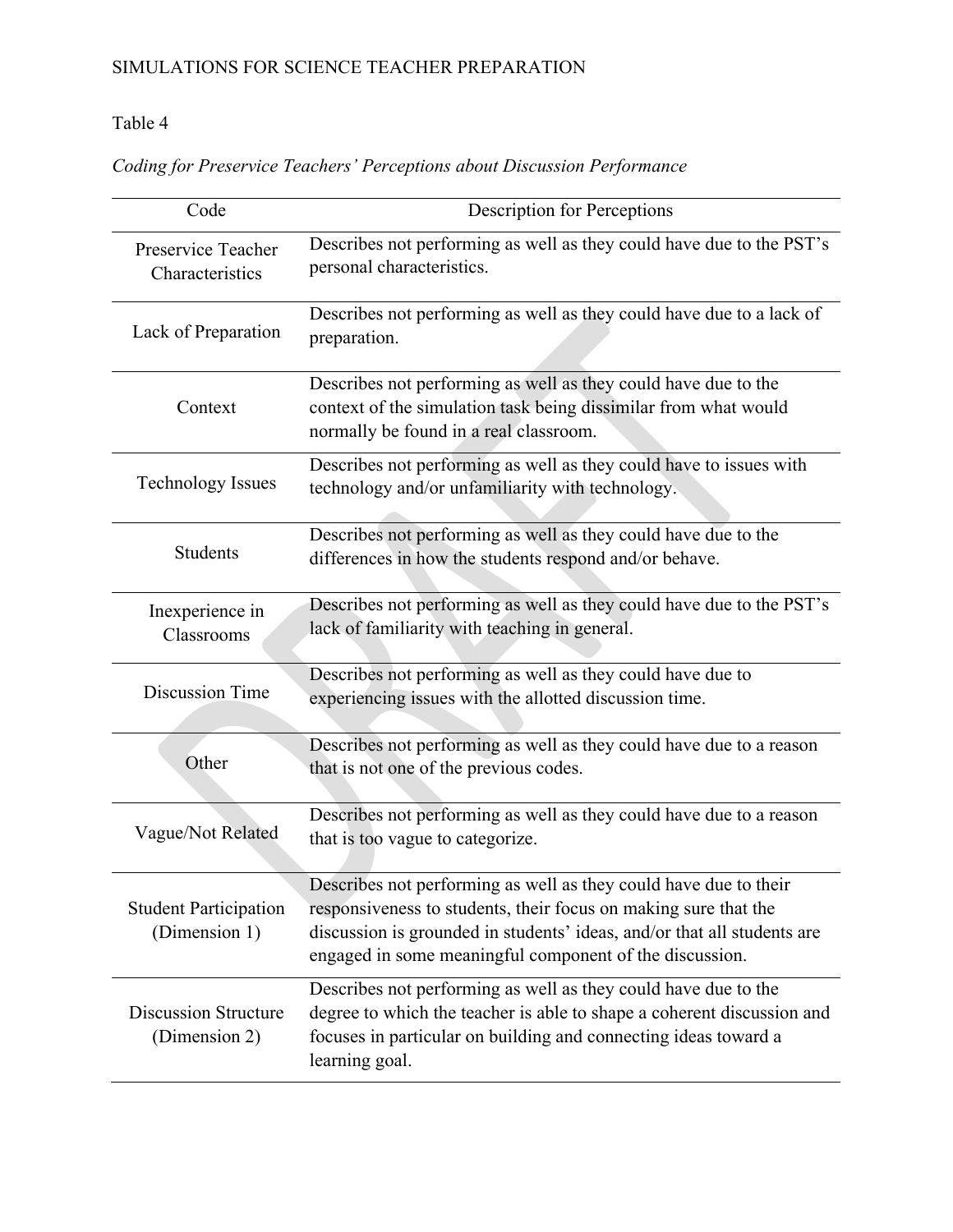Table 4

*Coding for Preservice Teachers' Perceptions about Discussion Performance*

| Code | Description for Perceptions |
|---|---|
| Preservice Teacher Characteristics | Describes not performing as well as they could have due to the PST's personal characteristics. |
| Lack of Preparation | Describes not performing as well as they could have due to a lack of preparation. |
| Context | Describes not performing as well as they could have due to the context of the simulation task being dissimilar from what would normally be found in a real classroom. |
| Technology Issues | Describes not performing as well as they could have to issues with technology and/or unfamiliarity with technology. |
| Students | Describes not performing as well as they could have due to the differences in how the students respond and/or behave. |
| Inexperience in Classrooms | Describes not performing as well as they could have due to the PST's lack of familiarity with teaching in general. |
| Discussion Time | Describes not performing as well as they could have due to experiencing issues with the allotted discussion time. |
| Other | Describes not performing as well as they could have due to a reason that is not one of the previous codes. |
| Vague/Not Related | Describes not performing as well as they could have due to a reason that is too vague to categorize. |
| Student Participation (Dimension 1) | Describes not performing as well as they could have due to their responsiveness to students, their focus on making sure that the discussion is grounded in students' ideas, and/or that all students are engaged in some meaningful component of the discussion. |
| Discussion Structure (Dimension 2) | Describes not performing as well as they could have due to the degree to which the teacher is able to shape a coherent discussion and focuses in particular on building and connecting ideas toward a learning goal. |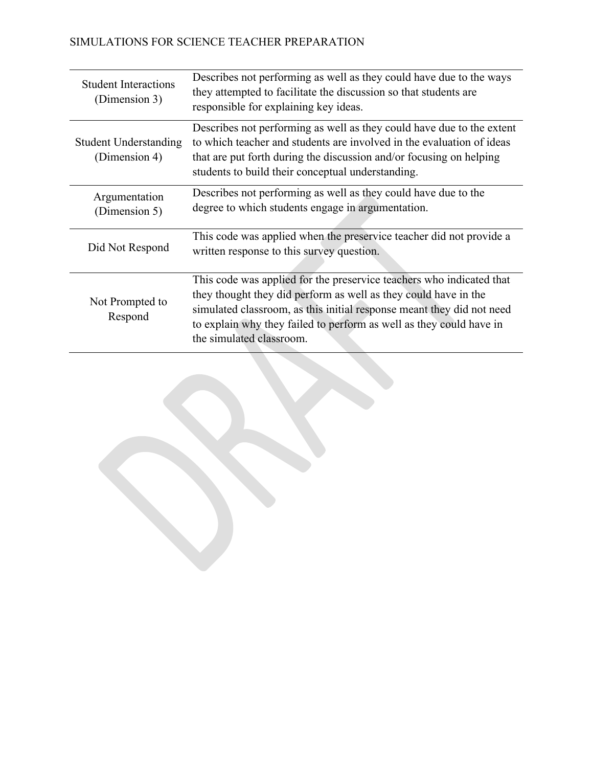| | |
|---|---|
| Student Interactions (Dimension 3) | Describes not performing as well as they could have due to the ways they attempted to facilitate the discussion so that students are responsible for explaining key ideas. |
| Student Understanding (Dimension 4) | Describes not performing as well as they could have due to the extent to which teacher and students are involved in the evaluation of ideas that are put forth during the discussion and/or focusing on helping students to build their conceptual understanding. |
| Argumentation (Dimension 5) | Describes not performing as well as they could have due to the degree to which students engage in argumentation. |
| Did Not Respond | This code was applied when the preservice teacher did not provide a written response to this survey question. |
| Not Prompted to Respond | This code was applied for the preservice teachers who indicated that they thought they did perform as well as they could have in the simulated classroom, as this initial response meant they did not need to explain why they failed to perform as well as they could have in the simulated classroom. |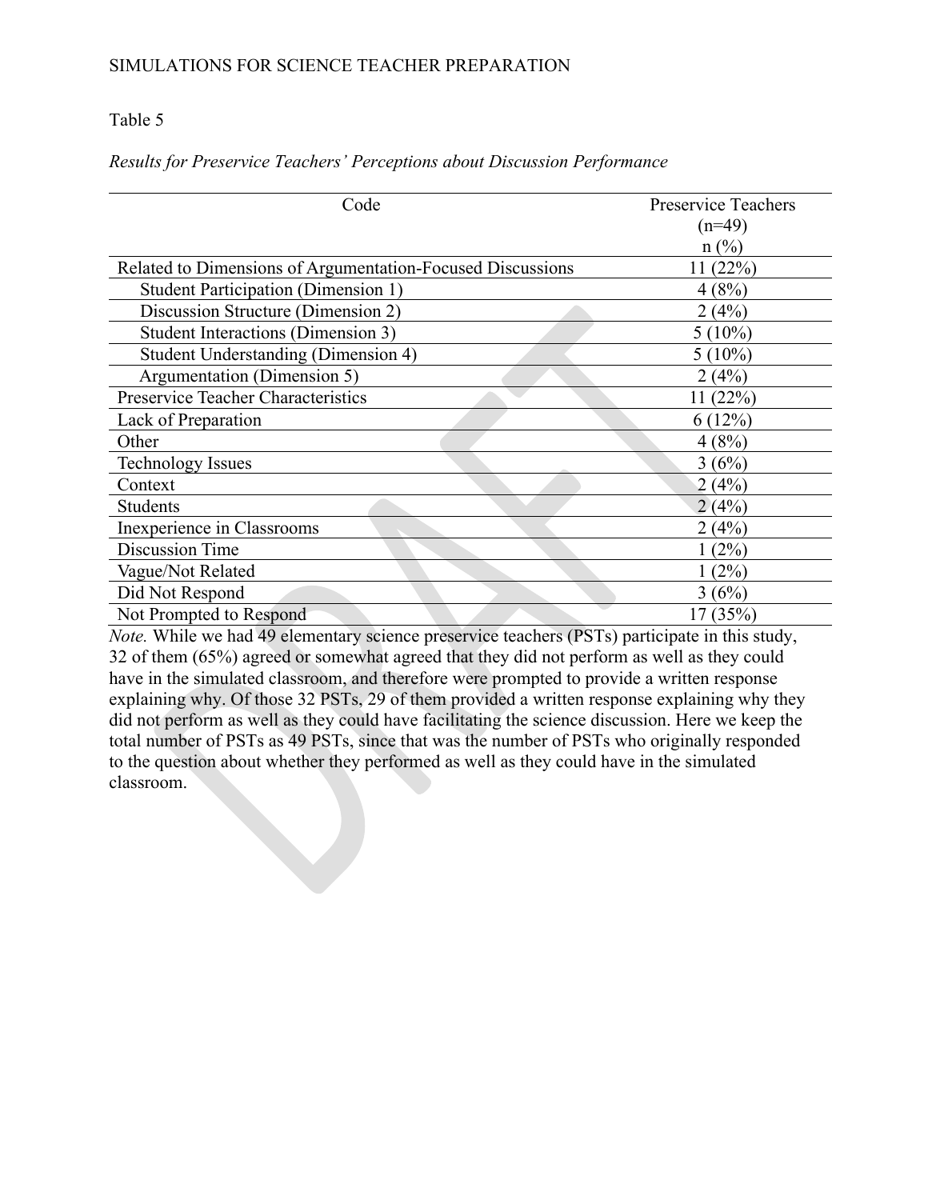Table 5

*Results for Preservice Teachers' Perceptions about Discussion Performance*

| Code | Preservice Teachers (n=49) n (%) |
|---|---|
| Related to Dimensions of Argumentation-Focused Discussions | 11 (22%) |
| Student Participation (Dimension 1) | 4 (8%) |
| Discussion Structure (Dimension 2) | 2 (4%) |
| Student Interactions (Dimension 3) | 5 (10%) |
| Student Understanding (Dimension 4) | 5 (10%) |
| Argumentation (Dimension 5) | 2 (4%) |
| Preservice Teacher Characteristics | 11 (22%) |
| Lack of Preparation | 6 (12%) |
| Other | 4 (8%) |
| Technology Issues | 3 (6%) |
| Context | 2 (4%) |
| Students | 2 (4%) |
| Inexperience in Classrooms | 2 (4%) |
| Discussion Time | 1 (2%) |
| Vague/Not Related | 1 (2%) |
| Did Not Respond | 3 (6%) |
| Not Prompted to Respond | 17 (35%) |

*Note.* While we had 49 elementary science preservice teachers (PSTs) participate in this study, 32 of them (65%) agreed or somewhat agreed that they did not perform as well as they could have in the simulated classroom, and therefore were prompted to provide a written response explaining why. Of those 32 PSTs, 29 of them provided a written response explaining why they did not perform as well as they could have facilitating the science discussion. Here we keep the total number of PSTs as 49 PSTs, since that was the number of PSTs who originally responded to the question about whether they performed as well as they could have in the simulated classroom.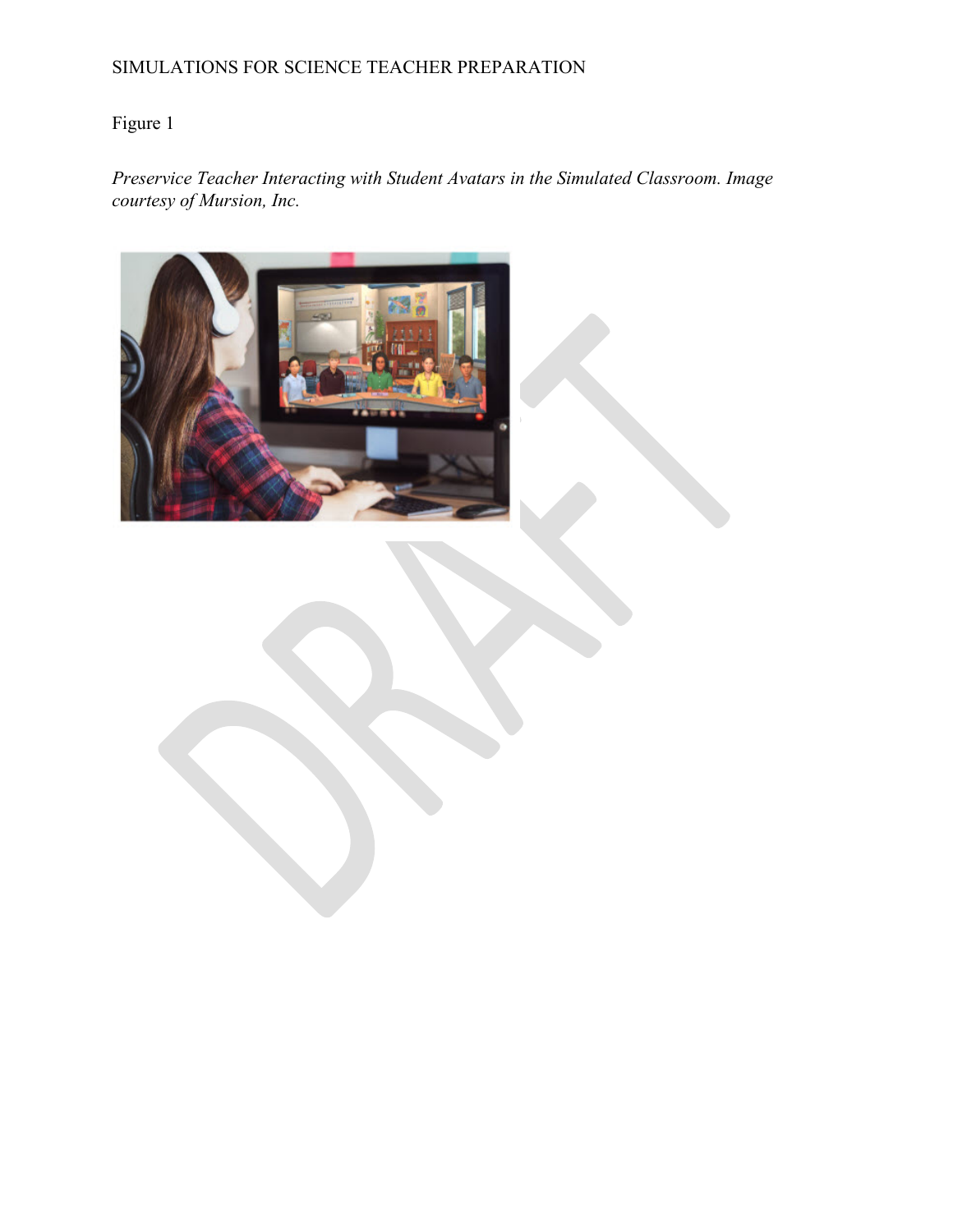Figure 1

*Preservice Teacher Interacting with Student Avatars in the Simulated Classroom. Image courtesy of Mursion, Inc.*